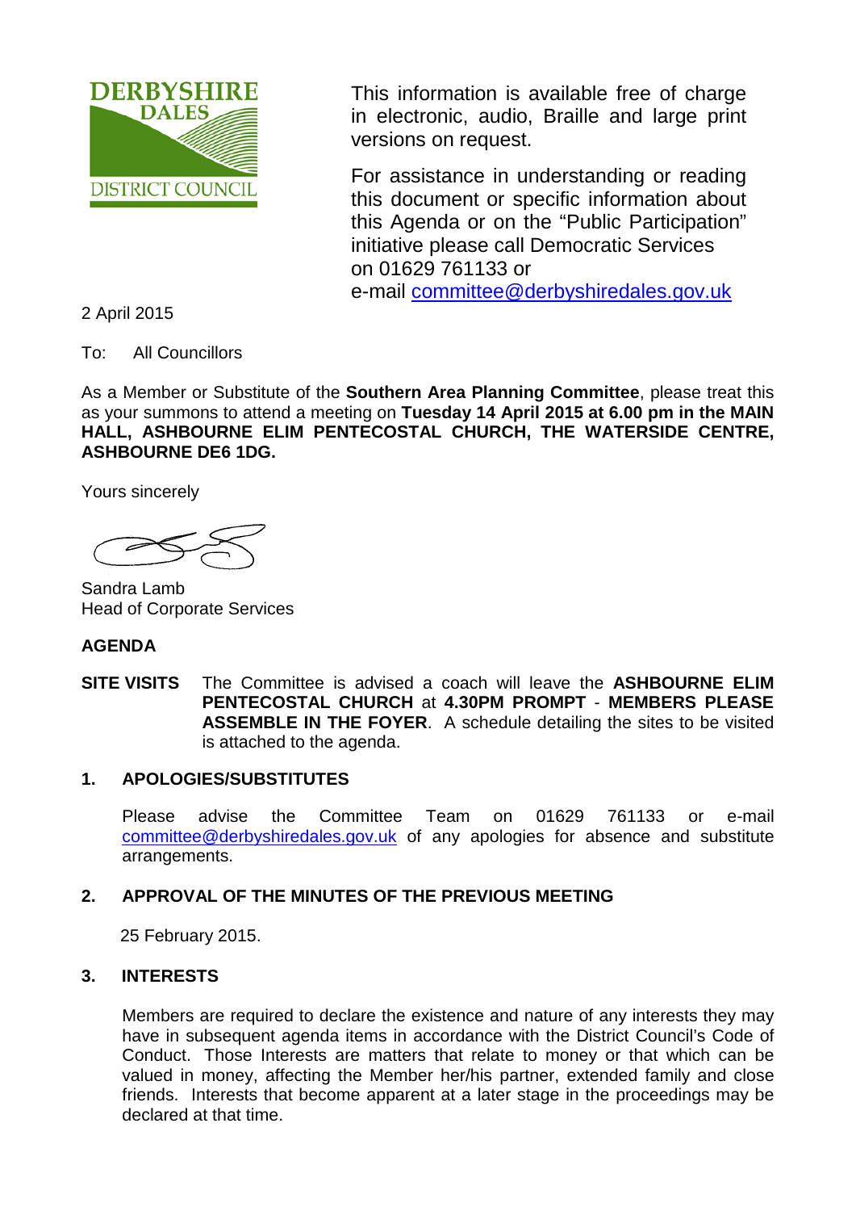DERBYSHIRE DALES DISTRICT COUNCIL

This information is available free of charge in electronic, audio, Braille and large print versions on request.

For assistance in understanding or reading this document or specific information about this Agenda or on the "Public Participation" initiative please call Democratic Services on 01629 761133 or e-mail committee@derbyshiredales.gov.uk

2 April 2015

To: All Councillors

As a Member or Substitute of the **Southern Area Planning Committee**, please treat this as your summons to attend a meeting on **Tuesday 14 April 2015 at 6.00 pm in the MAIN HALL, ASHBOURNE ELIM PENTECOSTAL CHURCH, THE WATERSIDE CENTRE, ASHBOURNE DE6 1DG.**

Yours sincerely

Sandra Lamb
Head of Corporate Services

## AGENDA

**SITE VISITS** The Committee is advised a coach will leave the **ASHBOURNE ELIM PENTECOSTAL CHURCH** at **4.30PM PROMPT** - **MEMBERS PLEASE ASSEMBLE IN THE FOYER**. A schedule detailing the sites to be visited is attached to the agenda.

### 1. APOLOGIES/SUBSTITUTES

Please advise the Committee Team on 01629 761133 or e-mail committee@derbyshiredales.gov.uk of any apologies for absence and substitute arrangements.

### 2. APPROVAL OF THE MINUTES OF THE PREVIOUS MEETING

25 February 2015.

### 3. INTERESTS

Members are required to declare the existence and nature of any interests they may have in subsequent agenda items in accordance with the District Council's Code of Conduct. Those Interests are matters that relate to money or that which can be valued in money, affecting the Member her/his partner, extended family and close friends. Interests that become apparent at a later stage in the proceedings may be declared at that time.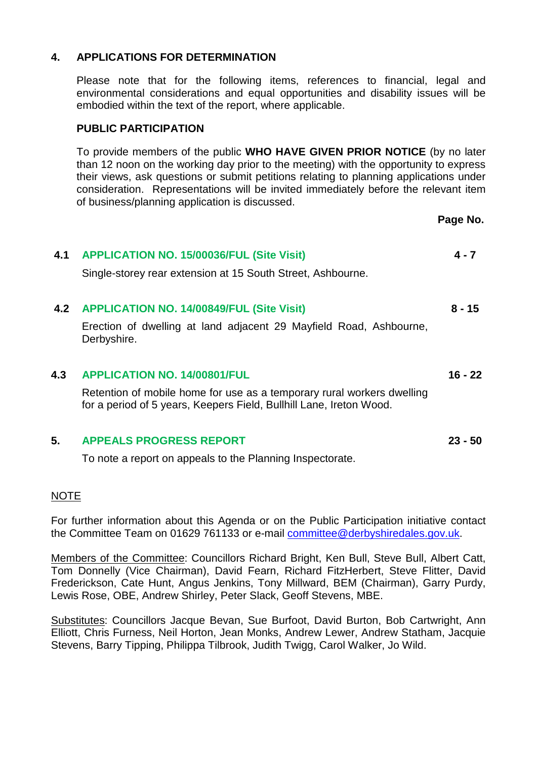## 4. APPLICATIONS FOR DETERMINATION

Please note that for the following items, references to financial, legal and environmental considerations and equal opportunities and disability issues will be embodied within the text of the report, where applicable.

**PUBLIC PARTICIPATION**

To provide members of the public **WHO HAVE GIVEN PRIOR NOTICE** (by no later than 12 noon on the working day prior to the meeting) with the opportunity to express their views, ask questions or submit petitions relating to planning applications under consideration. Representations will be invited immediately before the relevant item of business/planning application is discussed.

| | | Page No. |
|---|---|---|
| **4.1** | **APPLICATION NO. 15/00036/FUL (Site Visit)**<br>Single-storey rear extension at 15 South Street, Ashbourne. | **4 - 7** |
| **4.2** | **APPLICATION NO. 14/00849/FUL (Site Visit)**<br>Erection of dwelling at land adjacent 29 Mayfield Road, Ashbourne, Derbyshire. | **8 - 15** |
| **4.3** | **APPLICATION NO. 14/00801/FUL**<br>Retention of mobile home for use as a temporary rural workers dwelling for a period of 5 years, Keepers Field, Bullhill Lane, Ireton Wood. | **16 - 22** |
| **5.** | **APPEALS PROGRESS REPORT**<br>To note a report on appeals to the Planning Inspectorate. | **23 - 50** |

NOTE

For further information about this Agenda or on the Public Participation initiative contact the Committee Team on 01629 761133 or e-mail committee@derbyshiredales.gov.uk.

Members of the Committee: Councillors Richard Bright, Ken Bull, Steve Bull, Albert Catt, Tom Donnelly (Vice Chairman), David Fearn, Richard FitzHerbert, Steve Flitter, David Frederickson, Cate Hunt, Angus Jenkins, Tony Millward, BEM (Chairman), Garry Purdy, Lewis Rose, OBE, Andrew Shirley, Peter Slack, Geoff Stevens, MBE.

Substitutes: Councillors Jacque Bevan, Sue Burfoot, David Burton, Bob Cartwright, Ann Elliott, Chris Furness, Neil Horton, Jean Monks, Andrew Lewer, Andrew Statham, Jacquie Stevens, Barry Tipping, Philippa Tilbrook, Judith Twigg, Carol Walker, Jo Wild.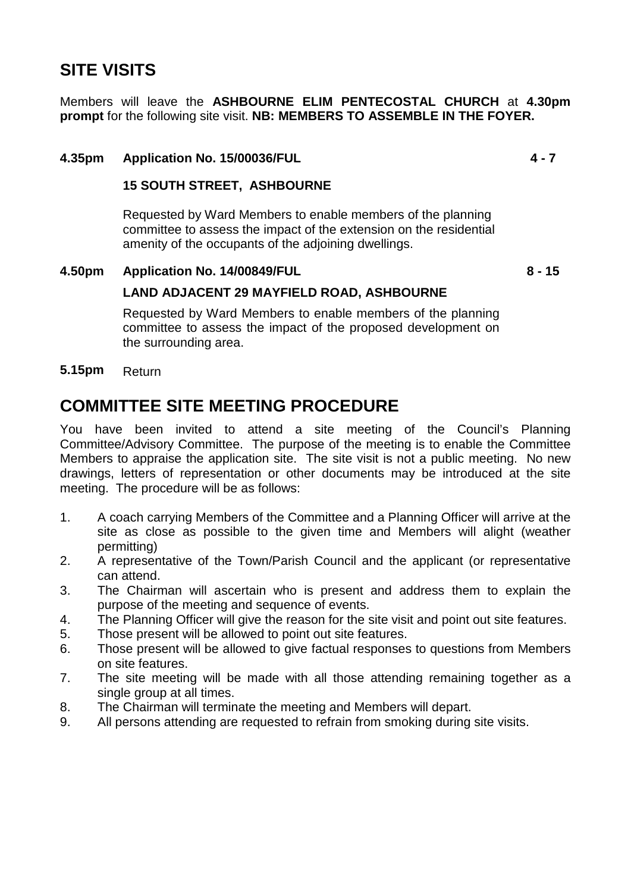## SITE VISITS

Members will leave the **ASHBOURNE ELIM PENTECOSTAL CHURCH** at **4.30pm prompt** for the following site visit. **NB: MEMBERS TO ASSEMBLE IN THE FOYER.**

**4.35pm Application No. 15/00036/FUL** **4 - 7**

**15 SOUTH STREET, ASHBOURNE**

Requested by Ward Members to enable members of the planning committee to assess the impact of the extension on the residential amenity of the occupants of the adjoining dwellings.

**4.50pm Application No. 14/00849/FUL** **8 - 15**

**LAND ADJACENT 29 MAYFIELD ROAD, ASHBOURNE**

Requested by Ward Members to enable members of the planning committee to assess the impact of the proposed development on the surrounding area.

**5.15pm** Return

## COMMITTEE SITE MEETING PROCEDURE

You have been invited to attend a site meeting of the Council's Planning Committee/Advisory Committee. The purpose of the meeting is to enable the Committee Members to appraise the application site. The site visit is not a public meeting. No new drawings, letters of representation or other documents may be introduced at the site meeting. The procedure will be as follows:

1. A coach carrying Members of the Committee and a Planning Officer will arrive at the site as close as possible to the given time and Members will alight (weather permitting)
2. A representative of the Town/Parish Council and the applicant (or representative can attend.
3. The Chairman will ascertain who is present and address them to explain the purpose of the meeting and sequence of events.
4. The Planning Officer will give the reason for the site visit and point out site features.
5. Those present will be allowed to point out site features.
6. Those present will be allowed to give factual responses to questions from Members on site features.
7. The site meeting will be made with all those attending remaining together as a single group at all times.
8. The Chairman will terminate the meeting and Members will depart.
9. All persons attending are requested to refrain from smoking during site visits.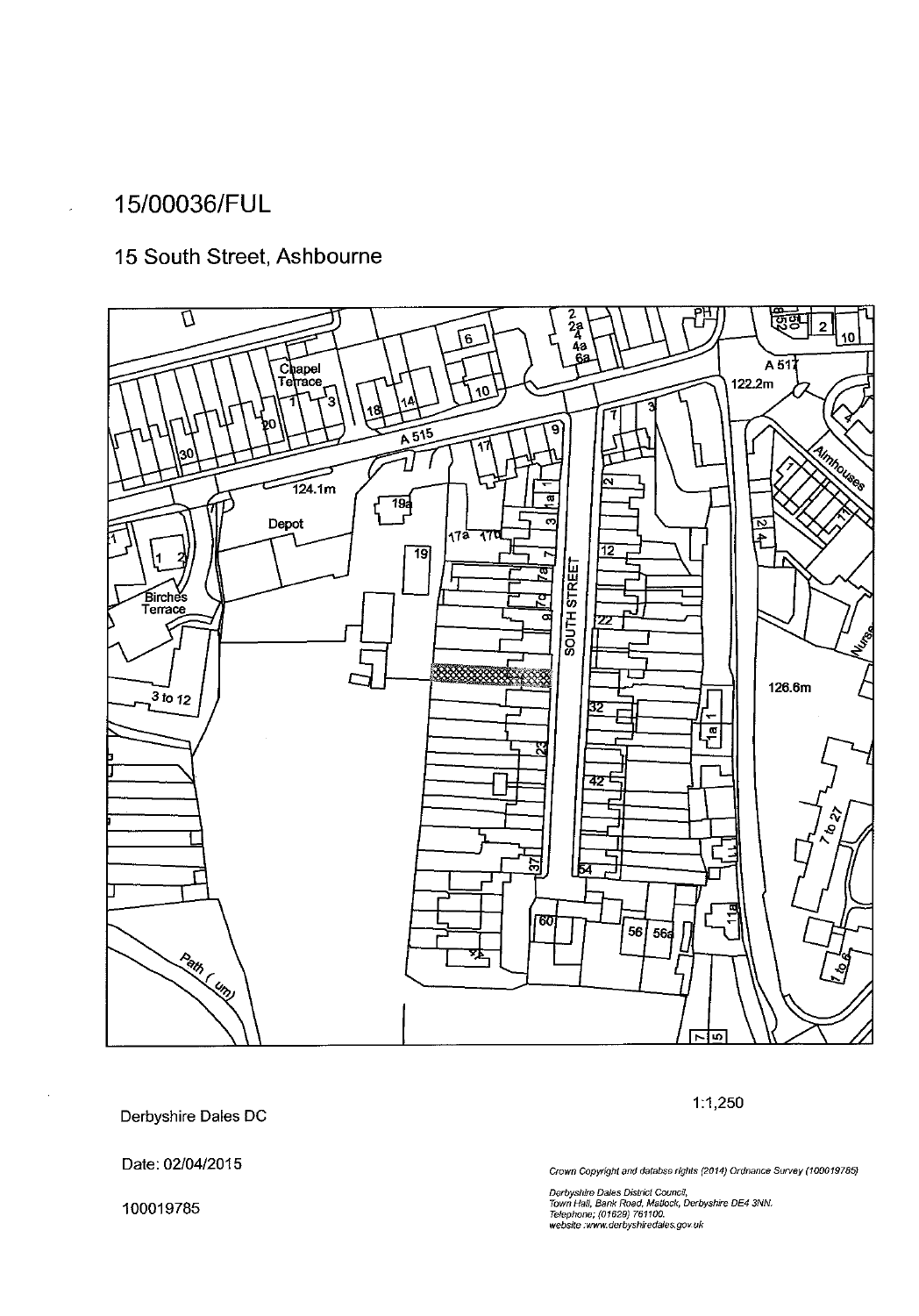# 15/00036/FUL

## 15 South Street, Ashbourne

Derbyshire Dales DC

1:1,250

Date: 02/04/2015

100019785

*Crown Copyright and database rights (2014) Ordnance Survey (100019785)*

*Derbyshire Dales District Council,*
*Town Hall, Bank Road, Matlock, Derbyshire DE4 3NN.*
*Telephone: (01629) 761100.*
*website :www.derbyshiredales.gov.uk*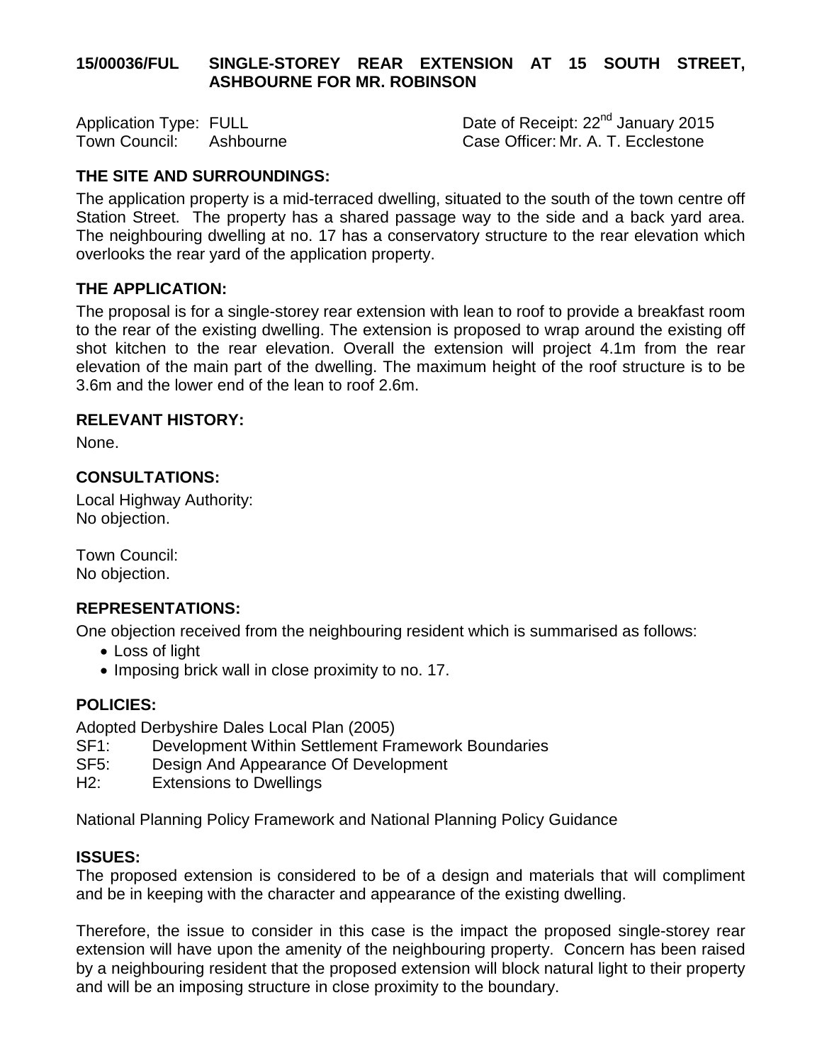**15/00036/FUL SINGLE-STOREY REAR EXTENSION AT 15 SOUTH STREET, ASHBOURNE FOR MR. ROBINSON**

Application Type: FULL  
Town Council: Ashbourne  
Date of Receipt: 22nd January 2015  
Case Officer: Mr. A. T. Ecclestone

**THE SITE AND SURROUNDINGS:**

The application property is a mid-terraced dwelling, situated to the south of the town centre off Station Street. The property has a shared passage way to the side and a back yard area. The neighbouring dwelling at no. 17 has a conservatory structure to the rear elevation which overlooks the rear yard of the application property.

**THE APPLICATION:**

The proposal is for a single-storey rear extension with lean to roof to provide a breakfast room to the rear of the existing dwelling. The extension is proposed to wrap around the existing off shot kitchen to the rear elevation. Overall the extension will project 4.1m from the rear elevation of the main part of the dwelling. The maximum height of the roof structure is to be 3.6m and the lower end of the lean to roof 2.6m.

**RELEVANT HISTORY:**

None.

**CONSULTATIONS:**

Local Highway Authority:  
No objection.

Town Council:  
No objection.

**REPRESENTATIONS:**

One objection received from the neighbouring resident which is summarised as follows:

- Loss of light
- Imposing brick wall in close proximity to no. 17.

**POLICIES:**

Adopted Derbyshire Dales Local Plan (2005)  
SF1: Development Within Settlement Framework Boundaries  
SF5: Design And Appearance Of Development  
H2: Extensions to Dwellings

National Planning Policy Framework and National Planning Policy Guidance

**ISSUES:**

The proposed extension is considered to be of a design and materials that will compliment and be in keeping with the character and appearance of the existing dwelling.

Therefore, the issue to consider in this case is the impact the proposed single-storey rear extension will have upon the amenity of the neighbouring property. Concern has been raised by a neighbouring resident that the proposed extension will block natural light to their property and will be an imposing structure in close proximity to the boundary.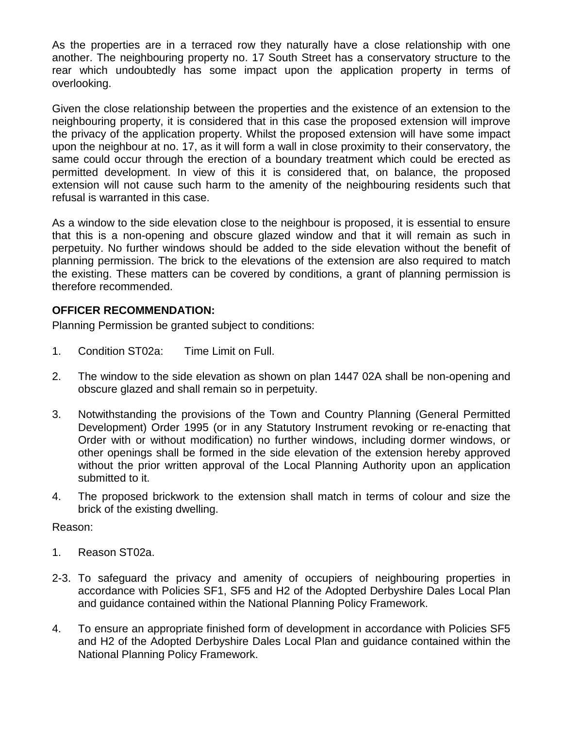As the properties are in a terraced row they naturally have a close relationship with one another. The neighbouring property no. 17 South Street has a conservatory structure to the rear which undoubtedly has some impact upon the application property in terms of overlooking.

Given the close relationship between the properties and the existence of an extension to the neighbouring property, it is considered that in this case the proposed extension will improve the privacy of the application property. Whilst the proposed extension will have some impact upon the neighbour at no. 17, as it will form a wall in close proximity to their conservatory, the same could occur through the erection of a boundary treatment which could be erected as permitted development. In view of this it is considered that, on balance, the proposed extension will not cause such harm to the amenity of the neighbouring residents such that refusal is warranted in this case.

As a window to the side elevation close to the neighbour is proposed, it is essential to ensure that this is a non-opening and obscure glazed window and that it will remain as such in perpetuity. No further windows should be added to the side elevation without the benefit of planning permission. The brick to the elevations of the extension are also required to match the existing. These matters can be covered by conditions, a grant of planning permission is therefore recommended.

**OFFICER RECOMMENDATION:**

Planning Permission be granted subject to conditions:

1. Condition ST02a: Time Limit on Full.

2. The window to the side elevation as shown on plan 1447 02A shall be non-opening and obscure glazed and shall remain so in perpetuity.

3. Notwithstanding the provisions of the Town and Country Planning (General Permitted Development) Order 1995 (or in any Statutory Instrument revoking or re-enacting that Order with or without modification) no further windows, including dormer windows, or other openings shall be formed in the side elevation of the extension hereby approved without the prior written approval of the Local Planning Authority upon an application submitted to it.

4. The proposed brickwork to the extension shall match in terms of colour and size the brick of the existing dwelling.

Reason:

1. Reason ST02a.

2-3. To safeguard the privacy and amenity of occupiers of neighbouring properties in accordance with Policies SF1, SF5 and H2 of the Adopted Derbyshire Dales Local Plan and guidance contained within the National Planning Policy Framework.

4. To ensure an appropriate finished form of development in accordance with Policies SF5 and H2 of the Adopted Derbyshire Dales Local Plan and guidance contained within the National Planning Policy Framework.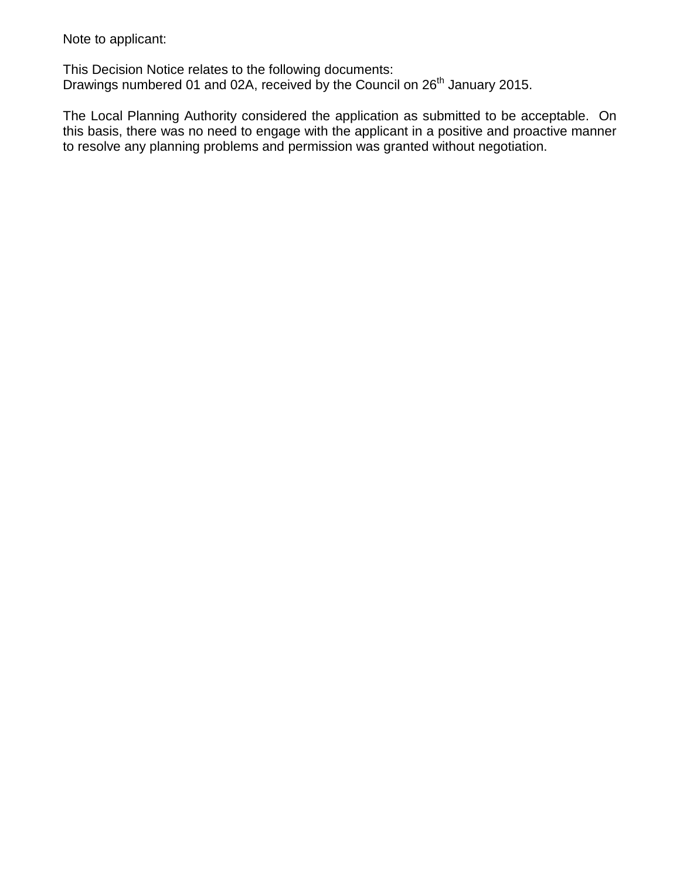Note to applicant:

This Decision Notice relates to the following documents:
Drawings numbered 01 and 02A, received by the Council on 26th January 2015.

The Local Planning Authority considered the application as submitted to be acceptable. On this basis, there was no need to engage with the applicant in a positive and proactive manner to resolve any planning problems and permission was granted without negotiation.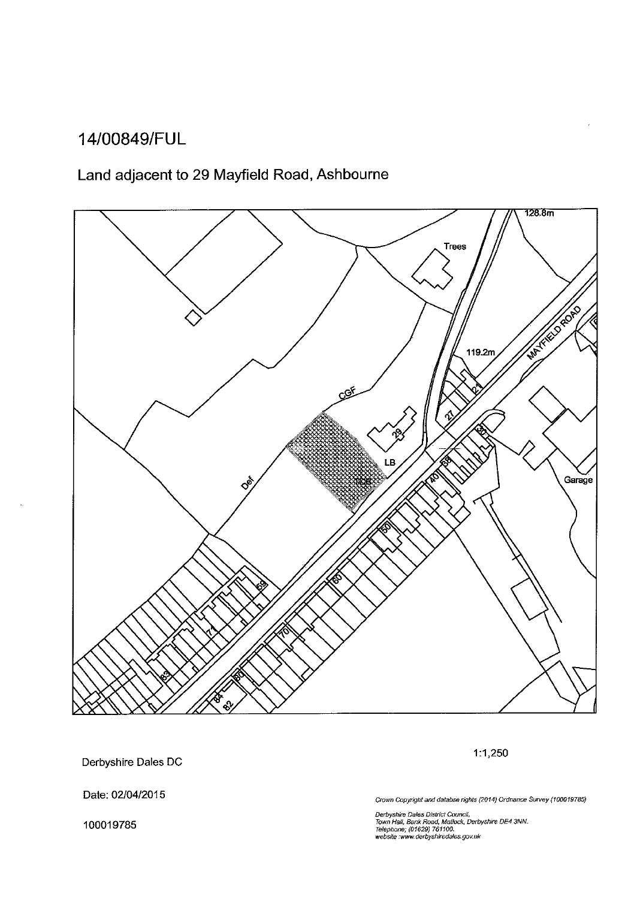# 14/00849/FUL

## Land adjacent to 29 Mayfield Road, Ashbourne

Derbyshire Dales DC

1:1,250

Date: 02/04/2015

100019785

*Crown Copyright and database rights (2014) Ordnance Survey (100019785)*

*Derbyshire Dales District Council,*
*Town Hall, Bank Road, Matlock, Derbyshire DE4 3NN.*
*Telephone; (01629) 761100.*
*website :www.derbyshiredales.gov.uk*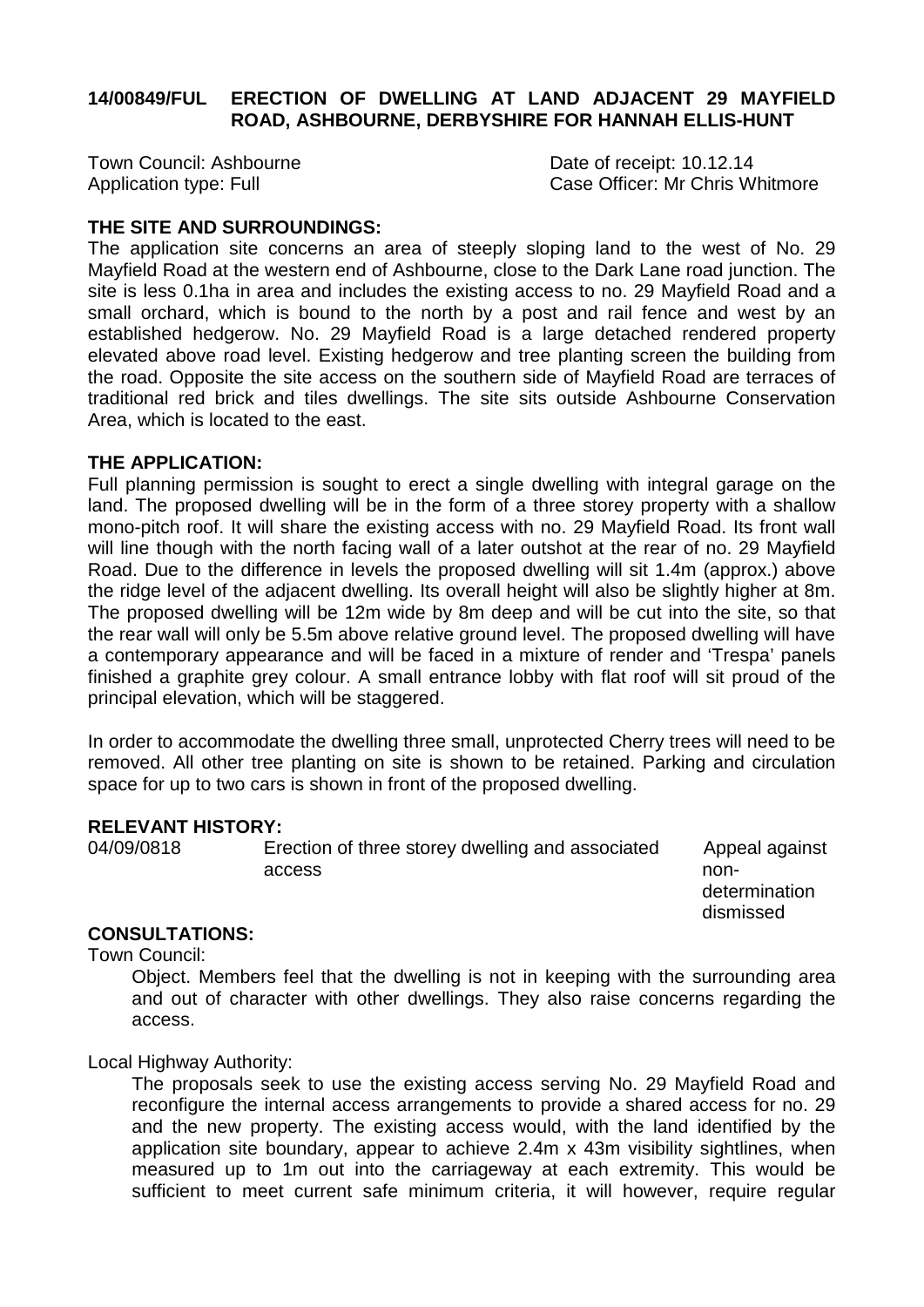**14/00849/FUL ERECTION OF DWELLING AT LAND ADJACENT 29 MAYFIELD ROAD, ASHBOURNE, DERBYSHIRE FOR HANNAH ELLIS-HUNT**

Town Council: Ashbourne  
Date of receipt: 10.12.14  
Application type: Full  
Case Officer: Mr Chris Whitmore

**THE SITE AND SURROUNDINGS:**

The application site concerns an area of steeply sloping land to the west of No. 29 Mayfield Road at the western end of Ashbourne, close to the Dark Lane road junction. The site is less 0.1ha in area and includes the existing access to no. 29 Mayfield Road and a small orchard, which is bound to the north by a post and rail fence and west by an established hedgerow. No. 29 Mayfield Road is a large detached rendered property elevated above road level. Existing hedgerow and tree planting screen the building from the road. Opposite the site access on the southern side of Mayfield Road are terraces of traditional red brick and tiles dwellings. The site sits outside Ashbourne Conservation Area, which is located to the east.

**THE APPLICATION:**

Full planning permission is sought to erect a single dwelling with integral garage on the land. The proposed dwelling will be in the form of a three storey property with a shallow mono-pitch roof. It will share the existing access with no. 29 Mayfield Road. Its front wall will line though with the north facing wall of a later outshot at the rear of no. 29 Mayfield Road. Due to the difference in levels the proposed dwelling will sit 1.4m (approx.) above the ridge level of the adjacent dwelling. Its overall height will also be slightly higher at 8m. The proposed dwelling will be 12m wide by 8m deep and will be cut into the site, so that the rear wall will only be 5.5m above relative ground level. The proposed dwelling will have a contemporary appearance and will be faced in a mixture of render and 'Trespa' panels finished a graphite grey colour. A small entrance lobby with flat roof will sit proud of the principal elevation, which will be staggered.

In order to accommodate the dwelling three small, unprotected Cherry trees will need to be removed. All other tree planting on site is shown to be retained. Parking and circulation space for up to two cars is shown in front of the proposed dwelling.

**RELEVANT HISTORY:**

| | | |
|---|---|---|
| 04/09/0818 | Erection of three storey dwelling and associated access | Appeal against non-determination dismissed |

**CONSULTATIONS:**

Town Council:

Object. Members feel that the dwelling is not in keeping with the surrounding area and out of character with other dwellings. They also raise concerns regarding the access.

Local Highway Authority:

The proposals seek to use the existing access serving No. 29 Mayfield Road and reconfigure the internal access arrangements to provide a shared access for no. 29 and the new property. The existing access would, with the land identified by the application site boundary, appear to achieve 2.4m x 43m visibility sightlines, when measured up to 1m out into the carriageway at each extremity. This would be sufficient to meet current safe minimum criteria, it will however, require regular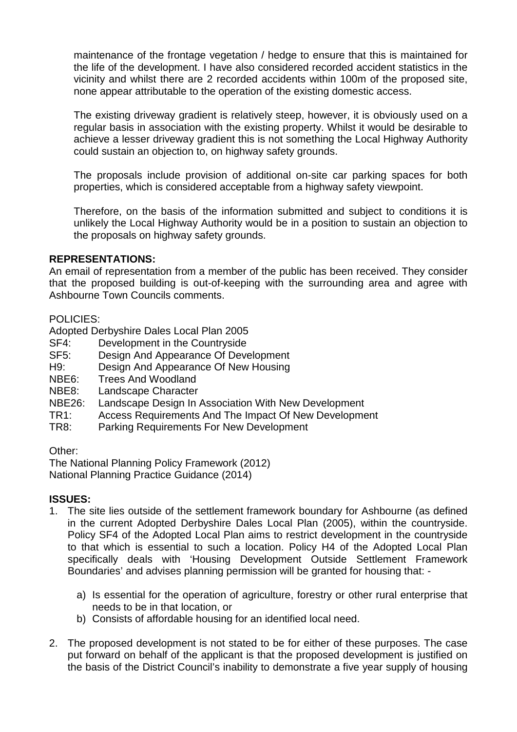maintenance of the frontage vegetation / hedge to ensure that this is maintained for the life of the development. I have also considered recorded accident statistics in the vicinity and whilst there are 2 recorded accidents within 100m of the proposed site, none appear attributable to the operation of the existing domestic access.

The existing driveway gradient is relatively steep, however, it is obviously used on a regular basis in association with the existing property. Whilst it would be desirable to achieve a lesser driveway gradient this is not something the Local Highway Authority could sustain an objection to, on highway safety grounds.

The proposals include provision of additional on-site car parking spaces for both properties, which is considered acceptable from a highway safety viewpoint.

Therefore, on the basis of the information submitted and subject to conditions it is unlikely the Local Highway Authority would be in a position to sustain an objection to the proposals on highway safety grounds.

**REPRESENTATIONS:**

An email of representation from a member of the public has been received. They consider that the proposed building is out-of-keeping with the surrounding area and agree with Ashbourne Town Councils comments.

POLICIES:

Adopted Derbyshire Dales Local Plan 2005

- SF4: Development in the Countryside
- SF5: Design And Appearance Of Development
- H9: Design And Appearance Of New Housing
- NBE6: Trees And Woodland
- NBE8: Landscape Character
- NBE26: Landscape Design In Association With New Development
- TR1: Access Requirements And The Impact Of New Development
- TR8: Parking Requirements For New Development

Other:

The National Planning Policy Framework (2012)
National Planning Practice Guidance (2014)

**ISSUES:**

1. The site lies outside of the settlement framework boundary for Ashbourne (as defined in the current Adopted Derbyshire Dales Local Plan (2005), within the countryside. Policy SF4 of the Adopted Local Plan aims to restrict development in the countryside to that which is essential to such a location. Policy H4 of the Adopted Local Plan specifically deals with 'Housing Development Outside Settlement Framework Boundaries' and advises planning permission will be granted for housing that: -

    a) Is essential for the operation of agriculture, forestry or other rural enterprise that needs to be in that location, or
    b) Consists of affordable housing for an identified local need.

2. The proposed development is not stated to be for either of these purposes. The case put forward on behalf of the applicant is that the proposed development is justified on the basis of the District Council's inability to demonstrate a five year supply of housing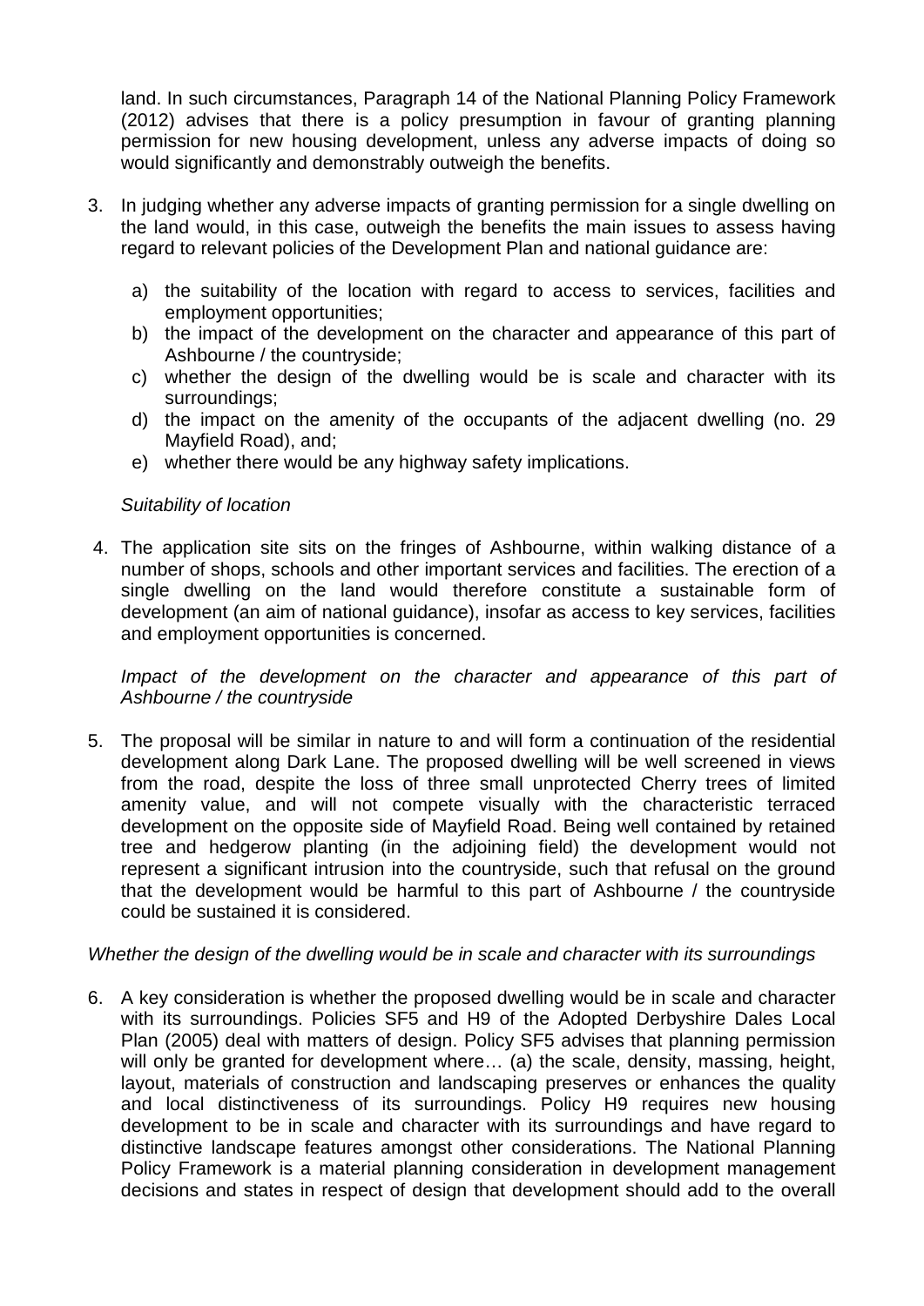land. In such circumstances, Paragraph 14 of the National Planning Policy Framework (2012) advises that there is a policy presumption in favour of granting planning permission for new housing development, unless any adverse impacts of doing so would significantly and demonstrably outweigh the benefits.

3. In judging whether any adverse impacts of granting permission for a single dwelling on the land would, in this case, outweigh the benefits the main issues to assess having regard to relevant policies of the Development Plan and national guidance are:

   a) the suitability of the location with regard to access to services, facilities and employment opportunities;
   b) the impact of the development on the character and appearance of this part of Ashbourne / the countryside;
   c) whether the design of the dwelling would be is scale and character with its surroundings;
   d) the impact on the amenity of the occupants of the adjacent dwelling (no. 29 Mayfield Road), and;
   e) whether there would be any highway safety implications.

*Suitability of location*

4. The application site sits on the fringes of Ashbourne, within walking distance of a number of shops, schools and other important services and facilities. The erection of a single dwelling on the land would therefore constitute a sustainable form of development (an aim of national guidance), insofar as access to key services, facilities and employment opportunities is concerned.

*Impact of the development on the character and appearance of this part of Ashbourne / the countryside*

5. The proposal will be similar in nature to and will form a continuation of the residential development along Dark Lane. The proposed dwelling will be well screened in views from the road, despite the loss of three small unprotected Cherry trees of limited amenity value, and will not compete visually with the characteristic terraced development on the opposite side of Mayfield Road. Being well contained by retained tree and hedgerow planting (in the adjoining field) the development would not represent a significant intrusion into the countryside, such that refusal on the ground that the development would be harmful to this part of Ashbourne / the countryside could be sustained it is considered.

*Whether the design of the dwelling would be in scale and character with its surroundings*

6. A key consideration is whether the proposed dwelling would be in scale and character with its surroundings. Policies SF5 and H9 of the Adopted Derbyshire Dales Local Plan (2005) deal with matters of design. Policy SF5 advises that planning permission will only be granted for development where… (a) the scale, density, massing, height, layout, materials of construction and landscaping preserves or enhances the quality and local distinctiveness of its surroundings. Policy H9 requires new housing development to be in scale and character with its surroundings and have regard to distinctive landscape features amongst other considerations. The National Planning Policy Framework is a material planning consideration in development management decisions and states in respect of design that development should add to the overall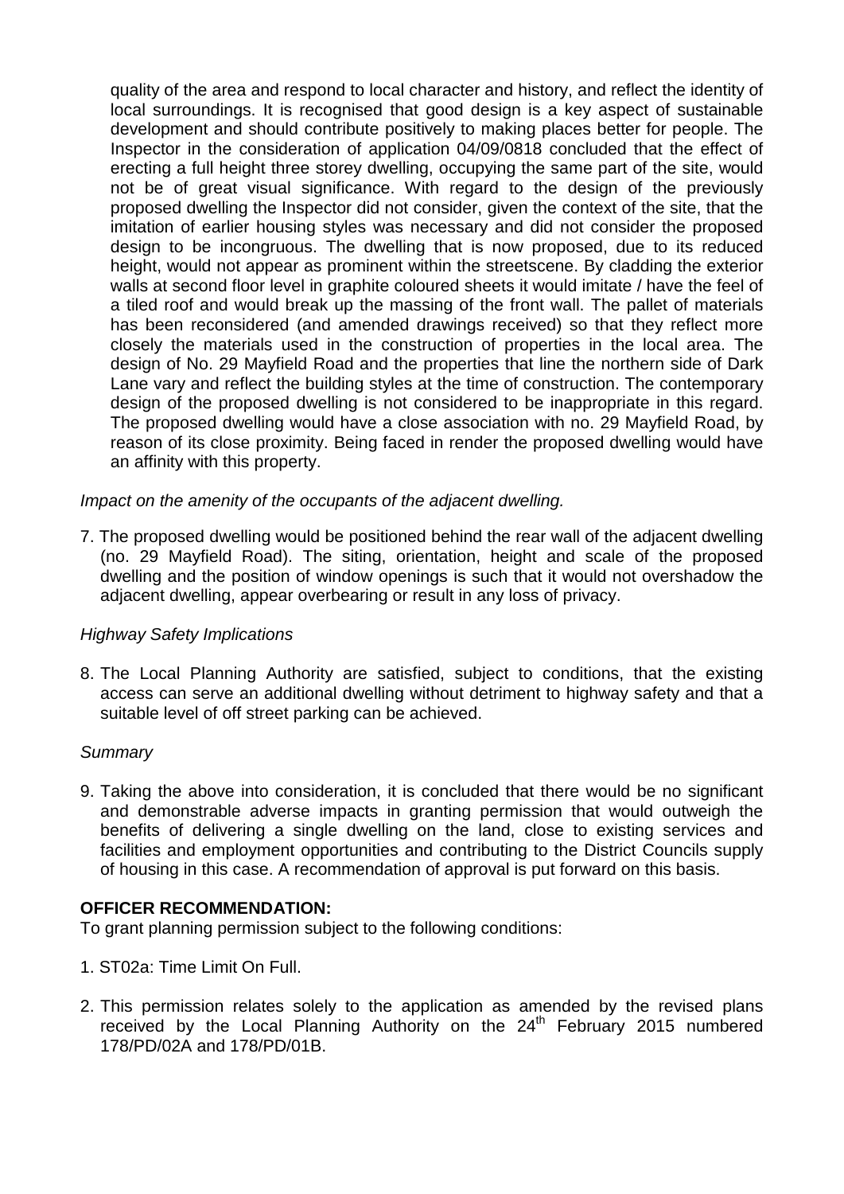quality of the area and respond to local character and history, and reflect the identity of local surroundings. It is recognised that good design is a key aspect of sustainable development and should contribute positively to making places better for people. The Inspector in the consideration of application 04/09/0818 concluded that the effect of erecting a full height three storey dwelling, occupying the same part of the site, would not be of great visual significance. With regard to the design of the previously proposed dwelling the Inspector did not consider, given the context of the site, that the imitation of earlier housing styles was necessary and did not consider the proposed design to be incongruous. The dwelling that is now proposed, due to its reduced height, would not appear as prominent within the streetscene. By cladding the exterior walls at second floor level in graphite coloured sheets it would imitate / have the feel of a tiled roof and would break up the massing of the front wall. The pallet of materials has been reconsidered (and amended drawings received) so that they reflect more closely the materials used in the construction of properties in the local area. The design of No. 29 Mayfield Road and the properties that line the northern side of Dark Lane vary and reflect the building styles at the time of construction. The contemporary design of the proposed dwelling is not considered to be inappropriate in this regard. The proposed dwelling would have a close association with no. 29 Mayfield Road, by reason of its close proximity. Being faced in render the proposed dwelling would have an affinity with this property.

*Impact on the amenity of the occupants of the adjacent dwelling.*

7. The proposed dwelling would be positioned behind the rear wall of the adjacent dwelling (no. 29 Mayfield Road). The siting, orientation, height and scale of the proposed dwelling and the position of window openings is such that it would not overshadow the adjacent dwelling, appear overbearing or result in any loss of privacy.

*Highway Safety Implications*

8. The Local Planning Authority are satisfied, subject to conditions, that the existing access can serve an additional dwelling without detriment to highway safety and that a suitable level of off street parking can be achieved.

*Summary*

9. Taking the above into consideration, it is concluded that there would be no significant and demonstrable adverse impacts in granting permission that would outweigh the benefits of delivering a single dwelling on the land, close to existing services and facilities and employment opportunities and contributing to the District Councils supply of housing in this case. A recommendation of approval is put forward on this basis.

**OFFICER RECOMMENDATION:**

To grant planning permission subject to the following conditions:

1. ST02a: Time Limit On Full.

2. This permission relates solely to the application as amended by the revised plans received by the Local Planning Authority on the 24th February 2015 numbered 178/PD/02A and 178/PD/01B.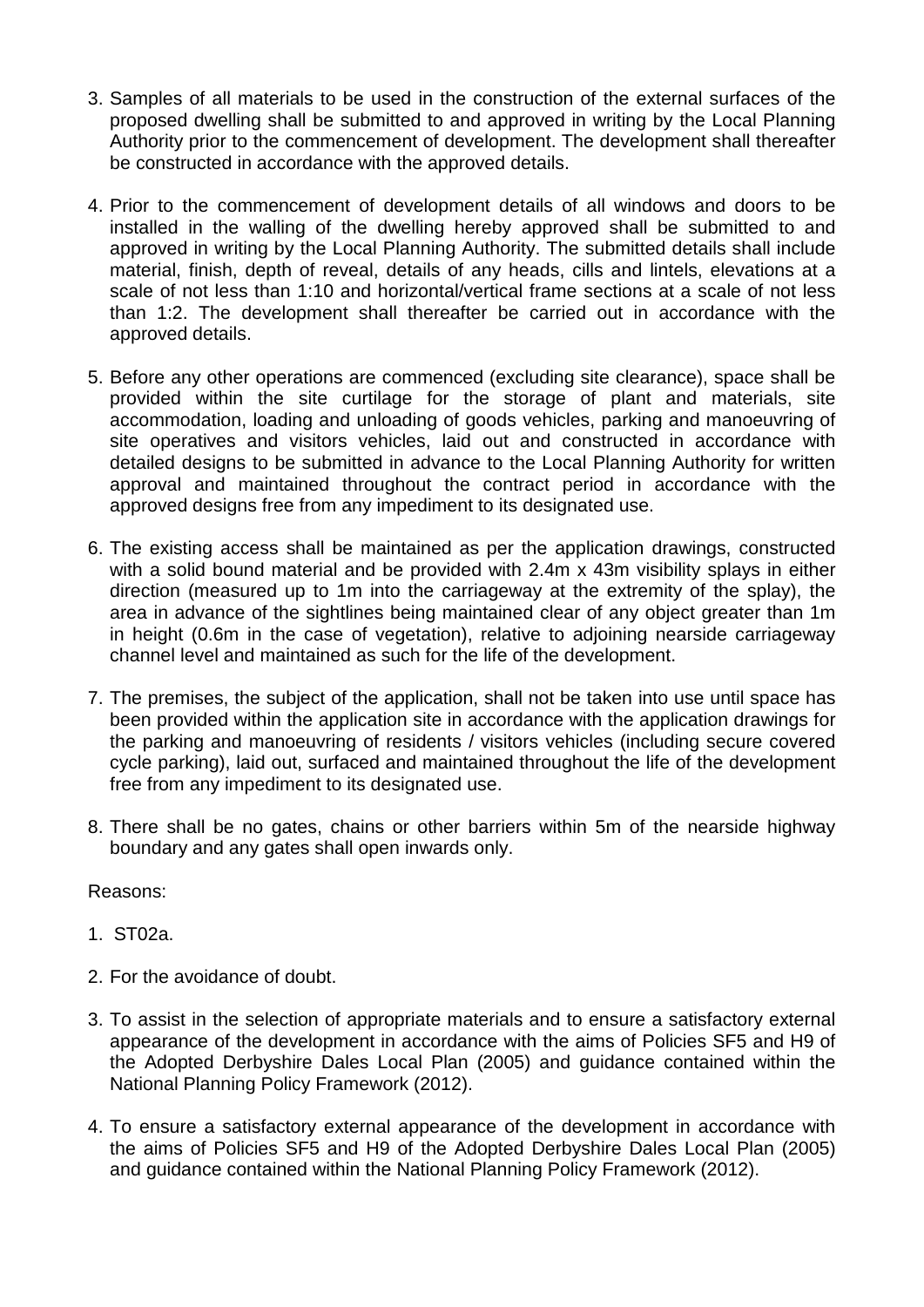3. Samples of all materials to be used in the construction of the external surfaces of the proposed dwelling shall be submitted to and approved in writing by the Local Planning Authority prior to the commencement of development. The development shall thereafter be constructed in accordance with the approved details.

4. Prior to the commencement of development details of all windows and doors to be installed in the walling of the dwelling hereby approved shall be submitted to and approved in writing by the Local Planning Authority. The submitted details shall include material, finish, depth of reveal, details of any heads, cills and lintels, elevations at a scale of not less than 1:10 and horizontal/vertical frame sections at a scale of not less than 1:2. The development shall thereafter be carried out in accordance with the approved details.

5. Before any other operations are commenced (excluding site clearance), space shall be provided within the site curtilage for the storage of plant and materials, site accommodation, loading and unloading of goods vehicles, parking and manoeuvring of site operatives and visitors vehicles, laid out and constructed in accordance with detailed designs to be submitted in advance to the Local Planning Authority for written approval and maintained throughout the contract period in accordance with the approved designs free from any impediment to its designated use.

6. The existing access shall be maintained as per the application drawings, constructed with a solid bound material and be provided with 2.4m x 43m visibility splays in either direction (measured up to 1m into the carriageway at the extremity of the splay), the area in advance of the sightlines being maintained clear of any object greater than 1m in height (0.6m in the case of vegetation), relative to adjoining nearside carriageway channel level and maintained as such for the life of the development.

7. The premises, the subject of the application, shall not be taken into use until space has been provided within the application site in accordance with the application drawings for the parking and manoeuvring of residents / visitors vehicles (including secure covered cycle parking), laid out, surfaced and maintained throughout the life of the development free from any impediment to its designated use.

8. There shall be no gates, chains or other barriers within 5m of the nearside highway boundary and any gates shall open inwards only.

Reasons:

1. ST02a.

2. For the avoidance of doubt.

3. To assist in the selection of appropriate materials and to ensure a satisfactory external appearance of the development in accordance with the aims of Policies SF5 and H9 of the Adopted Derbyshire Dales Local Plan (2005) and guidance contained within the National Planning Policy Framework (2012).

4. To ensure a satisfactory external appearance of the development in accordance with the aims of Policies SF5 and H9 of the Adopted Derbyshire Dales Local Plan (2005) and guidance contained within the National Planning Policy Framework (2012).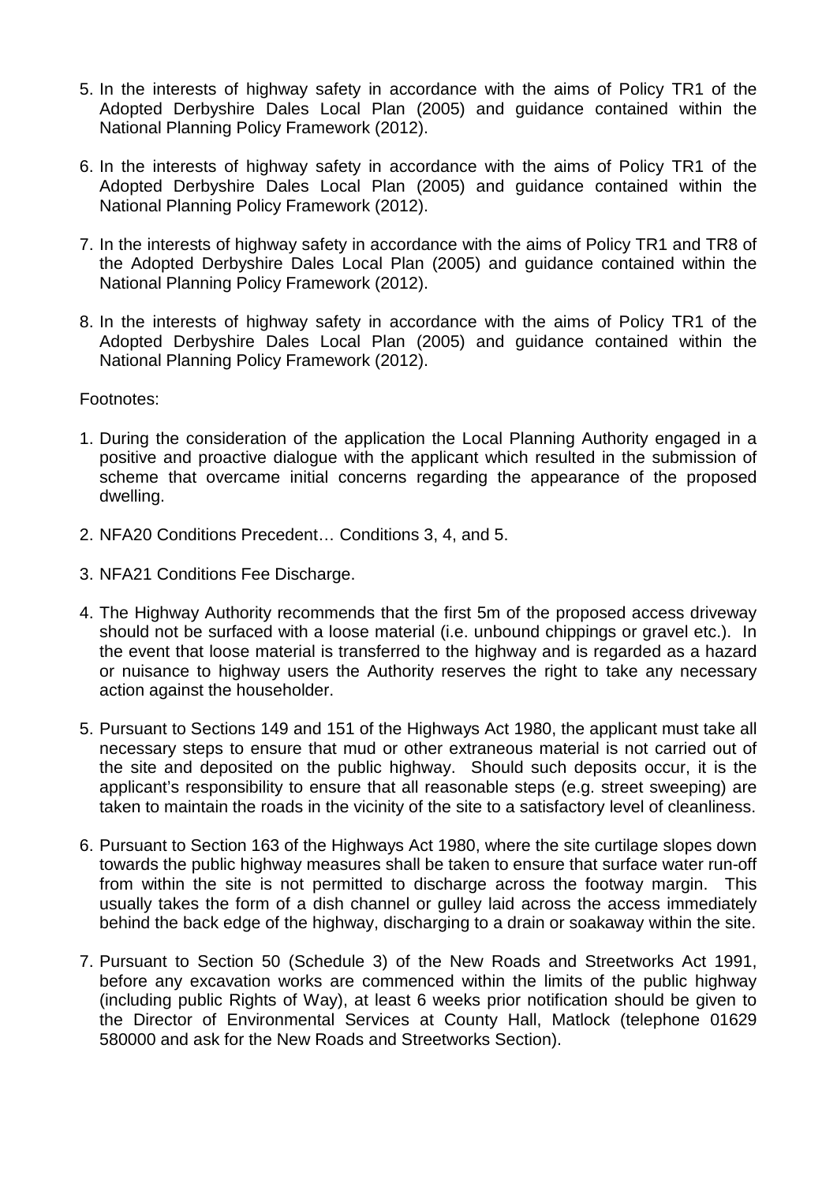5. In the interests of highway safety in accordance with the aims of Policy TR1 of the Adopted Derbyshire Dales Local Plan (2005) and guidance contained within the National Planning Policy Framework (2012).

6. In the interests of highway safety in accordance with the aims of Policy TR1 of the Adopted Derbyshire Dales Local Plan (2005) and guidance contained within the National Planning Policy Framework (2012).

7. In the interests of highway safety in accordance with the aims of Policy TR1 and TR8 of the Adopted Derbyshire Dales Local Plan (2005) and guidance contained within the National Planning Policy Framework (2012).

8. In the interests of highway safety in accordance with the aims of Policy TR1 of the Adopted Derbyshire Dales Local Plan (2005) and guidance contained within the National Planning Policy Framework (2012).

Footnotes:

1. During the consideration of the application the Local Planning Authority engaged in a positive and proactive dialogue with the applicant which resulted in the submission of scheme that overcame initial concerns regarding the appearance of the proposed dwelling.

2. NFA20 Conditions Precedent… Conditions 3, 4, and 5.

3. NFA21 Conditions Fee Discharge.

4. The Highway Authority recommends that the first 5m of the proposed access driveway should not be surfaced with a loose material (i.e. unbound chippings or gravel etc.). In the event that loose material is transferred to the highway and is regarded as a hazard or nuisance to highway users the Authority reserves the right to take any necessary action against the householder.

5. Pursuant to Sections 149 and 151 of the Highways Act 1980, the applicant must take all necessary steps to ensure that mud or other extraneous material is not carried out of the site and deposited on the public highway. Should such deposits occur, it is the applicant's responsibility to ensure that all reasonable steps (e.g. street sweeping) are taken to maintain the roads in the vicinity of the site to a satisfactory level of cleanliness.

6. Pursuant to Section 163 of the Highways Act 1980, where the site curtilage slopes down towards the public highway measures shall be taken to ensure that surface water run-off from within the site is not permitted to discharge across the footway margin. This usually takes the form of a dish channel or gulley laid across the access immediately behind the back edge of the highway, discharging to a drain or soakaway within the site.

7. Pursuant to Section 50 (Schedule 3) of the New Roads and Streetworks Act 1991, before any excavation works are commenced within the limits of the public highway (including public Rights of Way), at least 6 weeks prior notification should be given to the Director of Environmental Services at County Hall, Matlock (telephone 01629 580000 and ask for the New Roads and Streetworks Section).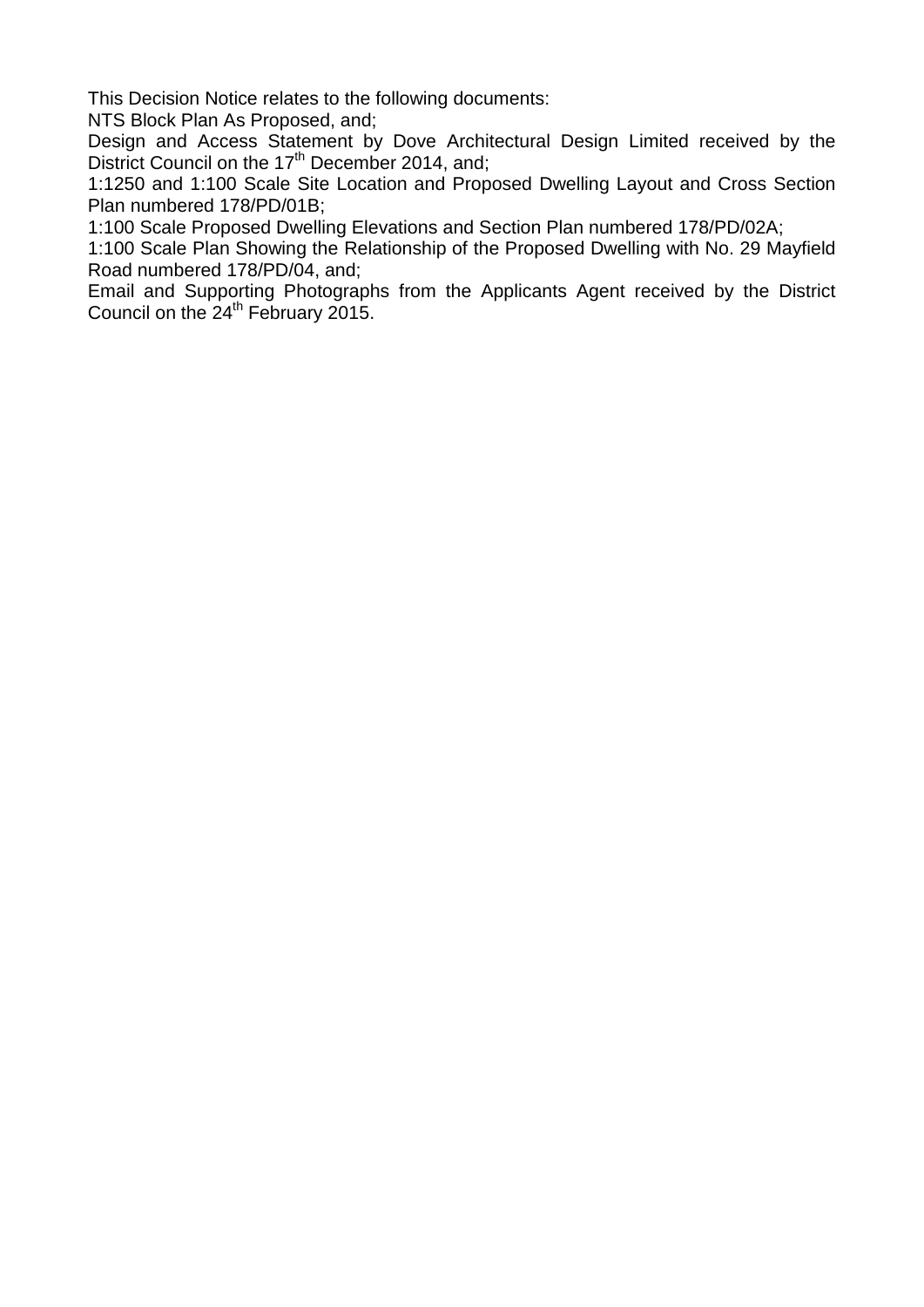This Decision Notice relates to the following documents:

NTS Block Plan As Proposed, and;

Design and Access Statement by Dove Architectural Design Limited received by the District Council on the 17th December 2014, and;

1:1250 and 1:100 Scale Site Location and Proposed Dwelling Layout and Cross Section Plan numbered 178/PD/01B;

1:100 Scale Proposed Dwelling Elevations and Section Plan numbered 178/PD/02A;

1:100 Scale Plan Showing the Relationship of the Proposed Dwelling with No. 29 Mayfield Road numbered 178/PD/04, and;

Email and Supporting Photographs from the Applicants Agent received by the District Council on the 24th February 2015.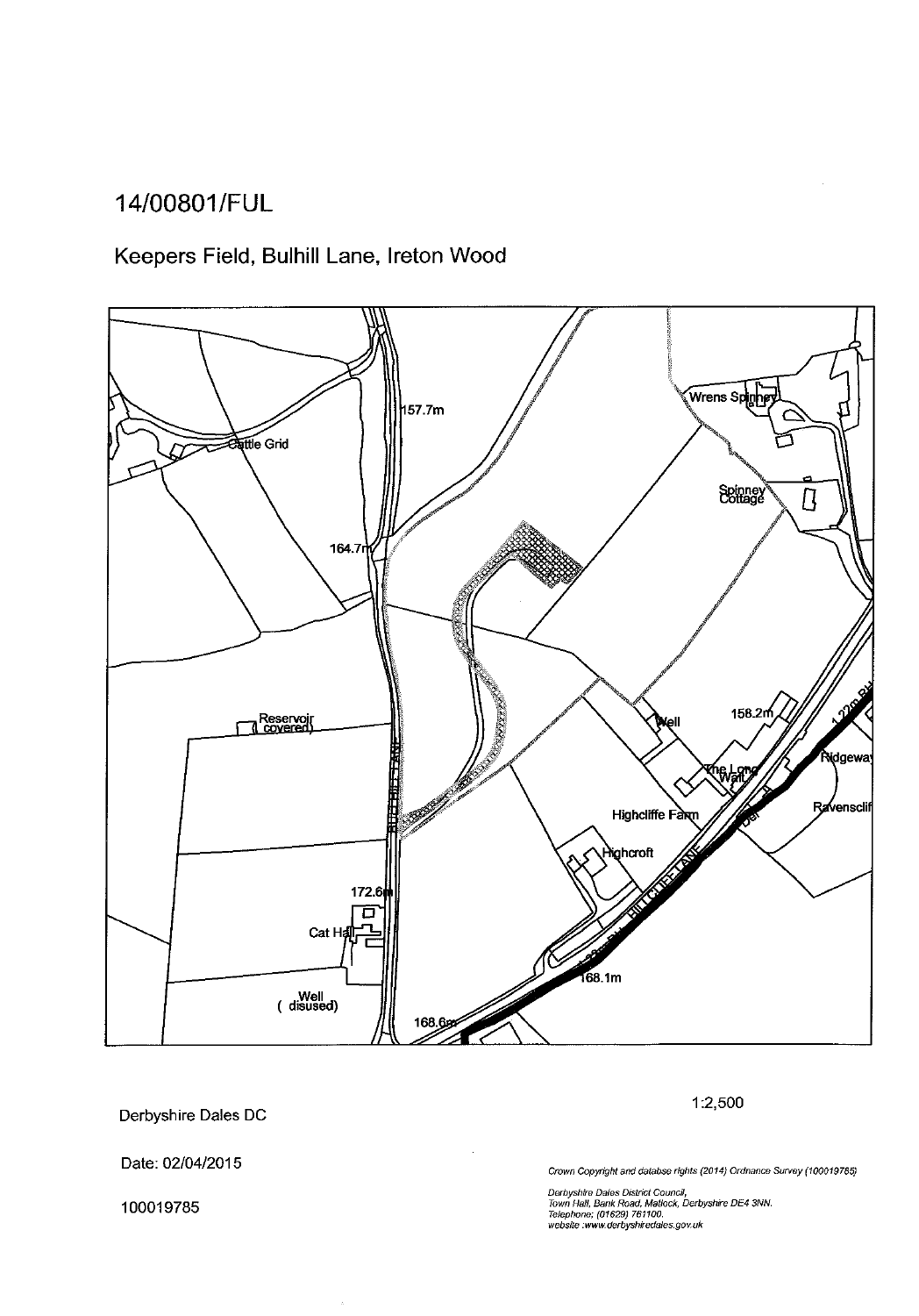# 14/00801/FUL

## Keepers Field, Bulhill Lane, Ireton Wood

157.7m

Cattle Grid

164.7m

Wrens Spinney

Spinney Cottage

Reservoir (covered)

Well

158.2m

The Long Wall

Ridgeway

Highcliffe Farm

Ravenscliffe

Highcroft

172.6m

Cat Hall

Well (disused)

168.1m

168.6m

Derbyshire Dales DC

1:2,500

Date: 02/04/2015

100019785

*Crown Copyright and database rights (2014) Ordnance Survey (100019785)*

*Derbyshire Dales District Council,*
*Town Hall, Bank Road, Matlock, Derbyshire DE4 3NN.*
*Telephone: (01629) 761100.*
*website :www.derbyshiredales.gov.uk*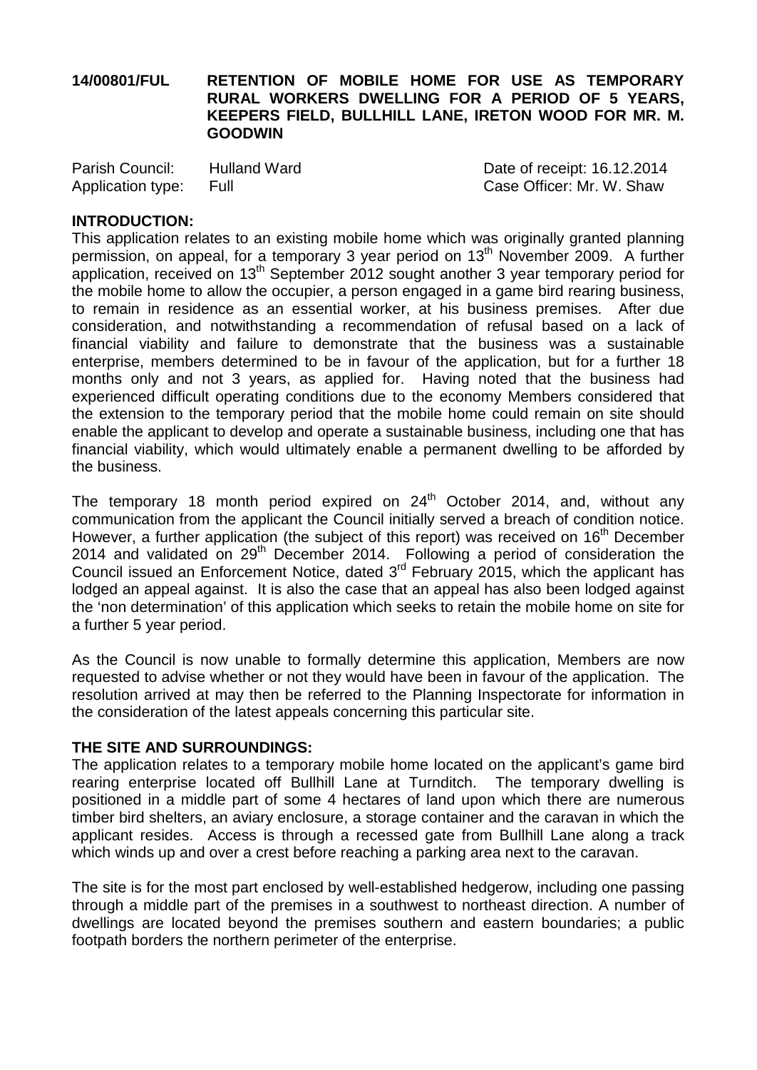**14/00801/FUL RETENTION OF MOBILE HOME FOR USE AS TEMPORARY RURAL WORKERS DWELLING FOR A PERIOD OF 5 YEARS, KEEPERS FIELD, BULLHILL LANE, IRETON WOOD FOR MR. M. GOODWIN**

Parish Council: Hulland Ward
Date of receipt: 16.12.2014
Application type: Full
Case Officer: Mr. W. Shaw

**INTRODUCTION:**

This application relates to an existing mobile home which was originally granted planning permission, on appeal, for a temporary 3 year period on 13th November 2009. A further application, received on 13th September 2012 sought another 3 year temporary period for the mobile home to allow the occupier, a person engaged in a game bird rearing business, to remain in residence as an essential worker, at his business premises. After due consideration, and notwithstanding a recommendation of refusal based on a lack of financial viability and failure to demonstrate that the business was a sustainable enterprise, members determined to be in favour of the application, but for a further 18 months only and not 3 years, as applied for. Having noted that the business had experienced difficult operating conditions due to the economy Members considered that the extension to the temporary period that the mobile home could remain on site should enable the applicant to develop and operate a sustainable business, including one that has financial viability, which would ultimately enable a permanent dwelling to be afforded by the business.

The temporary 18 month period expired on 24th October 2014, and, without any communication from the applicant the Council initially served a breach of condition notice. However, a further application (the subject of this report) was received on 16th December 2014 and validated on 29th December 2014. Following a period of consideration the Council issued an Enforcement Notice, dated 3rd February 2015, which the applicant has lodged an appeal against. It is also the case that an appeal has also been lodged against the 'non determination' of this application which seeks to retain the mobile home on site for a further 5 year period.

As the Council is now unable to formally determine this application, Members are now requested to advise whether or not they would have been in favour of the application. The resolution arrived at may then be referred to the Planning Inspectorate for information in the consideration of the latest appeals concerning this particular site.

**THE SITE AND SURROUNDINGS:**

The application relates to a temporary mobile home located on the applicant's game bird rearing enterprise located off Bullhill Lane at Turnditch. The temporary dwelling is positioned in a middle part of some 4 hectares of land upon which there are numerous timber bird shelters, an aviary enclosure, a storage container and the caravan in which the applicant resides. Access is through a recessed gate from Bullhill Lane along a track which winds up and over a crest before reaching a parking area next to the caravan.

The site is for the most part enclosed by well-established hedgerow, including one passing through a middle part of the premises in a southwest to northeast direction. A number of dwellings are located beyond the premises southern and eastern boundaries; a public footpath borders the northern perimeter of the enterprise.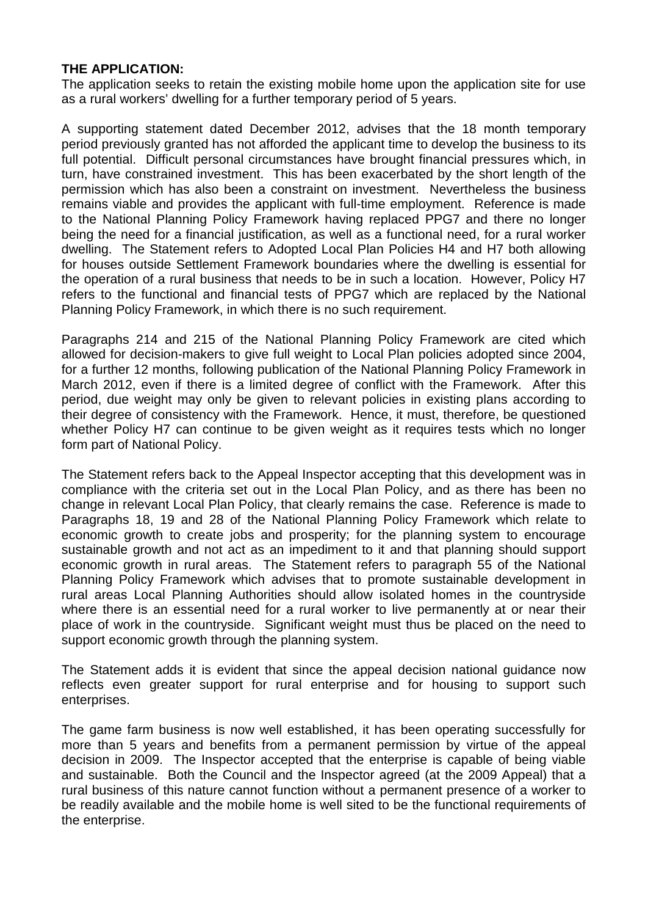**THE APPLICATION:**

The application seeks to retain the existing mobile home upon the application site for use as a rural workers' dwelling for a further temporary period of 5 years.

A supporting statement dated December 2012, advises that the 18 month temporary period previously granted has not afforded the applicant time to develop the business to its full potential. Difficult personal circumstances have brought financial pressures which, in turn, have constrained investment. This has been exacerbated by the short length of the permission which has also been a constraint on investment. Nevertheless the business remains viable and provides the applicant with full-time employment. Reference is made to the National Planning Policy Framework having replaced PPG7 and there no longer being the need for a financial justification, as well as a functional need, for a rural worker dwelling. The Statement refers to Adopted Local Plan Policies H4 and H7 both allowing for houses outside Settlement Framework boundaries where the dwelling is essential for the operation of a rural business that needs to be in such a location. However, Policy H7 refers to the functional and financial tests of PPG7 which are replaced by the National Planning Policy Framework, in which there is no such requirement.

Paragraphs 214 and 215 of the National Planning Policy Framework are cited which allowed for decision-makers to give full weight to Local Plan policies adopted since 2004, for a further 12 months, following publication of the National Planning Policy Framework in March 2012, even if there is a limited degree of conflict with the Framework. After this period, due weight may only be given to relevant policies in existing plans according to their degree of consistency with the Framework. Hence, it must, therefore, be questioned whether Policy H7 can continue to be given weight as it requires tests which no longer form part of National Policy.

The Statement refers back to the Appeal Inspector accepting that this development was in compliance with the criteria set out in the Local Plan Policy, and as there has been no change in relevant Local Plan Policy, that clearly remains the case. Reference is made to Paragraphs 18, 19 and 28 of the National Planning Policy Framework which relate to economic growth to create jobs and prosperity; for the planning system to encourage sustainable growth and not act as an impediment to it and that planning should support economic growth in rural areas. The Statement refers to paragraph 55 of the National Planning Policy Framework which advises that to promote sustainable development in rural areas Local Planning Authorities should allow isolated homes in the countryside where there is an essential need for a rural worker to live permanently at or near their place of work in the countryside. Significant weight must thus be placed on the need to support economic growth through the planning system.

The Statement adds it is evident that since the appeal decision national guidance now reflects even greater support for rural enterprise and for housing to support such enterprises.

The game farm business is now well established, it has been operating successfully for more than 5 years and benefits from a permanent permission by virtue of the appeal decision in 2009. The Inspector accepted that the enterprise is capable of being viable and sustainable. Both the Council and the Inspector agreed (at the 2009 Appeal) that a rural business of this nature cannot function without a permanent presence of a worker to be readily available and the mobile home is well sited to be the functional requirements of the enterprise.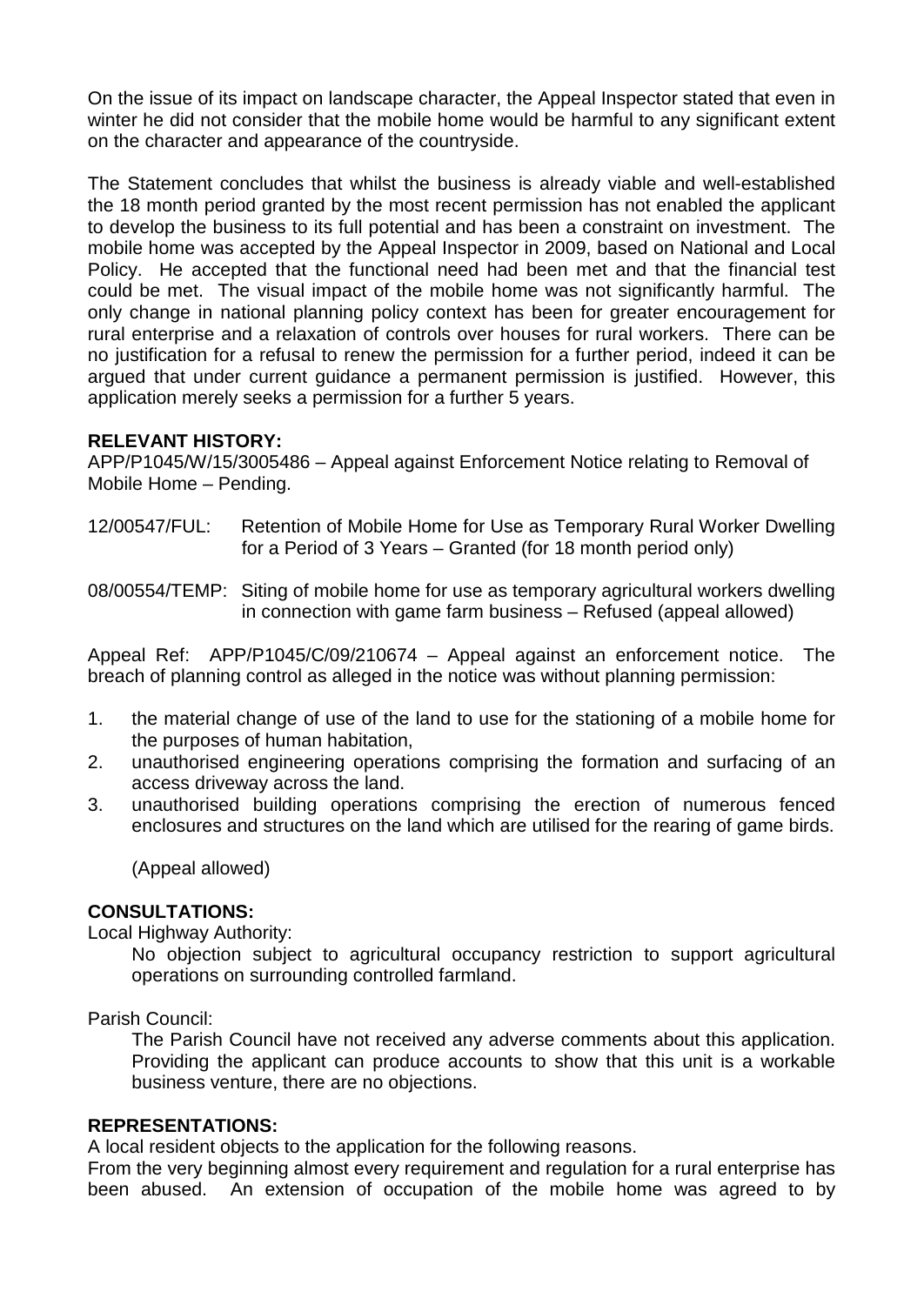On the issue of its impact on landscape character, the Appeal Inspector stated that even in winter he did not consider that the mobile home would be harmful to any significant extent on the character and appearance of the countryside.

The Statement concludes that whilst the business is already viable and well-established the 18 month period granted by the most recent permission has not enabled the applicant to develop the business to its full potential and has been a constraint on investment. The mobile home was accepted by the Appeal Inspector in 2009, based on National and Local Policy. He accepted that the functional need had been met and that the financial test could be met. The visual impact of the mobile home was not significantly harmful. The only change in national planning policy context has been for greater encouragement for rural enterprise and a relaxation of controls over houses for rural workers. There can be no justification for a refusal to renew the permission for a further period, indeed it can be argued that under current guidance a permanent permission is justified. However, this application merely seeks a permission for a further 5 years.

**RELEVANT HISTORY:**

APP/P1045/W/15/3005486 – Appeal against Enforcement Notice relating to Removal of Mobile Home – Pending.

12/00547/FUL: Retention of Mobile Home for Use as Temporary Rural Worker Dwelling for a Period of 3 Years – Granted (for 18 month period only)

08/00554/TEMP: Siting of mobile home for use as temporary agricultural workers dwelling in connection with game farm business – Refused (appeal allowed)

Appeal Ref: APP/P1045/C/09/210674 – Appeal against an enforcement notice. The breach of planning control as alleged in the notice was without planning permission:

1. the material change of use of the land to use for the stationing of a mobile home for the purposes of human habitation,
2. unauthorised engineering operations comprising the formation and surfacing of an access driveway across the land.
3. unauthorised building operations comprising the erection of numerous fenced enclosures and structures on the land which are utilised for the rearing of game birds.

(Appeal allowed)

**CONSULTATIONS:**

Local Highway Authority:

No objection subject to agricultural occupancy restriction to support agricultural operations on surrounding controlled farmland.

Parish Council:

The Parish Council have not received any adverse comments about this application. Providing the applicant can produce accounts to show that this unit is a workable business venture, there are no objections.

**REPRESENTATIONS:**

A local resident objects to the application for the following reasons.

From the very beginning almost every requirement and regulation for a rural enterprise has been abused. An extension of occupation of the mobile home was agreed to by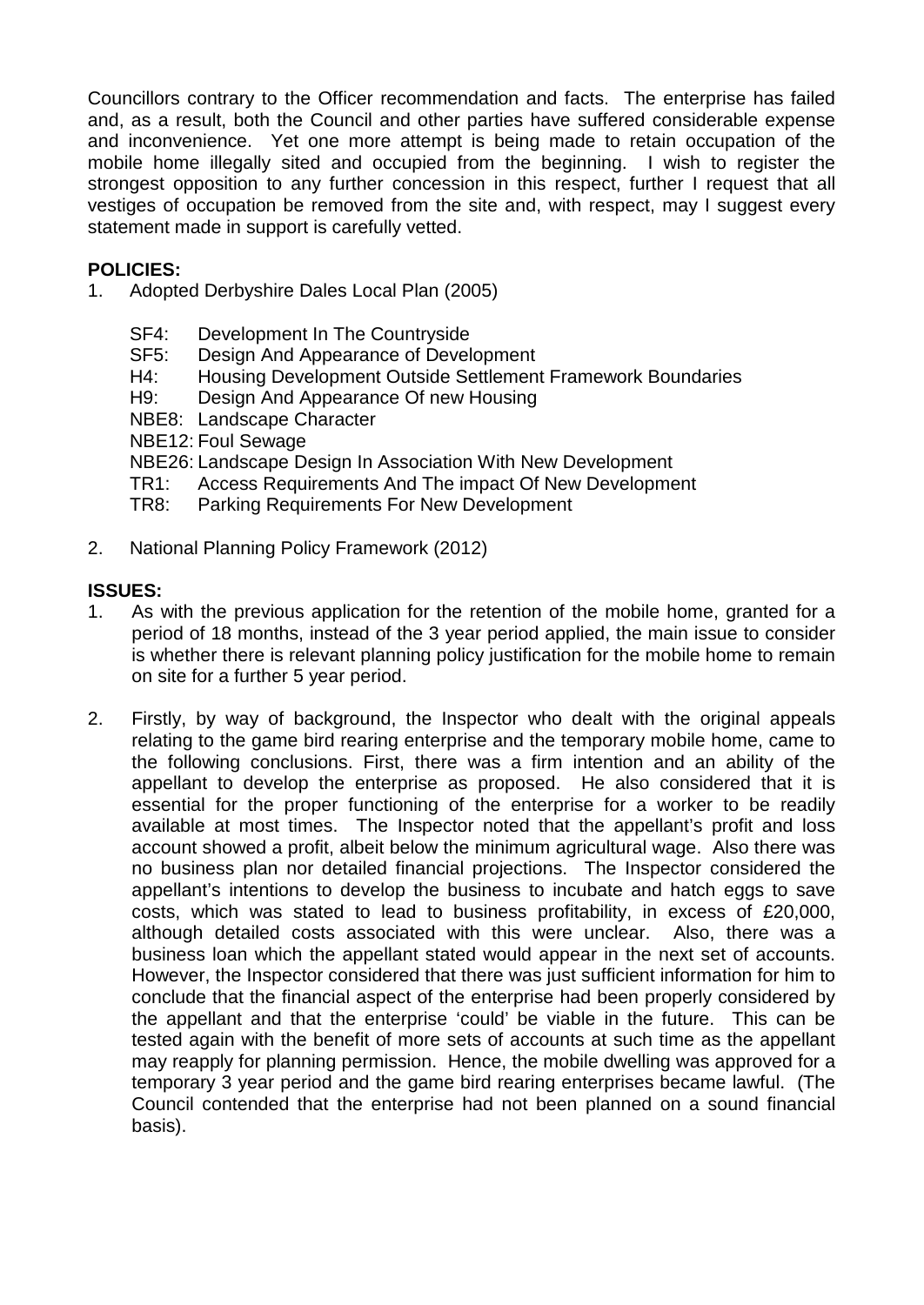Councillors contrary to the Officer recommendation and facts. The enterprise has failed and, as a result, both the Council and other parties have suffered considerable expense and inconvenience. Yet one more attempt is being made to retain occupation of the mobile home illegally sited and occupied from the beginning. I wish to register the strongest opposition to any further concession in this respect, further I request that all vestiges of occupation be removed from the site and, with respect, may I suggest every statement made in support is carefully vetted.

**POLICIES:**

1. Adopted Derbyshire Dales Local Plan (2005)

   SF4: Development In The Countryside
   SF5: Design And Appearance of Development
   H4: Housing Development Outside Settlement Framework Boundaries
   H9: Design And Appearance Of new Housing
   NBE8: Landscape Character
   NBE12: Foul Sewage
   NBE26: Landscape Design In Association With New Development
   TR1: Access Requirements And The impact Of New Development
   TR8: Parking Requirements For New Development

2. National Planning Policy Framework (2012)

**ISSUES:**

1. As with the previous application for the retention of the mobile home, granted for a period of 18 months, instead of the 3 year period applied, the main issue to consider is whether there is relevant planning policy justification for the mobile home to remain on site for a further 5 year period.

2. Firstly, by way of background, the Inspector who dealt with the original appeals relating to the game bird rearing enterprise and the temporary mobile home, came to the following conclusions. First, there was a firm intention and an ability of the appellant to develop the enterprise as proposed. He also considered that it is essential for the proper functioning of the enterprise for a worker to be readily available at most times. The Inspector noted that the appellant's profit and loss account showed a profit, albeit below the minimum agricultural wage. Also there was no business plan nor detailed financial projections. The Inspector considered the appellant's intentions to develop the business to incubate and hatch eggs to save costs, which was stated to lead to business profitability, in excess of £20,000, although detailed costs associated with this were unclear. Also, there was a business loan which the appellant stated would appear in the next set of accounts. However, the Inspector considered that there was just sufficient information for him to conclude that the financial aspect of the enterprise had been properly considered by the appellant and that the enterprise 'could' be viable in the future. This can be tested again with the benefit of more sets of accounts at such time as the appellant may reapply for planning permission. Hence, the mobile dwelling was approved for a temporary 3 year period and the game bird rearing enterprises became lawful. (The Council contended that the enterprise had not been planned on a sound financial basis).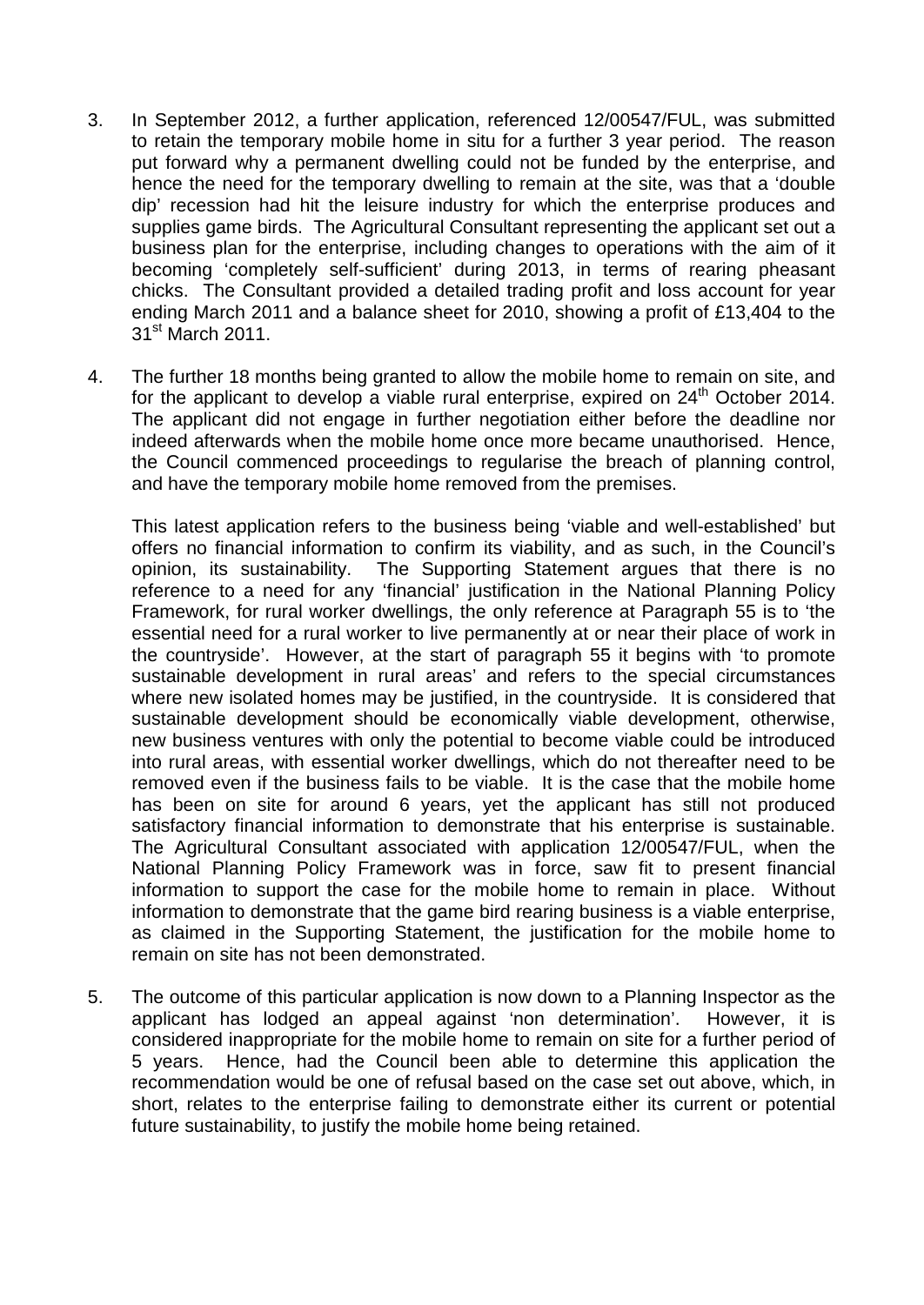3. In September 2012, a further application, referenced 12/00547/FUL, was submitted to retain the temporary mobile home in situ for a further 3 year period. The reason put forward why a permanent dwelling could not be funded by the enterprise, and hence the need for the temporary dwelling to remain at the site, was that a 'double dip' recession had hit the leisure industry for which the enterprise produces and supplies game birds. The Agricultural Consultant representing the applicant set out a business plan for the enterprise, including changes to operations with the aim of it becoming 'completely self-sufficient' during 2013, in terms of rearing pheasant chicks. The Consultant provided a detailed trading profit and loss account for year ending March 2011 and a balance sheet for 2010, showing a profit of £13,404 to the 31st March 2011.

4. The further 18 months being granted to allow the mobile home to remain on site, and for the applicant to develop a viable rural enterprise, expired on 24th October 2014. The applicant did not engage in further negotiation either before the deadline nor indeed afterwards when the mobile home once more became unauthorised. Hence, the Council commenced proceedings to regularise the breach of planning control, and have the temporary mobile home removed from the premises.

   This latest application refers to the business being 'viable and well-established' but offers no financial information to confirm its viability, and as such, in the Council's opinion, its sustainability. The Supporting Statement argues that there is no reference to a need for any 'financial' justification in the National Planning Policy Framework, for rural worker dwellings, the only reference at Paragraph 55 is to 'the essential need for a rural worker to live permanently at or near their place of work in the countryside'. However, at the start of paragraph 55 it begins with 'to promote sustainable development in rural areas' and refers to the special circumstances where new isolated homes may be justified, in the countryside. It is considered that sustainable development should be economically viable development, otherwise, new business ventures with only the potential to become viable could be introduced into rural areas, with essential worker dwellings, which do not thereafter need to be removed even if the business fails to be viable. It is the case that the mobile home has been on site for around 6 years, yet the applicant has still not produced satisfactory financial information to demonstrate that his enterprise is sustainable. The Agricultural Consultant associated with application 12/00547/FUL, when the National Planning Policy Framework was in force, saw fit to present financial information to support the case for the mobile home to remain in place. Without information to demonstrate that the game bird rearing business is a viable enterprise, as claimed in the Supporting Statement, the justification for the mobile home to remain on site has not been demonstrated.

5. The outcome of this particular application is now down to a Planning Inspector as the applicant has lodged an appeal against 'non determination'. However, it is considered inappropriate for the mobile home to remain on site for a further period of 5 years. Hence, had the Council been able to determine this application the recommendation would be one of refusal based on the case set out above, which, in short, relates to the enterprise failing to demonstrate either its current or potential future sustainability, to justify the mobile home being retained.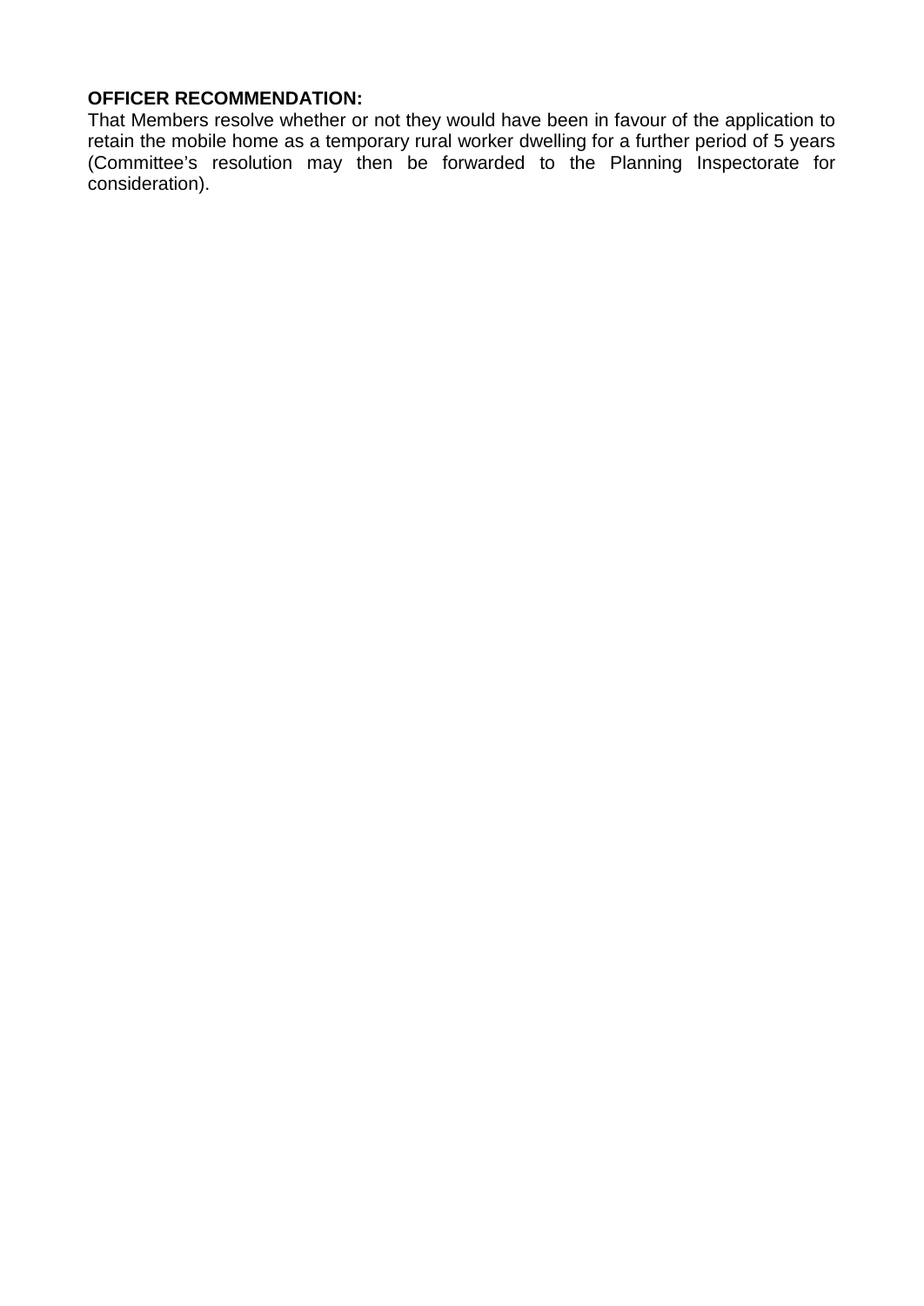**OFFICER RECOMMENDATION:**

That Members resolve whether or not they would have been in favour of the application to retain the mobile home as a temporary rural worker dwelling for a further period of 5 years (Committee's resolution may then be forwarded to the Planning Inspectorate for consideration).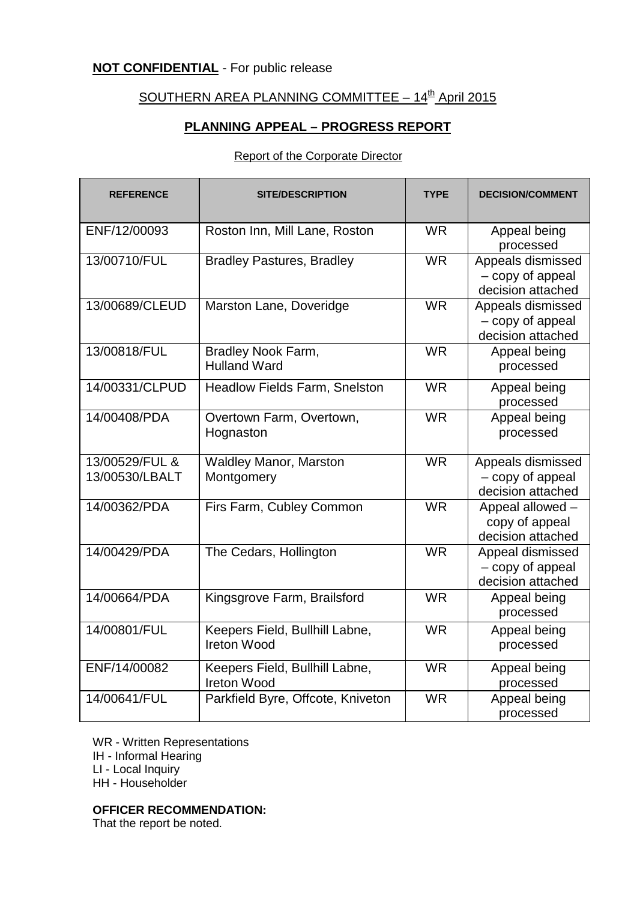**NOT CONFIDENTIAL** - For public release

SOUTHERN AREA PLANNING COMMITTEE – 14th April 2015

**PLANNING APPEAL – PROGRESS REPORT**

Report of the Corporate Director

| REFERENCE | SITE/DESCRIPTION | TYPE | DECISION/COMMENT |
|---|---|---|---|
| ENF/12/00093 | Roston Inn, Mill Lane, Roston | WR | Appeal being processed |
| 13/00710/FUL | Bradley Pastures, Bradley | WR | Appeals dismissed – copy of appeal decision attached |
| 13/00689/CLEUD | Marston Lane, Doveridge | WR | Appeals dismissed – copy of appeal decision attached |
| 13/00818/FUL | Bradley Nook Farm, Hulland Ward | WR | Appeal being processed |
| 14/00331/CLPUD | Headlow Fields Farm, Snelston | WR | Appeal being processed |
| 14/00408/PDA | Overtown Farm, Overtown, Hognaston | WR | Appeal being processed |
| 13/00529/FUL & 13/00530/LBALT | Waldley Manor, Marston Montgomery | WR | Appeals dismissed – copy of appeal decision attached |
| 14/00362/PDA | Firs Farm, Cubley Common | WR | Appeal allowed – copy of appeal decision attached |
| 14/00429/PDA | The Cedars, Hollington | WR | Appeal dismissed – copy of appeal decision attached |
| 14/00664/PDA | Kingsgrove Farm, Brailsford | WR | Appeal being processed |
| 14/00801/FUL | Keepers Field, Bullhill Labne, Ireton Wood | WR | Appeal being processed |
| ENF/14/00082 | Keepers Field, Bullhill Labne, Ireton Wood | WR | Appeal being processed |
| 14/00641/FUL | Parkfield Byre, Offcote, Kniveton | WR | Appeal being processed |

WR - Written Representations
IH - Informal Hearing
LI - Local Inquiry
HH - Householder

**OFFICER RECOMMENDATION:**
That the report be noted.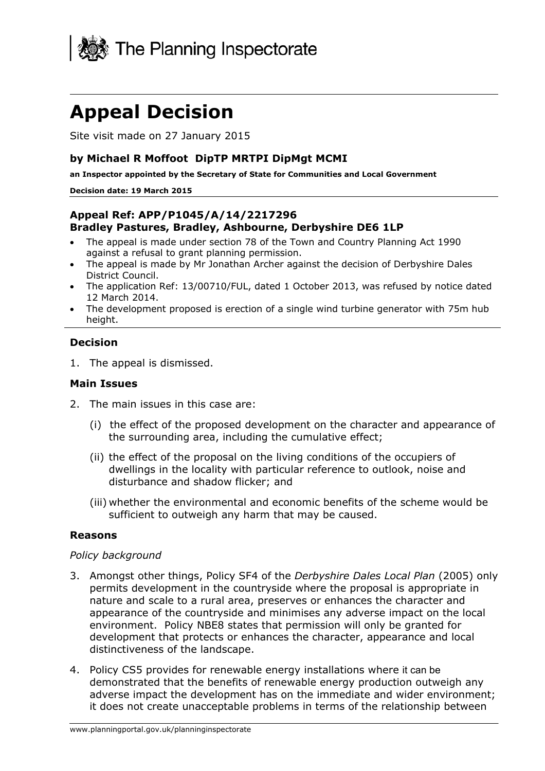The Planning Inspectorate

# Appeal Decision

Site visit made on 27 January 2015

**by Michael R Moffoot DipTP MRTPI DipMgt MCMI**

**an Inspector appointed by the Secretary of State for Communities and Local Government**

**Decision date: 19 March 2015**

**Appeal Ref: APP/P1045/A/14/2217296**
**Bradley Pastures, Bradley, Ashbourne, Derbyshire DE6 1LP**

- The appeal is made under section 78 of the Town and Country Planning Act 1990 against a refusal to grant planning permission.
- The appeal is made by Mr Jonathan Archer against the decision of Derbyshire Dales District Council.
- The application Ref: 13/00710/FUL, dated 1 October 2013, was refused by notice dated 12 March 2014.
- The development proposed is erection of a single wind turbine generator with 75m hub height.

### Decision

1. The appeal is dismissed.

### Main Issues

2. The main issues in this case are:

   (i) the effect of the proposed development on the character and appearance of the surrounding area, including the cumulative effect;

   (ii) the effect of the proposal on the living conditions of the occupiers of dwellings in the locality with particular reference to outlook, noise and disturbance and shadow flicker; and

   (iii) whether the environmental and economic benefits of the scheme would be sufficient to outweigh any harm that may be caused.

### Reasons

*Policy background*

3. Amongst other things, Policy SF4 of the *Derbyshire Dales Local Plan* (2005) only permits development in the countryside where the proposal is appropriate in nature and scale to a rural area, preserves or enhances the character and appearance of the countryside and minimises any adverse impact on the local environment. Policy NBE8 states that permission will only be granted for development that protects or enhances the character, appearance and local distinctiveness of the landscape.

4. Policy CS5 provides for renewable energy installations where it can be demonstrated that the benefits of renewable energy production outweigh any adverse impact the development has on the immediate and wider environment; it does not create unacceptable problems in terms of the relationship between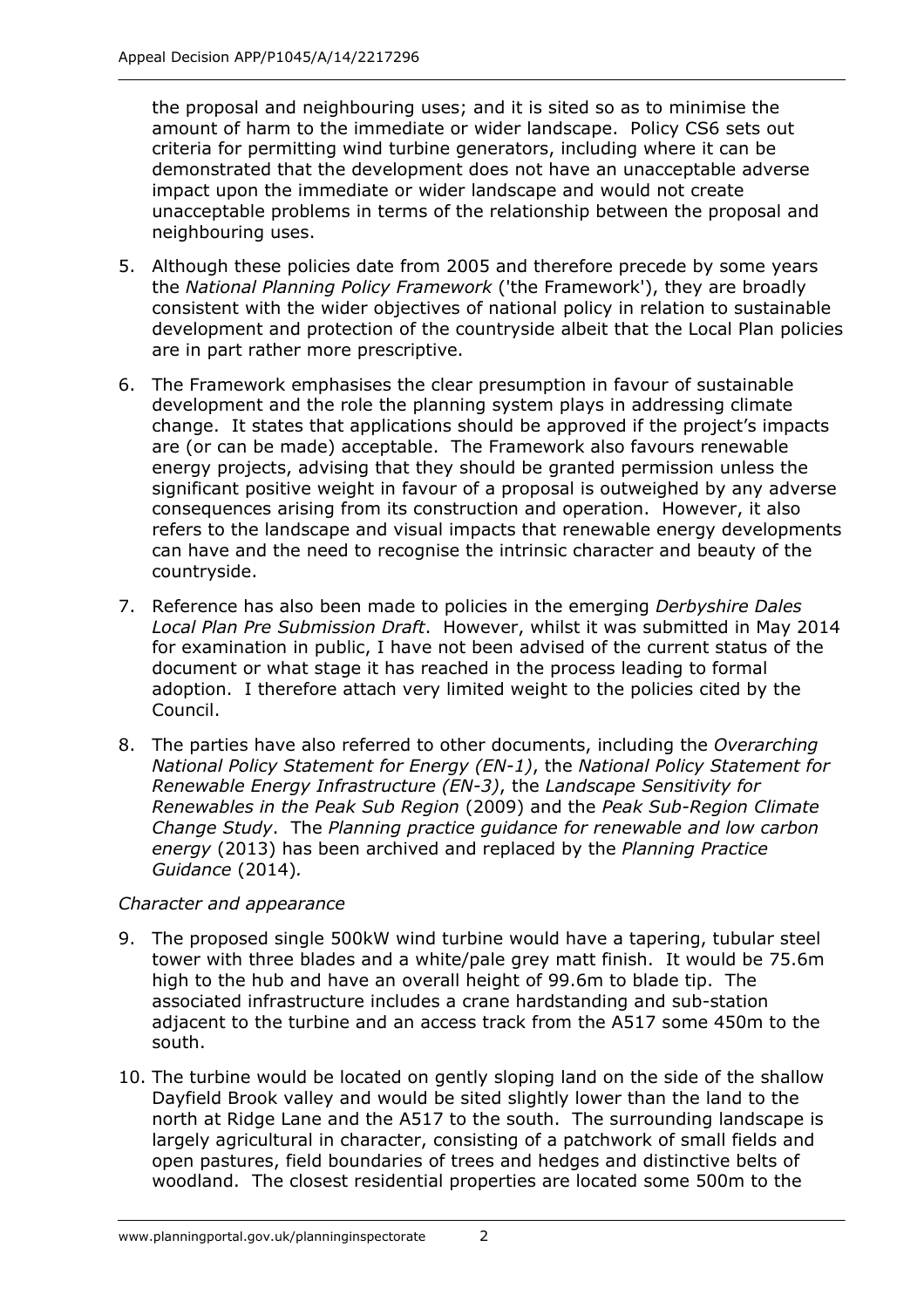the proposal and neighbouring uses; and it is sited so as to minimise the amount of harm to the immediate or wider landscape. Policy CS6 sets out criteria for permitting wind turbine generators, including where it can be demonstrated that the development does not have an unacceptable adverse impact upon the immediate or wider landscape and would not create unacceptable problems in terms of the relationship between the proposal and neighbouring uses.

5. Although these policies date from 2005 and therefore precede by some years the *National Planning Policy Framework* ('the Framework'), they are broadly consistent with the wider objectives of national policy in relation to sustainable development and protection of the countryside albeit that the Local Plan policies are in part rather more prescriptive.

6. The Framework emphasises the clear presumption in favour of sustainable development and the role the planning system plays in addressing climate change. It states that applications should be approved if the project's impacts are (or can be made) acceptable. The Framework also favours renewable energy projects, advising that they should be granted permission unless the significant positive weight in favour of a proposal is outweighed by any adverse consequences arising from its construction and operation. However, it also refers to the landscape and visual impacts that renewable energy developments can have and the need to recognise the intrinsic character and beauty of the countryside.

7. Reference has also been made to policies in the emerging *Derbyshire Dales Local Plan Pre Submission Draft*. However, whilst it was submitted in May 2014 for examination in public, I have not been advised of the current status of the document or what stage it has reached in the process leading to formal adoption. I therefore attach very limited weight to the policies cited by the Council.

8. The parties have also referred to other documents, including the *Overarching National Policy Statement for Energy (EN-1)*, the *National Policy Statement for Renewable Energy Infrastructure (EN-3)*, the *Landscape Sensitivity for Renewables in the Peak Sub Region* (2009) and the *Peak Sub-Region Climate Change Study*. The *Planning practice guidance for renewable and low carbon energy* (2013) has been archived and replaced by the *Planning Practice Guidance* (2014).

*Character and appearance*

9. The proposed single 500kW wind turbine would have a tapering, tubular steel tower with three blades and a white/pale grey matt finish. It would be 75.6m high to the hub and have an overall height of 99.6m to blade tip. The associated infrastructure includes a crane hardstanding and sub-station adjacent to the turbine and an access track from the A517 some 450m to the south.

10. The turbine would be located on gently sloping land on the side of the shallow Dayfield Brook valley and would be sited slightly lower than the land to the north at Ridge Lane and the A517 to the south. The surrounding landscape is largely agricultural in character, consisting of a patchwork of small fields and open pastures, field boundaries of trees and hedges and distinctive belts of woodland. The closest residential properties are located some 500m to the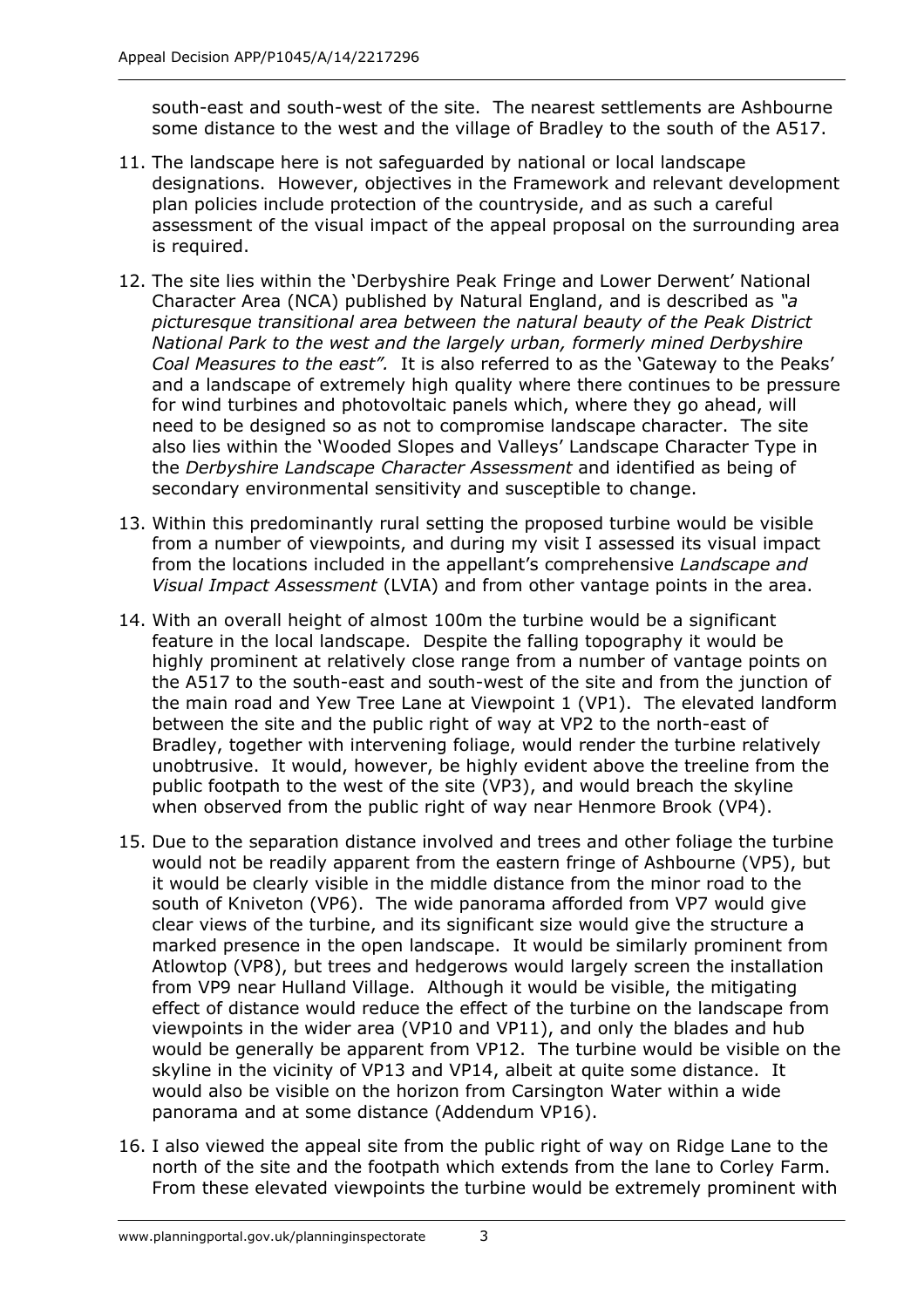south-east and south-west of the site. The nearest settlements are Ashbourne some distance to the west and the village of Bradley to the south of the A517.

11. The landscape here is not safeguarded by national or local landscape designations. However, objectives in the Framework and relevant development plan policies include protection of the countryside, and as such a careful assessment of the visual impact of the appeal proposal on the surrounding area is required.

12. The site lies within the 'Derbyshire Peak Fringe and Lower Derwent' National Character Area (NCA) published by Natural England, and is described as *"a picturesque transitional area between the natural beauty of the Peak District National Park to the west and the largely urban, formerly mined Derbyshire Coal Measures to the east".* It is also referred to as the 'Gateway to the Peaks' and a landscape of extremely high quality where there continues to be pressure for wind turbines and photovoltaic panels which, where they go ahead, will need to be designed so as not to compromise landscape character. The site also lies within the 'Wooded Slopes and Valleys' Landscape Character Type in the *Derbyshire Landscape Character Assessment* and identified as being of secondary environmental sensitivity and susceptible to change.

13. Within this predominantly rural setting the proposed turbine would be visible from a number of viewpoints, and during my visit I assessed its visual impact from the locations included in the appellant's comprehensive *Landscape and Visual Impact Assessment* (LVIA) and from other vantage points in the area.

14. With an overall height of almost 100m the turbine would be a significant feature in the local landscape. Despite the falling topography it would be highly prominent at relatively close range from a number of vantage points on the A517 to the south-east and south-west of the site and from the junction of the main road and Yew Tree Lane at Viewpoint 1 (VP1). The elevated landform between the site and the public right of way at VP2 to the north-east of Bradley, together with intervening foliage, would render the turbine relatively unobtrusive. It would, however, be highly evident above the treeline from the public footpath to the west of the site (VP3), and would breach the skyline when observed from the public right of way near Henmore Brook (VP4).

15. Due to the separation distance involved and trees and other foliage the turbine would not be readily apparent from the eastern fringe of Ashbourne (VP5), but it would be clearly visible in the middle distance from the minor road to the south of Kniveton (VP6). The wide panorama afforded from VP7 would give clear views of the turbine, and its significant size would give the structure a marked presence in the open landscape. It would be similarly prominent from Atlowtop (VP8), but trees and hedgerows would largely screen the installation from VP9 near Hulland Village. Although it would be visible, the mitigating effect of distance would reduce the effect of the turbine on the landscape from viewpoints in the wider area (VP10 and VP11), and only the blades and hub would be generally be apparent from VP12. The turbine would be visible on the skyline in the vicinity of VP13 and VP14, albeit at quite some distance. It would also be visible on the horizon from Carsington Water within a wide panorama and at some distance (Addendum VP16).

16. I also viewed the appeal site from the public right of way on Ridge Lane to the north of the site and the footpath which extends from the lane to Corley Farm. From these elevated viewpoints the turbine would be extremely prominent with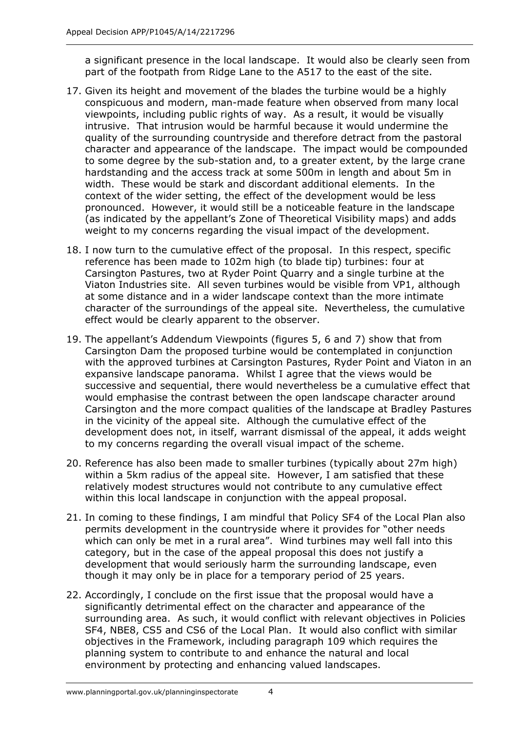a significant presence in the local landscape. It would also be clearly seen from part of the footpath from Ridge Lane to the A517 to the east of the site.

17. Given its height and movement of the blades the turbine would be a highly conspicuous and modern, man-made feature when observed from many local viewpoints, including public rights of way. As a result, it would be visually intrusive. That intrusion would be harmful because it would undermine the quality of the surrounding countryside and therefore detract from the pastoral character and appearance of the landscape. The impact would be compounded to some degree by the sub-station and, to a greater extent, by the large crane hardstanding and the access track at some 500m in length and about 5m in width. These would be stark and discordant additional elements. In the context of the wider setting, the effect of the development would be less pronounced. However, it would still be a noticeable feature in the landscape (as indicated by the appellant's Zone of Theoretical Visibility maps) and adds weight to my concerns regarding the visual impact of the development.

18. I now turn to the cumulative effect of the proposal. In this respect, specific reference has been made to 102m high (to blade tip) turbines: four at Carsington Pastures, two at Ryder Point Quarry and a single turbine at the Viaton Industries site. All seven turbines would be visible from VP1, although at some distance and in a wider landscape context than the more intimate character of the surroundings of the appeal site. Nevertheless, the cumulative effect would be clearly apparent to the observer.

19. The appellant's Addendum Viewpoints (figures 5, 6 and 7) show that from Carsington Dam the proposed turbine would be contemplated in conjunction with the approved turbines at Carsington Pastures, Ryder Point and Viaton in an expansive landscape panorama. Whilst I agree that the views would be successive and sequential, there would nevertheless be a cumulative effect that would emphasise the contrast between the open landscape character around Carsington and the more compact qualities of the landscape at Bradley Pastures in the vicinity of the appeal site. Although the cumulative effect of the development does not, in itself, warrant dismissal of the appeal, it adds weight to my concerns regarding the overall visual impact of the scheme.

20. Reference has also been made to smaller turbines (typically about 27m high) within a 5km radius of the appeal site. However, I am satisfied that these relatively modest structures would not contribute to any cumulative effect within this local landscape in conjunction with the appeal proposal.

21. In coming to these findings, I am mindful that Policy SF4 of the Local Plan also permits development in the countryside where it provides for "other needs which can only be met in a rural area". Wind turbines may well fall into this category, but in the case of the appeal proposal this does not justify a development that would seriously harm the surrounding landscape, even though it may only be in place for a temporary period of 25 years.

22. Accordingly, I conclude on the first issue that the proposal would have a significantly detrimental effect on the character and appearance of the surrounding area. As such, it would conflict with relevant objectives in Policies SF4, NBE8, CS5 and CS6 of the Local Plan. It would also conflict with similar objectives in the Framework, including paragraph 109 which requires the planning system to contribute to and enhance the natural and local environment by protecting and enhancing valued landscapes.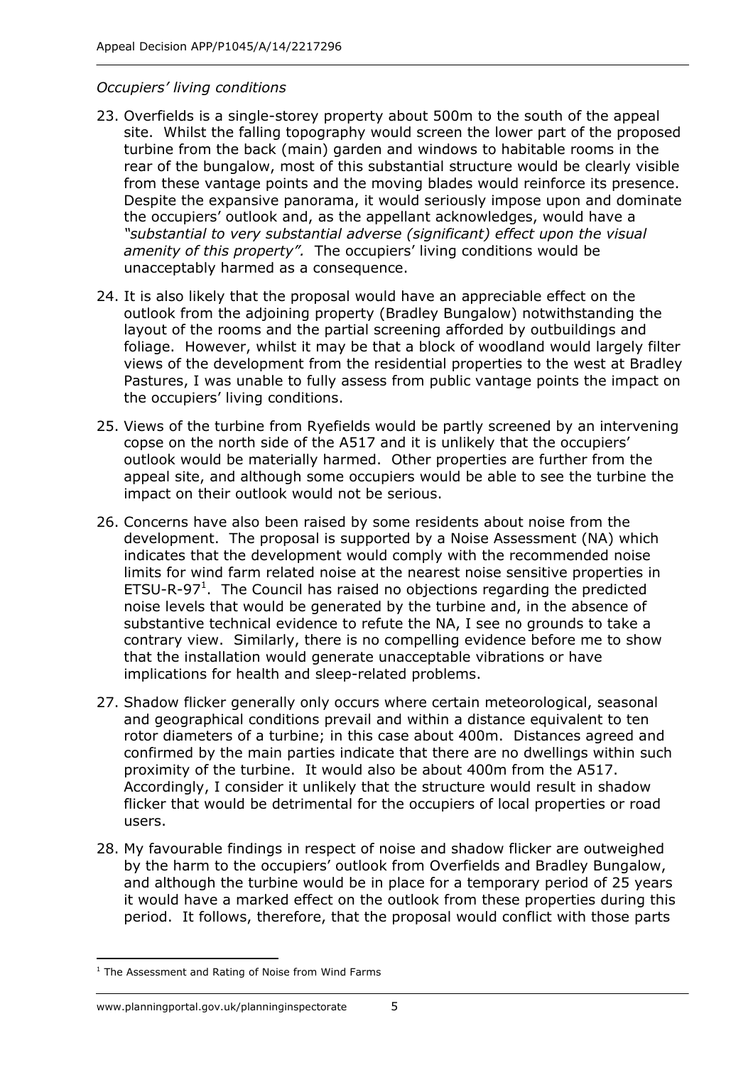*Occupiers' living conditions*

23. Overfields is a single-storey property about 500m to the south of the appeal site. Whilst the falling topography would screen the lower part of the proposed turbine from the back (main) garden and windows to habitable rooms in the rear of the bungalow, most of this substantial structure would be clearly visible from these vantage points and the moving blades would reinforce its presence. Despite the expansive panorama, it would seriously impose upon and dominate the occupiers' outlook and, as the appellant acknowledges, would have a *"substantial to very substantial adverse (significant) effect upon the visual amenity of this property".* The occupiers' living conditions would be unacceptably harmed as a consequence.

24. It is also likely that the proposal would have an appreciable effect on the outlook from the adjoining property (Bradley Bungalow) notwithstanding the layout of the rooms and the partial screening afforded by outbuildings and foliage. However, whilst it may be that a block of woodland would largely filter views of the development from the residential properties to the west at Bradley Pastures, I was unable to fully assess from public vantage points the impact on the occupiers' living conditions.

25. Views of the turbine from Ryefields would be partly screened by an intervening copse on the north side of the A517 and it is unlikely that the occupiers' outlook would be materially harmed. Other properties are further from the appeal site, and although some occupiers would be able to see the turbine the impact on their outlook would not be serious.

26. Concerns have also been raised by some residents about noise from the development. The proposal is supported by a Noise Assessment (NA) which indicates that the development would comply with the recommended noise limits for wind farm related noise at the nearest noise sensitive properties in ETSU-R-97[1]. The Council has raised no objections regarding the predicted noise levels that would be generated by the turbine and, in the absence of substantive technical evidence to refute the NA, I see no grounds to take a contrary view. Similarly, there is no compelling evidence before me to show that the installation would generate unacceptable vibrations or have implications for health and sleep-related problems.

27. Shadow flicker generally only occurs where certain meteorological, seasonal and geographical conditions prevail and within a distance equivalent to ten rotor diameters of a turbine; in this case about 400m. Distances agreed and confirmed by the main parties indicate that there are no dwellings within such proximity of the turbine. It would also be about 400m from the A517. Accordingly, I consider it unlikely that the structure would result in shadow flicker that would be detrimental for the occupiers of local properties or road users.

28. My favourable findings in respect of noise and shadow flicker are outweighed by the harm to the occupiers' outlook from Overfields and Bradley Bungalow, and although the turbine would be in place for a temporary period of 25 years it would have a marked effect on the outlook from these properties during this period. It follows, therefore, that the proposal would conflict with those parts

[1] The Assessment and Rating of Noise from Wind Farms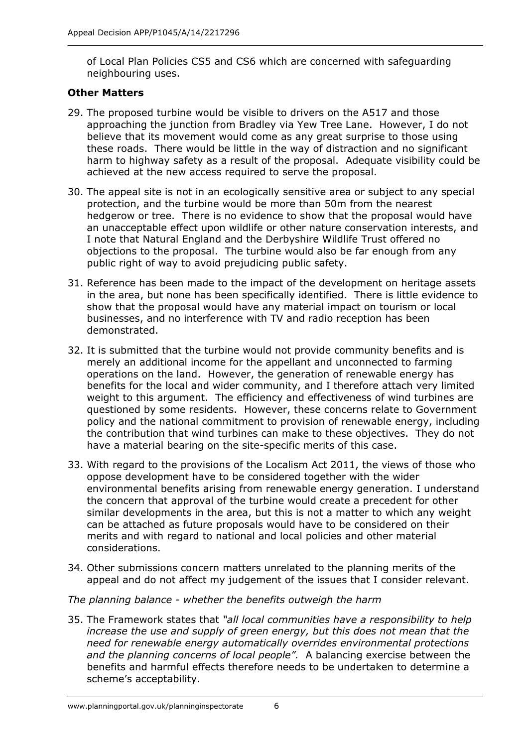of Local Plan Policies CS5 and CS6 which are concerned with safeguarding neighbouring uses.

**Other Matters**

29. The proposed turbine would be visible to drivers on the A517 and those approaching the junction from Bradley via Yew Tree Lane. However, I do not believe that its movement would come as any great surprise to those using these roads. There would be little in the way of distraction and no significant harm to highway safety as a result of the proposal. Adequate visibility could be achieved at the new access required to serve the proposal.

30. The appeal site is not in an ecologically sensitive area or subject to any special protection, and the turbine would be more than 50m from the nearest hedgerow or tree. There is no evidence to show that the proposal would have an unacceptable effect upon wildlife or other nature conservation interests, and I note that Natural England and the Derbyshire Wildlife Trust offered no objections to the proposal. The turbine would also be far enough from any public right of way to avoid prejudicing public safety.

31. Reference has been made to the impact of the development on heritage assets in the area, but none has been specifically identified. There is little evidence to show that the proposal would have any material impact on tourism or local businesses, and no interference with TV and radio reception has been demonstrated.

32. It is submitted that the turbine would not provide community benefits and is merely an additional income for the appellant and unconnected to farming operations on the land. However, the generation of renewable energy has benefits for the local and wider community, and I therefore attach very limited weight to this argument. The efficiency and effectiveness of wind turbines are questioned by some residents. However, these concerns relate to Government policy and the national commitment to provision of renewable energy, including the contribution that wind turbines can make to these objectives. They do not have a material bearing on the site-specific merits of this case.

33. With regard to the provisions of the Localism Act 2011, the views of those who oppose development have to be considered together with the wider environmental benefits arising from renewable energy generation. I understand the concern that approval of the turbine would create a precedent for other similar developments in the area, but this is not a matter to which any weight can be attached as future proposals would have to be considered on their merits and with regard to national and local policies and other material considerations.

34. Other submissions concern matters unrelated to the planning merits of the appeal and do not affect my judgement of the issues that I consider relevant.

*The planning balance - whether the benefits outweigh the harm*

35. The Framework states that *"all local communities have a responsibility to help increase the use and supply of green energy, but this does not mean that the need for renewable energy automatically overrides environmental protections and the planning concerns of local people".* A balancing exercise between the benefits and harmful effects therefore needs to be undertaken to determine a scheme's acceptability.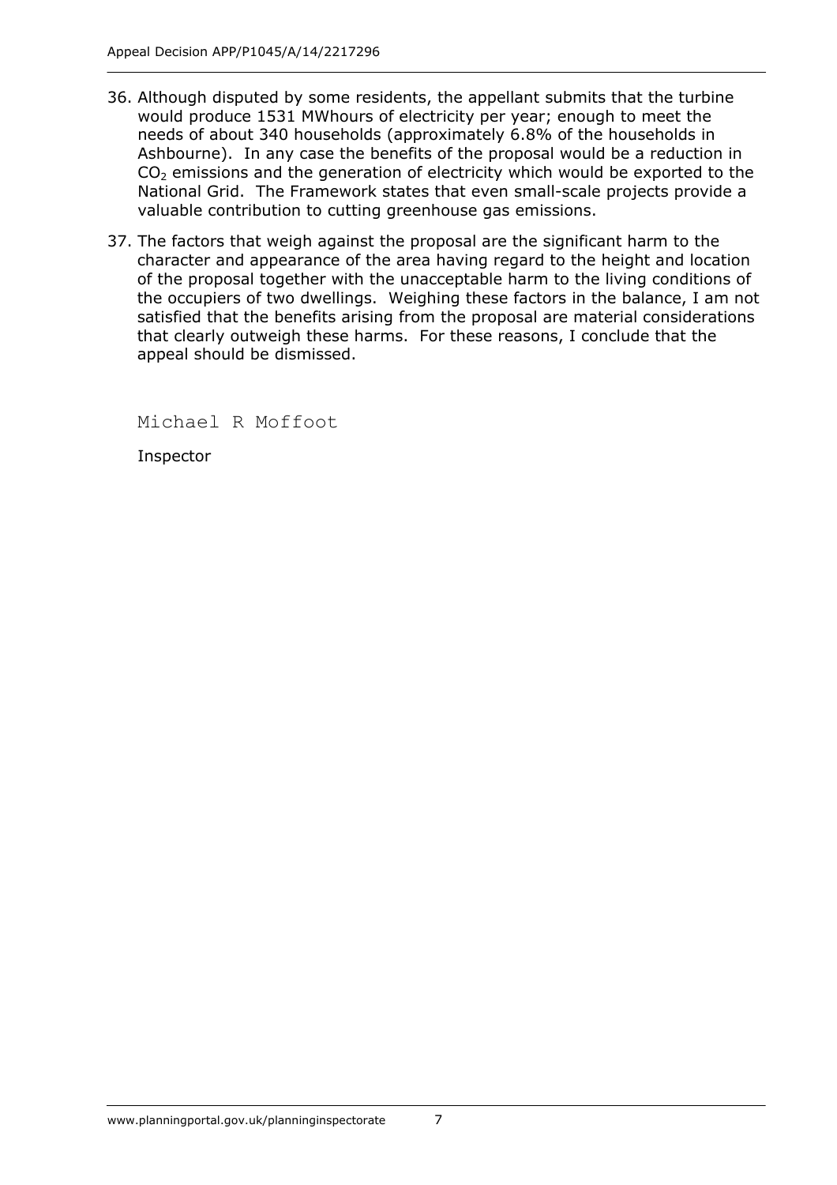36. Although disputed by some residents, the appellant submits that the turbine would produce 1531 MWhours of electricity per year; enough to meet the needs of about 340 households (approximately 6.8% of the households in Ashbourne). In any case the benefits of the proposal would be a reduction in $CO_2$ emissions and the generation of electricity which would be exported to the National Grid. The Framework states that even small-scale projects provide a valuable contribution to cutting greenhouse gas emissions.

37. The factors that weigh against the proposal are the significant harm to the character and appearance of the area having regard to the height and location of the proposal together with the unacceptable harm to the living conditions of the occupiers of two dwellings. Weighing these factors in the balance, I am not satisfied that the benefits arising from the proposal are material considerations that clearly outweigh these harms. For these reasons, I conclude that the appeal should be dismissed.

Michael R Moffoot

Inspector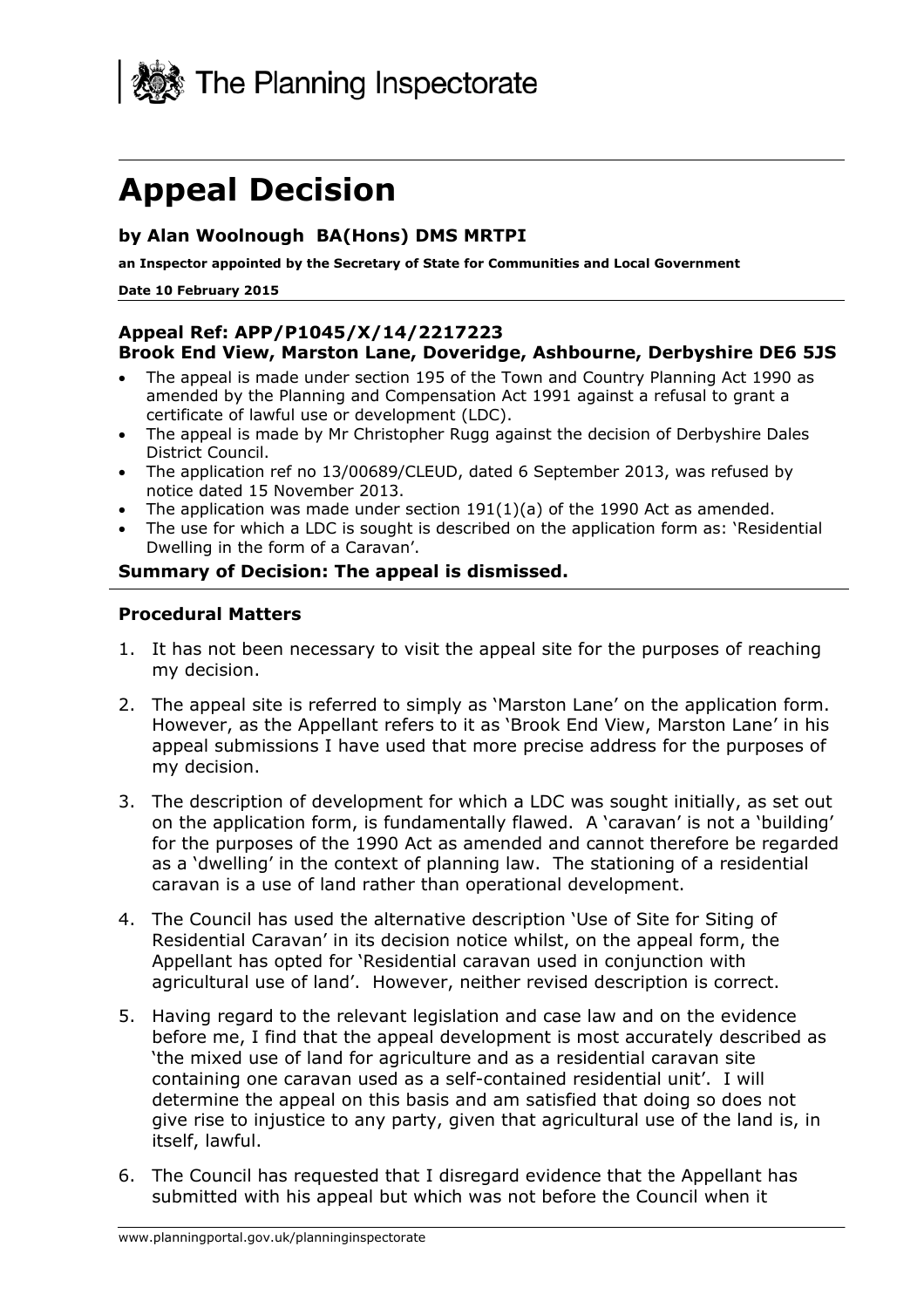The Planning Inspectorate

# Appeal Decision

**by Alan Woolnough BA(Hons) DMS MRTPI**

**an Inspector appointed by the Secretary of State for Communities and Local Government**

**Date 10 February 2015**

**Appeal Ref: APP/P1045/X/14/2217223**
**Brook End View, Marston Lane, Doveridge, Ashbourne, Derbyshire DE6 5JS**

- The appeal is made under section 195 of the Town and Country Planning Act 1990 as amended by the Planning and Compensation Act 1991 against a refusal to grant a certificate of lawful use or development (LDC).
- The appeal is made by Mr Christopher Rugg against the decision of Derbyshire Dales District Council.
- The application ref no 13/00689/CLEUD, dated 6 September 2013, was refused by notice dated 15 November 2013.
- The application was made under section 191(1)(a) of the 1990 Act as amended.
- The use for which a LDC is sought is described on the application form as: 'Residential Dwelling in the form of a Caravan'.

**Summary of Decision: The appeal is dismissed.**

### Procedural Matters

1. It has not been necessary to visit the appeal site for the purposes of reaching my decision.
2. The appeal site is referred to simply as 'Marston Lane' on the application form. However, as the Appellant refers to it as 'Brook End View, Marston Lane' in his appeal submissions I have used that more precise address for the purposes of my decision.
3. The description of development for which a LDC was sought initially, as set out on the application form, is fundamentally flawed. A 'caravan' is not a 'building' for the purposes of the 1990 Act as amended and cannot therefore be regarded as a 'dwelling' in the context of planning law. The stationing of a residential caravan is a use of land rather than operational development.
4. The Council has used the alternative description 'Use of Site for Siting of Residential Caravan' in its decision notice whilst, on the appeal form, the Appellant has opted for 'Residential caravan used in conjunction with agricultural use of land'. However, neither revised description is correct.
5. Having regard to the relevant legislation and case law and on the evidence before me, I find that the appeal development is most accurately described as 'the mixed use of land for agriculture and as a residential caravan site containing one caravan used as a self-contained residential unit'. I will determine the appeal on this basis and am satisfied that doing so does not give rise to injustice to any party, given that agricultural use of the land is, in itself, lawful.
6. The Council has requested that I disregard evidence that the Appellant has submitted with his appeal but which was not before the Council when it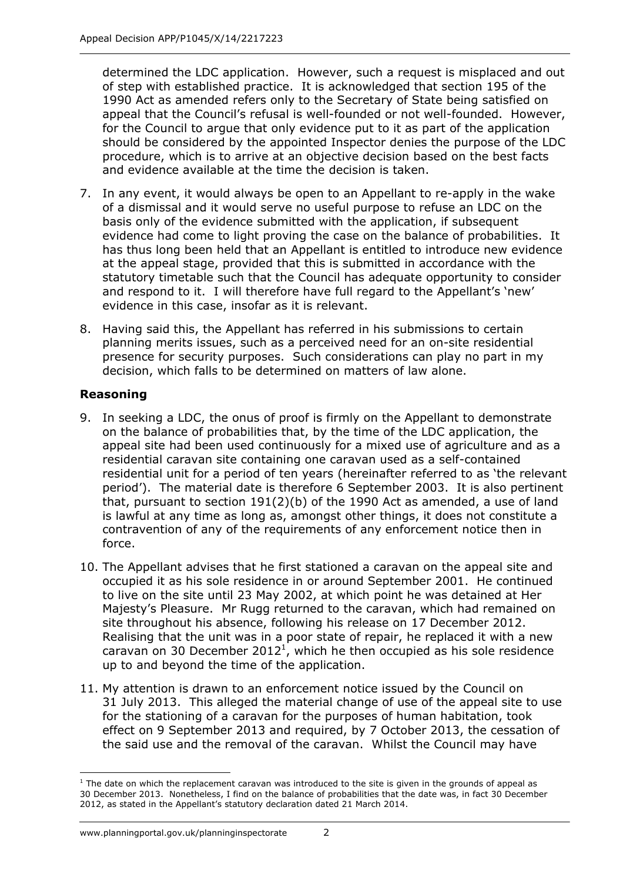determined the LDC application. However, such a request is misplaced and out of step with established practice. It is acknowledged that section 195 of the 1990 Act as amended refers only to the Secretary of State being satisfied on appeal that the Council's refusal is well-founded or not well-founded. However, for the Council to argue that only evidence put to it as part of the application should be considered by the appointed Inspector denies the purpose of the LDC procedure, which is to arrive at an objective decision based on the best facts and evidence available at the time the decision is taken.

7. In any event, it would always be open to an Appellant to re-apply in the wake of a dismissal and it would serve no useful purpose to refuse an LDC on the basis only of the evidence submitted with the application, if subsequent evidence had come to light proving the case on the balance of probabilities. It has thus long been held that an Appellant is entitled to introduce new evidence at the appeal stage, provided that this is submitted in accordance with the statutory timetable such that the Council has adequate opportunity to consider and respond to it. I will therefore have full regard to the Appellant's 'new' evidence in this case, insofar as it is relevant.

8. Having said this, the Appellant has referred in his submissions to certain planning merits issues, such as a perceived need for an on-site residential presence for security purposes. Such considerations can play no part in my decision, which falls to be determined on matters of law alone.

## Reasoning

9. In seeking a LDC, the onus of proof is firmly on the Appellant to demonstrate on the balance of probabilities that, by the time of the LDC application, the appeal site had been used continuously for a mixed use of agriculture and as a residential caravan site containing one caravan used as a self-contained residential unit for a period of ten years (hereinafter referred to as 'the relevant period'). The material date is therefore 6 September 2003. It is also pertinent that, pursuant to section 191(2)(b) of the 1990 Act as amended, a use of land is lawful at any time as long as, amongst other things, it does not constitute a contravention of any of the requirements of any enforcement notice then in force.

10. The Appellant advises that he first stationed a caravan on the appeal site and occupied it as his sole residence in or around September 2001. He continued to live on the site until 23 May 2002, at which point he was detained at Her Majesty's Pleasure. Mr Rugg returned to the caravan, which had remained on site throughout his absence, following his release on 17 December 2012. Realising that the unit was in a poor state of repair, he replaced it with a new caravan on 30 December 2012[1], which he then occupied as his sole residence up to and beyond the time of the application.

11. My attention is drawn to an enforcement notice issued by the Council on 31 July 2013. This alleged the material change of use of the appeal site to use for the stationing of a caravan for the purposes of human habitation, took effect on 9 September 2013 and required, by 7 October 2013, the cessation of the said use and the removal of the caravan. Whilst the Council may have

[1] The date on which the replacement caravan was introduced to the site is given in the grounds of appeal as 30 December 2013. Nonetheless, I find on the balance of probabilities that the date was, in fact 30 December 2012, as stated in the Appellant's statutory declaration dated 21 March 2014.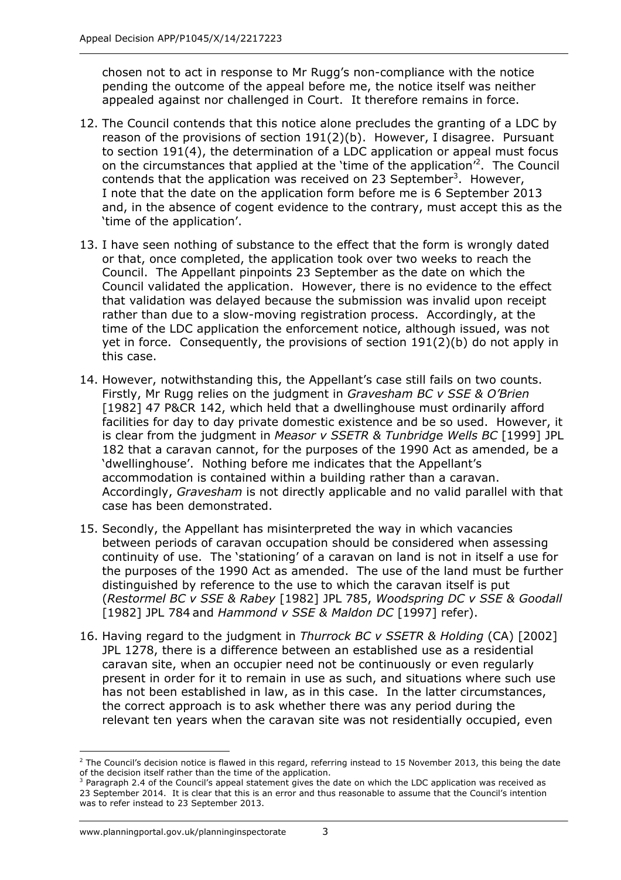chosen not to act in response to Mr Rugg's non-compliance with the notice pending the outcome of the appeal before me, the notice itself was neither appealed against nor challenged in Court. It therefore remains in force.

12. The Council contends that this notice alone precludes the granting of a LDC by reason of the provisions of section 191(2)(b). However, I disagree. Pursuant to section 191(4), the determination of a LDC application or appeal must focus on the circumstances that applied at the 'time of the application'[2]. The Council contends that the application was received on 23 September[3]. However, I note that the date on the application form before me is 6 September 2013 and, in the absence of cogent evidence to the contrary, must accept this as the 'time of the application'.

13. I have seen nothing of substance to the effect that the form is wrongly dated or that, once completed, the application took over two weeks to reach the Council. The Appellant pinpoints 23 September as the date on which the Council validated the application. However, there is no evidence to the effect that validation was delayed because the submission was invalid upon receipt rather than due to a slow-moving registration process. Accordingly, at the time of the LDC application the enforcement notice, although issued, was not yet in force. Consequently, the provisions of section 191(2)(b) do not apply in this case.

14. However, notwithstanding this, the Appellant's case still fails on two counts. Firstly, Mr Rugg relies on the judgment in *Gravesham BC v SSE & O'Brien* [1982] 47 P&CR 142, which held that a dwellinghouse must ordinarily afford facilities for day to day private domestic existence and be so used. However, it is clear from the judgment in *Measor v SSETR & Tunbridge Wells BC* [1999] JPL 182 that a caravan cannot, for the purposes of the 1990 Act as amended, be a 'dwellinghouse'. Nothing before me indicates that the Appellant's accommodation is contained within a building rather than a caravan. Accordingly, *Gravesham* is not directly applicable and no valid parallel with that case has been demonstrated.

15. Secondly, the Appellant has misinterpreted the way in which vacancies between periods of caravan occupation should be considered when assessing continuity of use. The 'stationing' of a caravan on land is not in itself a use for the purposes of the 1990 Act as amended. The use of the land must be further distinguished by reference to the use to which the caravan itself is put (*Restormel BC v SSE & Rabey* [1982] JPL 785, *Woodspring DC v SSE & Goodall* [1982] JPL 784 and *Hammond v SSE & Maldon DC* [1997] refer).

16. Having regard to the judgment in *Thurrock BC v SSETR & Holding* (CA) [2002] JPL 1278, there is a difference between an established use as a residential caravan site, when an occupier need not be continuously or even regularly present in order for it to remain in use as such, and situations where such use has not been established in law, as in this case. In the latter circumstances, the correct approach is to ask whether there was any period during the relevant ten years when the caravan site was not residentially occupied, even

---

[2] The Council's decision notice is flawed in this regard, referring instead to 15 November 2013, this being the date of the decision itself rather than the time of the application.

[3] Paragraph 2.4 of the Council's appeal statement gives the date on which the LDC application was received as 23 September 2014. It is clear that this is an error and thus reasonable to assume that the Council's intention was to refer instead to 23 September 2013.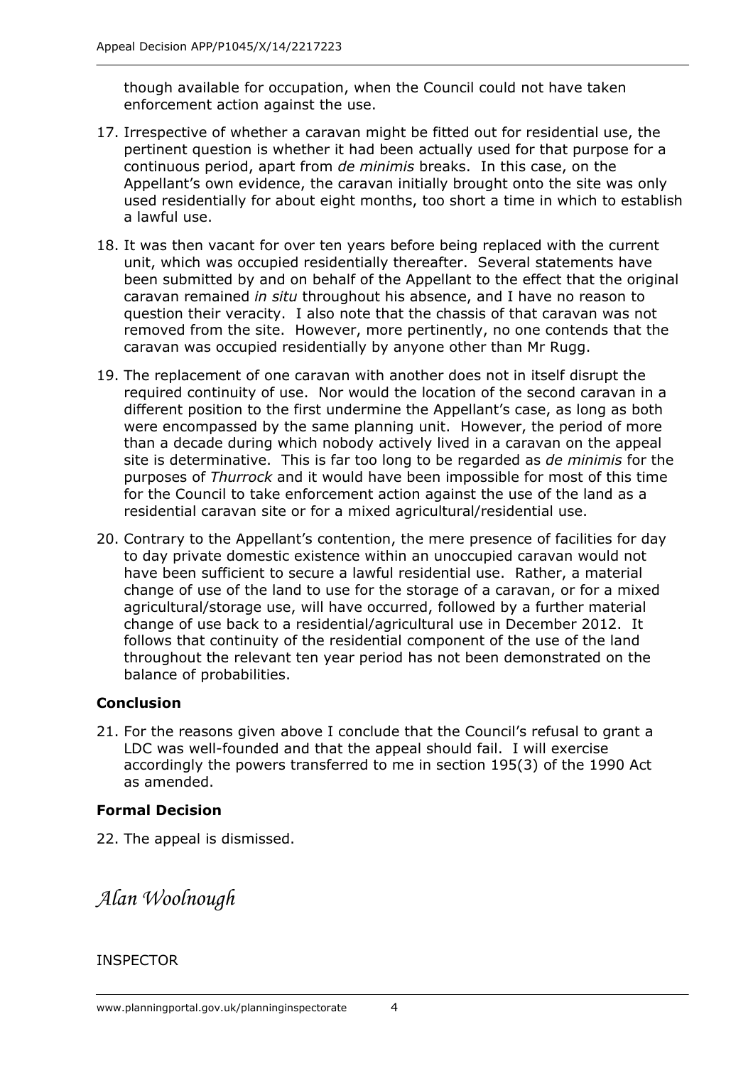though available for occupation, when the Council could not have taken enforcement action against the use.

17. Irrespective of whether a caravan might be fitted out for residential use, the pertinent question is whether it had been actually used for that purpose for a continuous period, apart from *de minimis* breaks. In this case, on the Appellant's own evidence, the caravan initially brought onto the site was only used residentially for about eight months, too short a time in which to establish a lawful use.

18. It was then vacant for over ten years before being replaced with the current unit, which was occupied residentially thereafter. Several statements have been submitted by and on behalf of the Appellant to the effect that the original caravan remained *in situ* throughout his absence, and I have no reason to question their veracity. I also note that the chassis of that caravan was not removed from the site. However, more pertinently, no one contends that the caravan was occupied residentially by anyone other than Mr Rugg.

19. The replacement of one caravan with another does not in itself disrupt the required continuity of use. Nor would the location of the second caravan in a different position to the first undermine the Appellant's case, as long as both were encompassed by the same planning unit. However, the period of more than a decade during which nobody actively lived in a caravan on the appeal site is determinative. This is far too long to be regarded as *de minimis* for the purposes of *Thurrock* and it would have been impossible for most of this time for the Council to take enforcement action against the use of the land as a residential caravan site or for a mixed agricultural/residential use.

20. Contrary to the Appellant's contention, the mere presence of facilities for day to day private domestic existence within an unoccupied caravan would not have been sufficient to secure a lawful residential use. Rather, a material change of use of the land to use for the storage of a caravan, or for a mixed agricultural/storage use, will have occurred, followed by a further material change of use back to a residential/agricultural use in December 2012. It follows that continuity of the residential component of the use of the land throughout the relevant ten year period has not been demonstrated on the balance of probabilities.

## Conclusion

21. For the reasons given above I conclude that the Council's refusal to grant a LDC was well-founded and that the appeal should fail. I will exercise accordingly the powers transferred to me in section 195(3) of the 1990 Act as amended.

## Formal Decision

22. The appeal is dismissed.

*Alan Woolnough*

INSPECTOR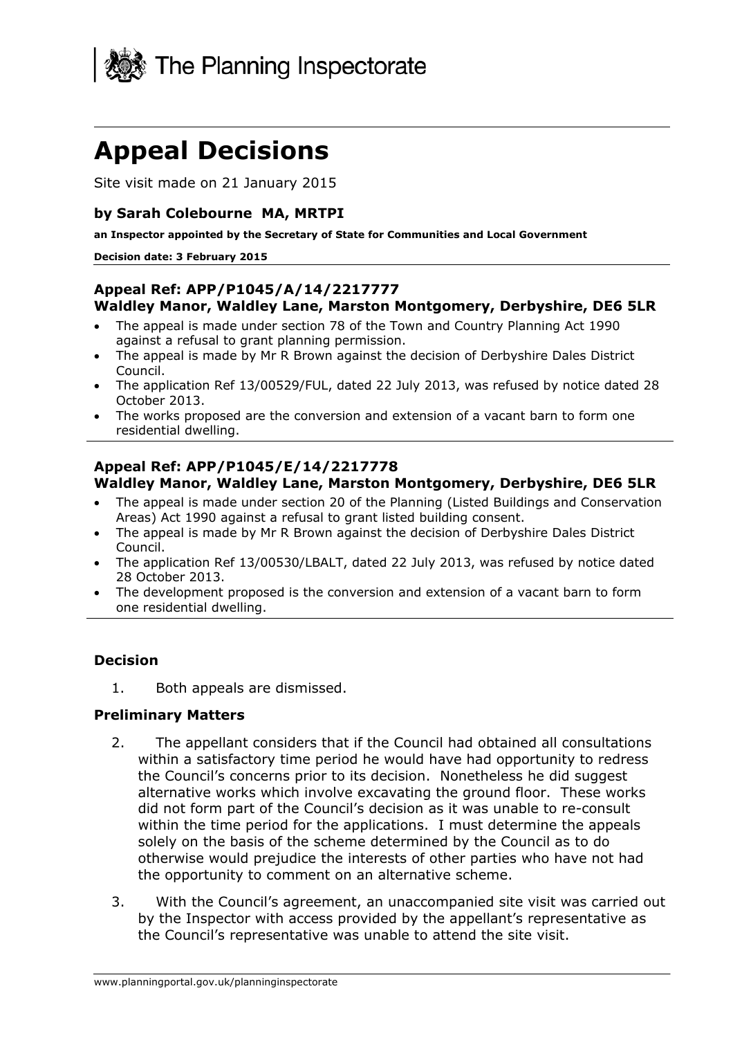The Planning Inspectorate

# Appeal Decisions

Site visit made on 21 January 2015

**by Sarah Colebourne MA, MRTPI**

**an Inspector appointed by the Secretary of State for Communities and Local Government**

**Decision date: 3 February 2015**

### Appeal Ref: APP/P1045/A/14/2217777
### Waldley Manor, Waldley Lane, Marston Montgomery, Derbyshire, DE6 5LR

- The appeal is made under section 78 of the Town and Country Planning Act 1990 against a refusal to grant planning permission.
- The appeal is made by Mr R Brown against the decision of Derbyshire Dales District Council.
- The application Ref 13/00529/FUL, dated 22 July 2013, was refused by notice dated 28 October 2013.
- The works proposed are the conversion and extension of a vacant barn to form one residential dwelling.

### Appeal Ref: APP/P1045/E/14/2217778
### Waldley Manor, Waldley Lane, Marston Montgomery, Derbyshire, DE6 5LR

- The appeal is made under section 20 of the Planning (Listed Buildings and Conservation Areas) Act 1990 against a refusal to grant listed building consent.
- The appeal is made by Mr R Brown against the decision of Derbyshire Dales District Council.
- The application Ref 13/00530/LBALT, dated 22 July 2013, was refused by notice dated 28 October 2013.
- The development proposed is the conversion and extension of a vacant barn to form one residential dwelling.

### Decision

1. Both appeals are dismissed.

### Preliminary Matters

2. The appellant considers that if the Council had obtained all consultations within a satisfactory time period he would have had opportunity to redress the Council's concerns prior to its decision. Nonetheless he did suggest alternative works which involve excavating the ground floor. These works did not form part of the Council's decision as it was unable to re-consult within the time period for the applications. I must determine the appeals solely on the basis of the scheme determined by the Council as to do otherwise would prejudice the interests of other parties who have not had the opportunity to comment on an alternative scheme.

3. With the Council's agreement, an unaccompanied site visit was carried out by the Inspector with access provided by the appellant's representative as the Council's representative was unable to attend the site visit.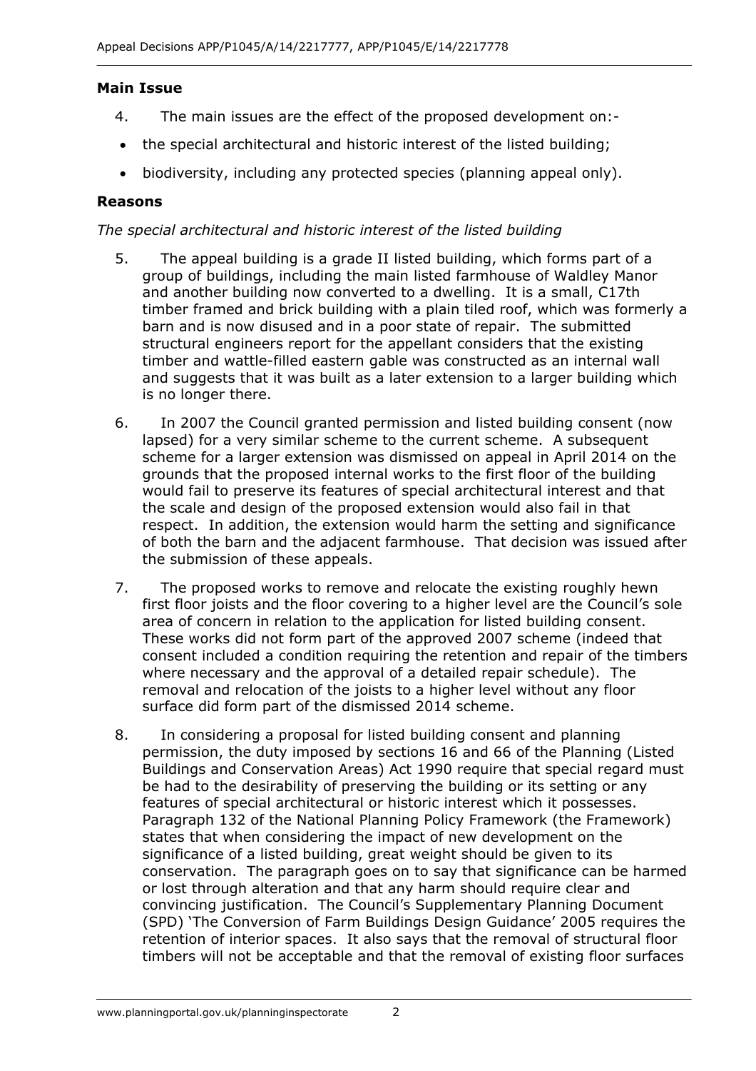## Main Issue

4. The main issues are the effect of the proposed development on:-

- the special architectural and historic interest of the listed building;
- biodiversity, including any protected species (planning appeal only).

## Reasons

*The special architectural and historic interest of the listed building*

5. The appeal building is a grade II listed building, which forms part of a group of buildings, including the main listed farmhouse of Waldley Manor and another building now converted to a dwelling. It is a small, C17th timber framed and brick building with a plain tiled roof, which was formerly a barn and is now disused and in a poor state of repair. The submitted structural engineers report for the appellant considers that the existing timber and wattle-filled eastern gable was constructed as an internal wall and suggests that it was built as a later extension to a larger building which is no longer there.

6. In 2007 the Council granted permission and listed building consent (now lapsed) for a very similar scheme to the current scheme. A subsequent scheme for a larger extension was dismissed on appeal in April 2014 on the grounds that the proposed internal works to the first floor of the building would fail to preserve its features of special architectural interest and that the scale and design of the proposed extension would also fail in that respect. In addition, the extension would harm the setting and significance of both the barn and the adjacent farmhouse. That decision was issued after the submission of these appeals.

7. The proposed works to remove and relocate the existing roughly hewn first floor joists and the floor covering to a higher level are the Council's sole area of concern in relation to the application for listed building consent. These works did not form part of the approved 2007 scheme (indeed that consent included a condition requiring the retention and repair of the timbers where necessary and the approval of a detailed repair schedule). The removal and relocation of the joists to a higher level without any floor surface did form part of the dismissed 2014 scheme.

8. In considering a proposal for listed building consent and planning permission, the duty imposed by sections 16 and 66 of the Planning (Listed Buildings and Conservation Areas) Act 1990 require that special regard must be had to the desirability of preserving the building or its setting or any features of special architectural or historic interest which it possesses. Paragraph 132 of the National Planning Policy Framework (the Framework) states that when considering the impact of new development on the significance of a listed building, great weight should be given to its conservation. The paragraph goes on to say that significance can be harmed or lost through alteration and that any harm should require clear and convincing justification. The Council's Supplementary Planning Document (SPD) 'The Conversion of Farm Buildings Design Guidance' 2005 requires the retention of interior spaces. It also says that the removal of structural floor timbers will not be acceptable and that the removal of existing floor surfaces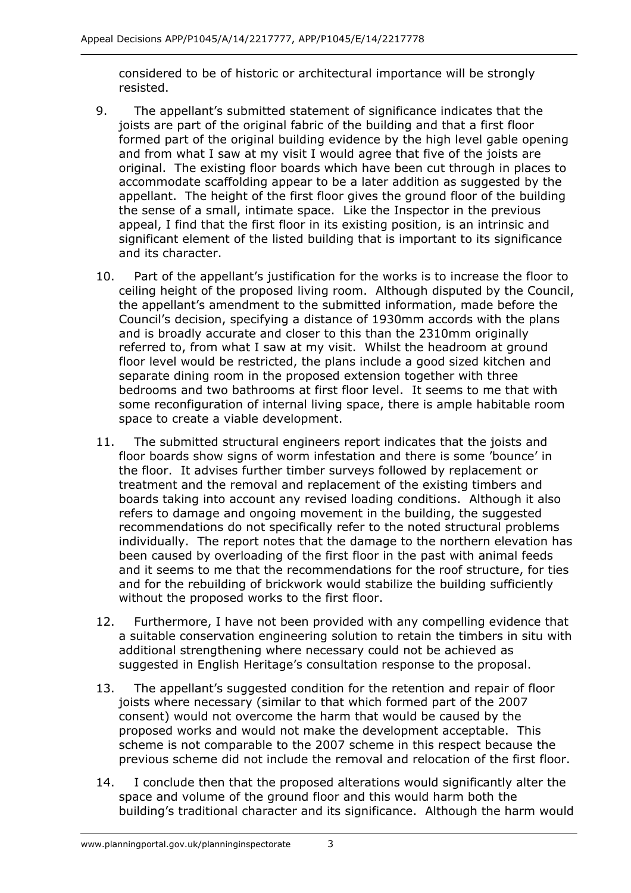considered to be of historic or architectural importance will be strongly resisted.

9. The appellant's submitted statement of significance indicates that the joists are part of the original fabric of the building and that a first floor formed part of the original building evidence by the high level gable opening and from what I saw at my visit I would agree that five of the joists are original. The existing floor boards which have been cut through in places to accommodate scaffolding appear to be a later addition as suggested by the appellant. The height of the first floor gives the ground floor of the building the sense of a small, intimate space. Like the Inspector in the previous appeal, I find that the first floor in its existing position, is an intrinsic and significant element of the listed building that is important to its significance and its character.

10. Part of the appellant's justification for the works is to increase the floor to ceiling height of the proposed living room. Although disputed by the Council, the appellant's amendment to the submitted information, made before the Council's decision, specifying a distance of 1930mm accords with the plans and is broadly accurate and closer to this than the 2310mm originally referred to, from what I saw at my visit. Whilst the headroom at ground floor level would be restricted, the plans include a good sized kitchen and separate dining room in the proposed extension together with three bedrooms and two bathrooms at first floor level. It seems to me that with some reconfiguration of internal living space, there is ample habitable room space to create a viable development.

11. The submitted structural engineers report indicates that the joists and floor boards show signs of worm infestation and there is some 'bounce' in the floor. It advises further timber surveys followed by replacement or treatment and the removal and replacement of the existing timbers and boards taking into account any revised loading conditions. Although it also refers to damage and ongoing movement in the building, the suggested recommendations do not specifically refer to the noted structural problems individually. The report notes that the damage to the northern elevation has been caused by overloading of the first floor in the past with animal feeds and it seems to me that the recommendations for the roof structure, for ties and for the rebuilding of brickwork would stabilize the building sufficiently without the proposed works to the first floor.

12. Furthermore, I have not been provided with any compelling evidence that a suitable conservation engineering solution to retain the timbers in situ with additional strengthening where necessary could not be achieved as suggested in English Heritage's consultation response to the proposal.

13. The appellant's suggested condition for the retention and repair of floor joists where necessary (similar to that which formed part of the 2007 consent) would not overcome the harm that would be caused by the proposed works and would not make the development acceptable. This scheme is not comparable to the 2007 scheme in this respect because the previous scheme did not include the removal and relocation of the first floor.

14. I conclude then that the proposed alterations would significantly alter the space and volume of the ground floor and this would harm both the building's traditional character and its significance. Although the harm would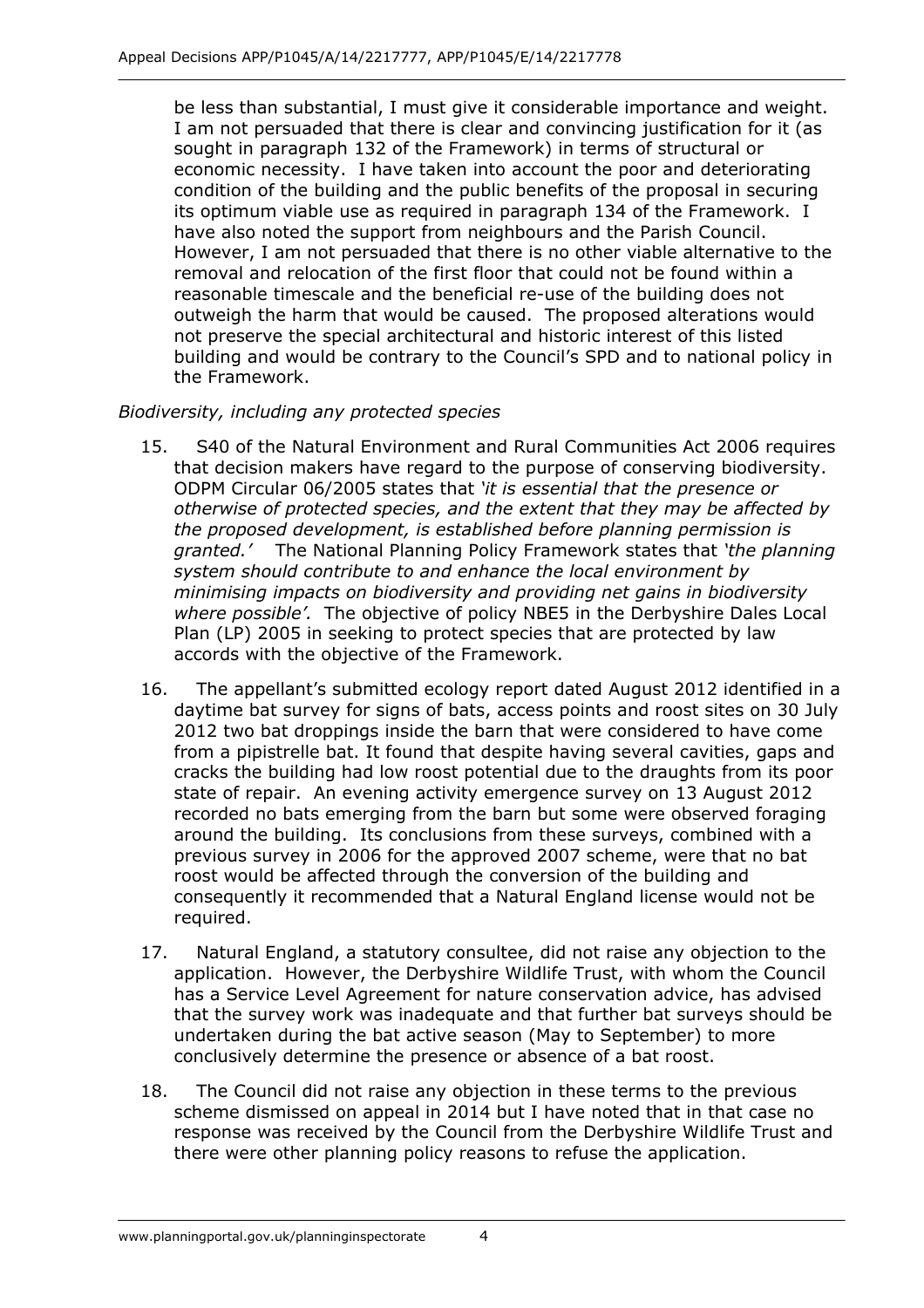be less than substantial, I must give it considerable importance and weight. I am not persuaded that there is clear and convincing justification for it (as sought in paragraph 132 of the Framework) in terms of structural or economic necessity. I have taken into account the poor and deteriorating condition of the building and the public benefits of the proposal in securing its optimum viable use as required in paragraph 134 of the Framework. I have also noted the support from neighbours and the Parish Council. However, I am not persuaded that there is no other viable alternative to the removal and relocation of the first floor that could not be found within a reasonable timescale and the beneficial re-use of the building does not outweigh the harm that would be caused. The proposed alterations would not preserve the special architectural and historic interest of this listed building and would be contrary to the Council's SPD and to national policy in the Framework.

*Biodiversity, including any protected species*

15. S40 of the Natural Environment and Rural Communities Act 2006 requires that decision makers have regard to the purpose of conserving biodiversity. ODPM Circular 06/2005 states that *'it is essential that the presence or otherwise of protected species, and the extent that they may be affected by the proposed development, is established before planning permission is granted.'* The National Planning Policy Framework states that *'the planning system should contribute to and enhance the local environment by minimising impacts on biodiversity and providing net gains in biodiversity where possible'.* The objective of policy NBE5 in the Derbyshire Dales Local Plan (LP) 2005 in seeking to protect species that are protected by law accords with the objective of the Framework.

16. The appellant's submitted ecology report dated August 2012 identified in a daytime bat survey for signs of bats, access points and roost sites on 30 July 2012 two bat droppings inside the barn that were considered to have come from a pipistrelle bat. It found that despite having several cavities, gaps and cracks the building had low roost potential due to the draughts from its poor state of repair. An evening activity emergence survey on 13 August 2012 recorded no bats emerging from the barn but some were observed foraging around the building. Its conclusions from these surveys, combined with a previous survey in 2006 for the approved 2007 scheme, were that no bat roost would be affected through the conversion of the building and consequently it recommended that a Natural England license would not be required.

17. Natural England, a statutory consultee, did not raise any objection to the application. However, the Derbyshire Wildlife Trust, with whom the Council has a Service Level Agreement for nature conservation advice, has advised that the survey work was inadequate and that further bat surveys should be undertaken during the bat active season (May to September) to more conclusively determine the presence or absence of a bat roost.

18. The Council did not raise any objection in these terms to the previous scheme dismissed on appeal in 2014 but I have noted that in that case no response was received by the Council from the Derbyshire Wildlife Trust and there were other planning policy reasons to refuse the application.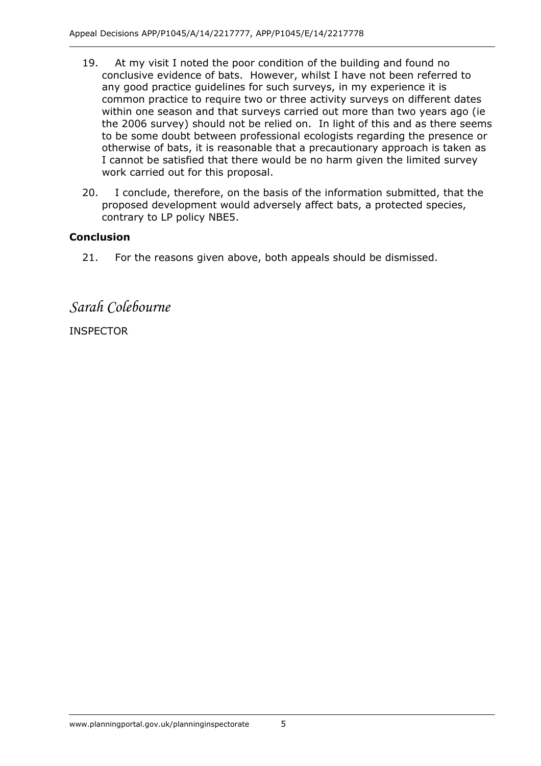19. At my visit I noted the poor condition of the building and found no conclusive evidence of bats. However, whilst I have not been referred to any good practice guidelines for such surveys, in my experience it is common practice to require two or three activity surveys on different dates within one season and that surveys carried out more than two years ago (ie the 2006 survey) should not be relied on. In light of this and as there seems to be some doubt between professional ecologists regarding the presence or otherwise of bats, it is reasonable that a precautionary approach is taken as I cannot be satisfied that there would be no harm given the limited survey work carried out for this proposal.

20. I conclude, therefore, on the basis of the information submitted, that the proposed development would adversely affect bats, a protected species, contrary to LP policy NBE5.

**Conclusion**

21. For the reasons given above, both appeals should be dismissed.

*Sarah Colebourne*

INSPECTOR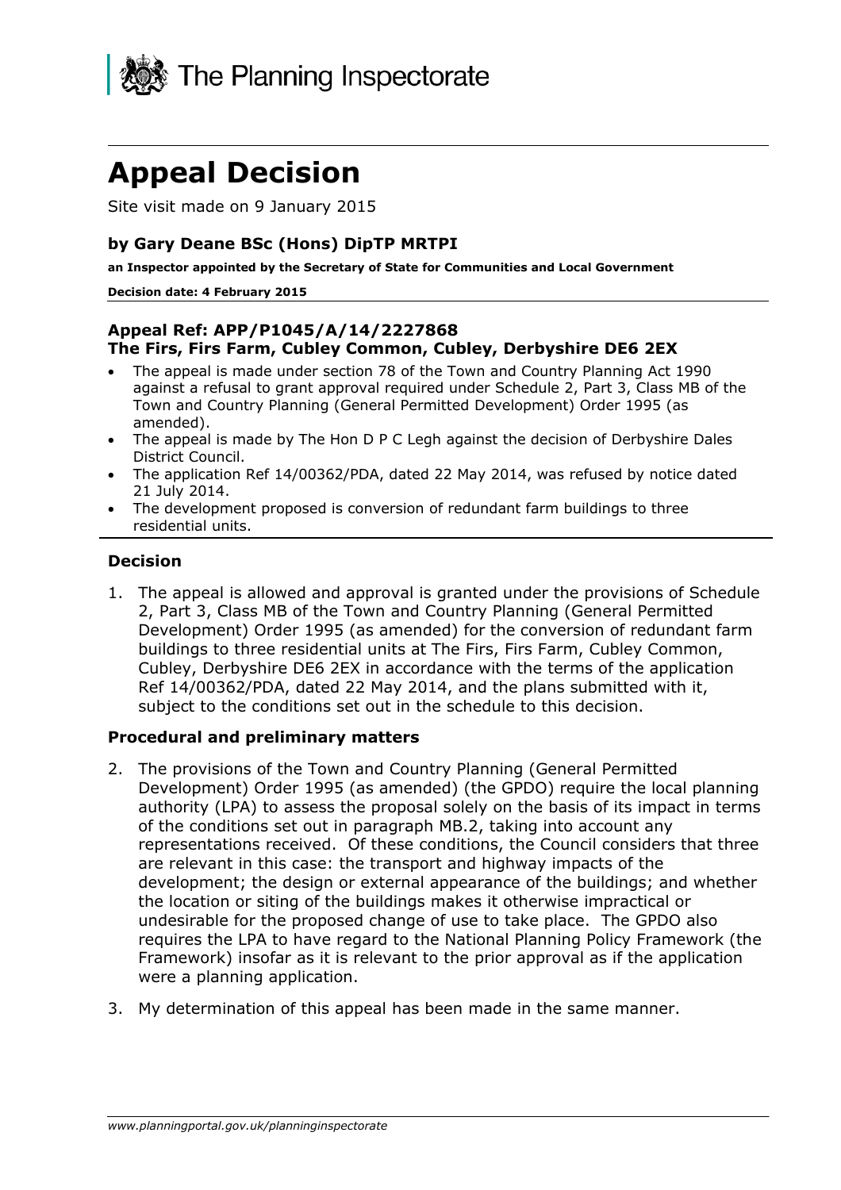The Planning Inspectorate

# Appeal Decision

Site visit made on 9 January 2015

**by Gary Deane BSc (Hons) DipTP MRTPI**

**an Inspector appointed by the Secretary of State for Communities and Local Government**

**Decision date: 4 February 2015**

**Appeal Ref: APP/P1045/A/14/2227868**
**The Firs, Firs Farm, Cubley Common, Cubley, Derbyshire DE6 2EX**

- The appeal is made under section 78 of the Town and Country Planning Act 1990 against a refusal to grant approval required under Schedule 2, Part 3, Class MB of the Town and Country Planning (General Permitted Development) Order 1995 (as amended).
- The appeal is made by The Hon D P C Legh against the decision of Derbyshire Dales District Council.
- The application Ref 14/00362/PDA, dated 22 May 2014, was refused by notice dated 21 July 2014.
- The development proposed is conversion of redundant farm buildings to three residential units.

## Decision

1. The appeal is allowed and approval is granted under the provisions of Schedule 2, Part 3, Class MB of the Town and Country Planning (General Permitted Development) Order 1995 (as amended) for the conversion of redundant farm buildings to three residential units at The Firs, Firs Farm, Cubley Common, Cubley, Derbyshire DE6 2EX in accordance with the terms of the application Ref 14/00362/PDA, dated 22 May 2014, and the plans submitted with it, subject to the conditions set out in the schedule to this decision.

## Procedural and preliminary matters

2. The provisions of the Town and Country Planning (General Permitted Development) Order 1995 (as amended) (the GPDO) require the local planning authority (LPA) to assess the proposal solely on the basis of its impact in terms of the conditions set out in paragraph MB.2, taking into account any representations received. Of these conditions, the Council considers that three are relevant in this case: the transport and highway impacts of the development; the design or external appearance of the buildings; and whether the location or siting of the buildings makes it otherwise impractical or undesirable for the proposed change of use to take place. The GPDO also requires the LPA to have regard to the National Planning Policy Framework (the Framework) insofar as it is relevant to the prior approval as if the application were a planning application.

3. My determination of this appeal has been made in the same manner.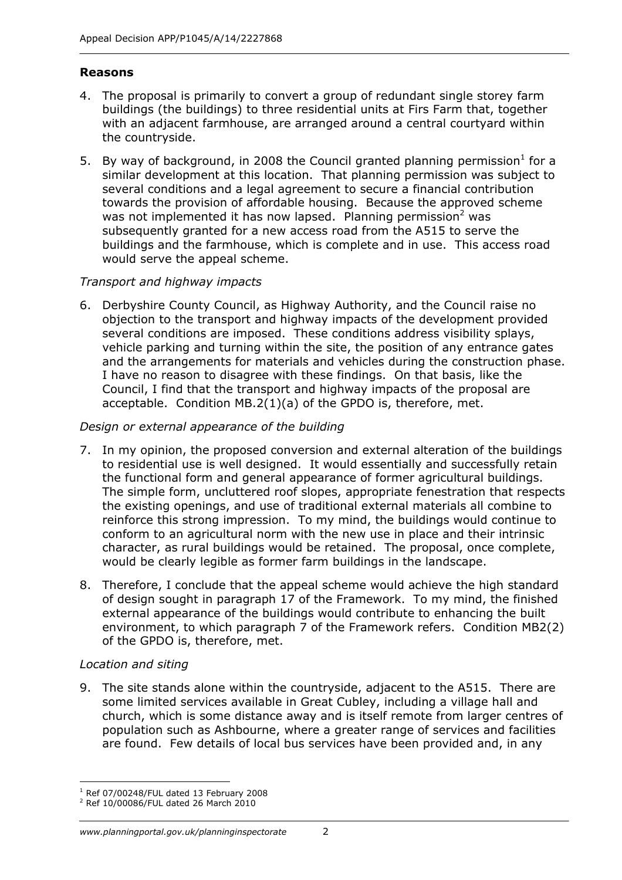## Reasons

4. The proposal is primarily to convert a group of redundant single storey farm buildings (the buildings) to three residential units at Firs Farm that, together with an adjacent farmhouse, are arranged around a central courtyard within the countryside.

5. By way of background, in 2008 the Council granted planning permission[1] for a similar development at this location. That planning permission was subject to several conditions and a legal agreement to secure a financial contribution towards the provision of affordable housing. Because the approved scheme was not implemented it has now lapsed. Planning permission[2] was subsequently granted for a new access road from the A515 to serve the buildings and the farmhouse, which is complete and in use. This access road would serve the appeal scheme.

*Transport and highway impacts*

6. Derbyshire County Council, as Highway Authority, and the Council raise no objection to the transport and highway impacts of the development provided several conditions are imposed. These conditions address visibility splays, vehicle parking and turning within the site, the position of any entrance gates and the arrangements for materials and vehicles during the construction phase. I have no reason to disagree with these findings. On that basis, like the Council, I find that the transport and highway impacts of the proposal are acceptable. Condition MB.2(1)(a) of the GPDO is, therefore, met.

*Design or external appearance of the building*

7. In my opinion, the proposed conversion and external alteration of the buildings to residential use is well designed. It would essentially and successfully retain the functional form and general appearance of former agricultural buildings. The simple form, uncluttered roof slopes, appropriate fenestration that respects the existing openings, and use of traditional external materials all combine to reinforce this strong impression. To my mind, the buildings would continue to conform to an agricultural norm with the new use in place and their intrinsic character, as rural buildings would be retained. The proposal, once complete, would be clearly legible as former farm buildings in the landscape.

8. Therefore, I conclude that the appeal scheme would achieve the high standard of design sought in paragraph 17 of the Framework. To my mind, the finished external appearance of the buildings would contribute to enhancing the built environment, to which paragraph 7 of the Framework refers. Condition MB2(2) of the GPDO is, therefore, met.

*Location and siting*

9. The site stands alone within the countryside, adjacent to the A515. There are some limited services available in Great Cubley, including a village hall and church, which is some distance away and is itself remote from larger centres of population such as Ashbourne, where a greater range of services and facilities are found. Few details of local bus services have been provided and, in any

[1] Ref 07/00248/FUL dated 13 February 2008

[2] Ref 10/00086/FUL dated 26 March 2010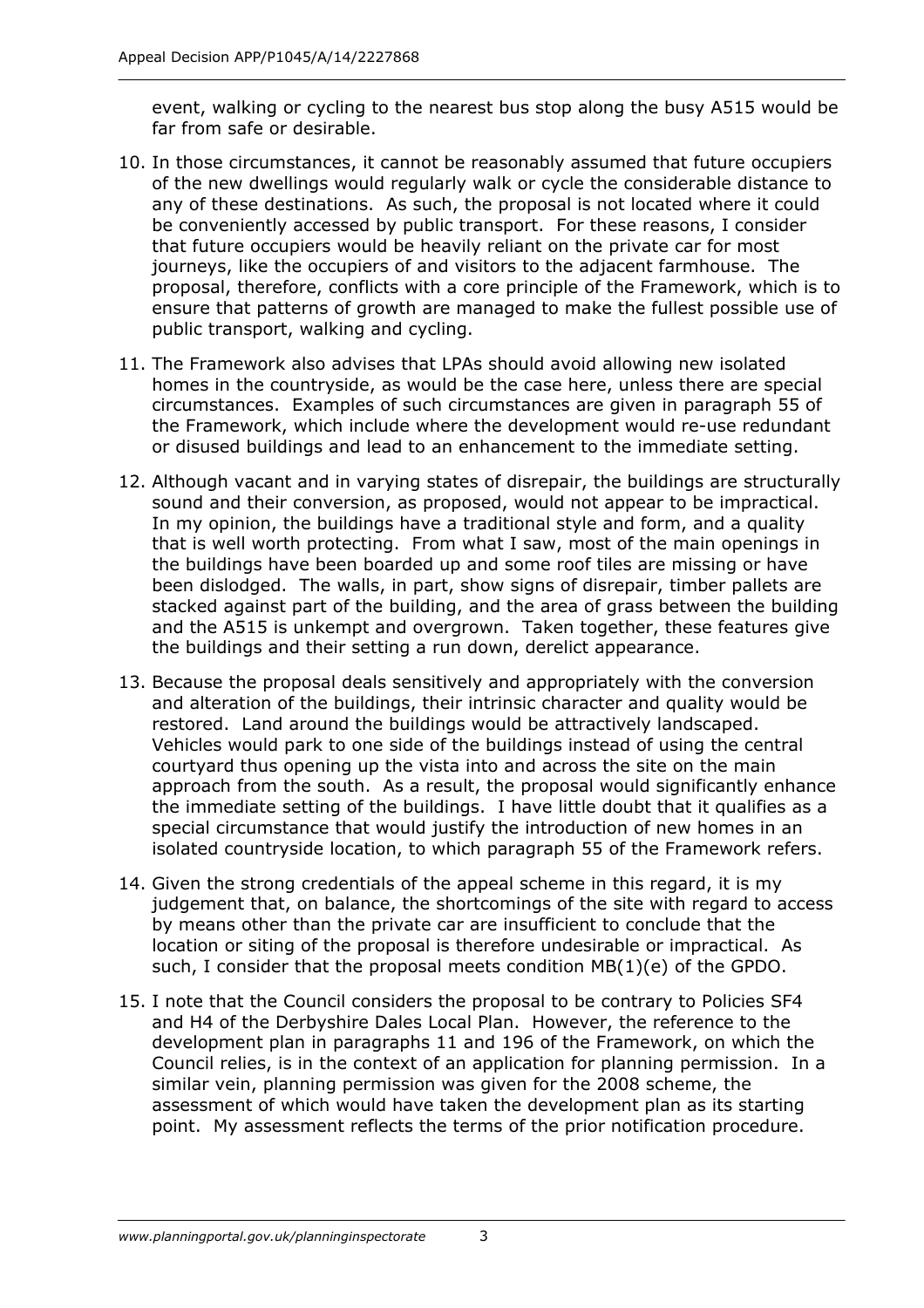event, walking or cycling to the nearest bus stop along the busy A515 would be far from safe or desirable.

10. In those circumstances, it cannot be reasonably assumed that future occupiers of the new dwellings would regularly walk or cycle the considerable distance to any of these destinations. As such, the proposal is not located where it could be conveniently accessed by public transport. For these reasons, I consider that future occupiers would be heavily reliant on the private car for most journeys, like the occupiers of and visitors to the adjacent farmhouse. The proposal, therefore, conflicts with a core principle of the Framework, which is to ensure that patterns of growth are managed to make the fullest possible use of public transport, walking and cycling.

11. The Framework also advises that LPAs should avoid allowing new isolated homes in the countryside, as would be the case here, unless there are special circumstances. Examples of such circumstances are given in paragraph 55 of the Framework, which include where the development would re-use redundant or disused buildings and lead to an enhancement to the immediate setting.

12. Although vacant and in varying states of disrepair, the buildings are structurally sound and their conversion, as proposed, would not appear to be impractical. In my opinion, the buildings have a traditional style and form, and a quality that is well worth protecting. From what I saw, most of the main openings in the buildings have been boarded up and some roof tiles are missing or have been dislodged. The walls, in part, show signs of disrepair, timber pallets are stacked against part of the building, and the area of grass between the building and the A515 is unkempt and overgrown. Taken together, these features give the buildings and their setting a run down, derelict appearance.

13. Because the proposal deals sensitively and appropriately with the conversion and alteration of the buildings, their intrinsic character and quality would be restored. Land around the buildings would be attractively landscaped. Vehicles would park to one side of the buildings instead of using the central courtyard thus opening up the vista into and across the site on the main approach from the south. As a result, the proposal would significantly enhance the immediate setting of the buildings. I have little doubt that it qualifies as a special circumstance that would justify the introduction of new homes in an isolated countryside location, to which paragraph 55 of the Framework refers.

14. Given the strong credentials of the appeal scheme in this regard, it is my judgement that, on balance, the shortcomings of the site with regard to access by means other than the private car are insufficient to conclude that the location or siting of the proposal is therefore undesirable or impractical. As such, I consider that the proposal meets condition MB(1)(e) of the GPDO.

15. I note that the Council considers the proposal to be contrary to Policies SF4 and H4 of the Derbyshire Dales Local Plan. However, the reference to the development plan in paragraphs 11 and 196 of the Framework, on which the Council relies, is in the context of an application for planning permission. In a similar vein, planning permission was given for the 2008 scheme, the assessment of which would have taken the development plan as its starting point. My assessment reflects the terms of the prior notification procedure.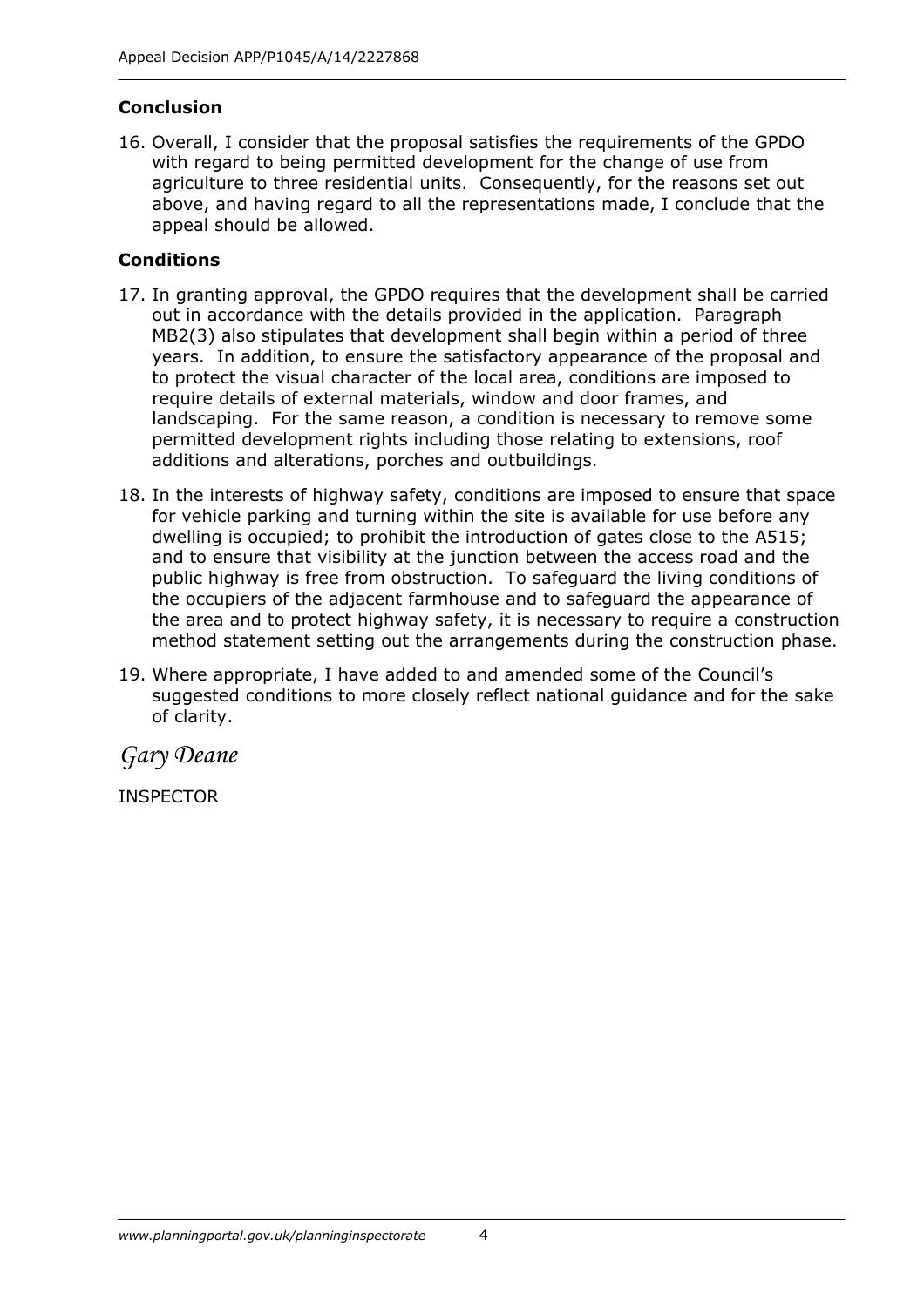**Conclusion**

16. Overall, I consider that the proposal satisfies the requirements of the GPDO with regard to being permitted development for the change of use from agriculture to three residential units. Consequently, for the reasons set out above, and having regard to all the representations made, I conclude that the appeal should be allowed.

**Conditions**

17. In granting approval, the GPDO requires that the development shall be carried out in accordance with the details provided in the application. Paragraph MB2(3) also stipulates that development shall begin within a period of three years. In addition, to ensure the satisfactory appearance of the proposal and to protect the visual character of the local area, conditions are imposed to require details of external materials, window and door frames, and landscaping. For the same reason, a condition is necessary to remove some permitted development rights including those relating to extensions, roof additions and alterations, porches and outbuildings.

18. In the interests of highway safety, conditions are imposed to ensure that space for vehicle parking and turning within the site is available for use before any dwelling is occupied; to prohibit the introduction of gates close to the A515; and to ensure that visibility at the junction between the access road and the public highway is free from obstruction. To safeguard the living conditions of the occupiers of the adjacent farmhouse and to safeguard the appearance of the area and to protect highway safety, it is necessary to require a construction method statement setting out the arrangements during the construction phase.

19. Where appropriate, I have added to and amended some of the Council's suggested conditions to more closely reflect national guidance and for the sake of clarity.

*Gary Deane*

INSPECTOR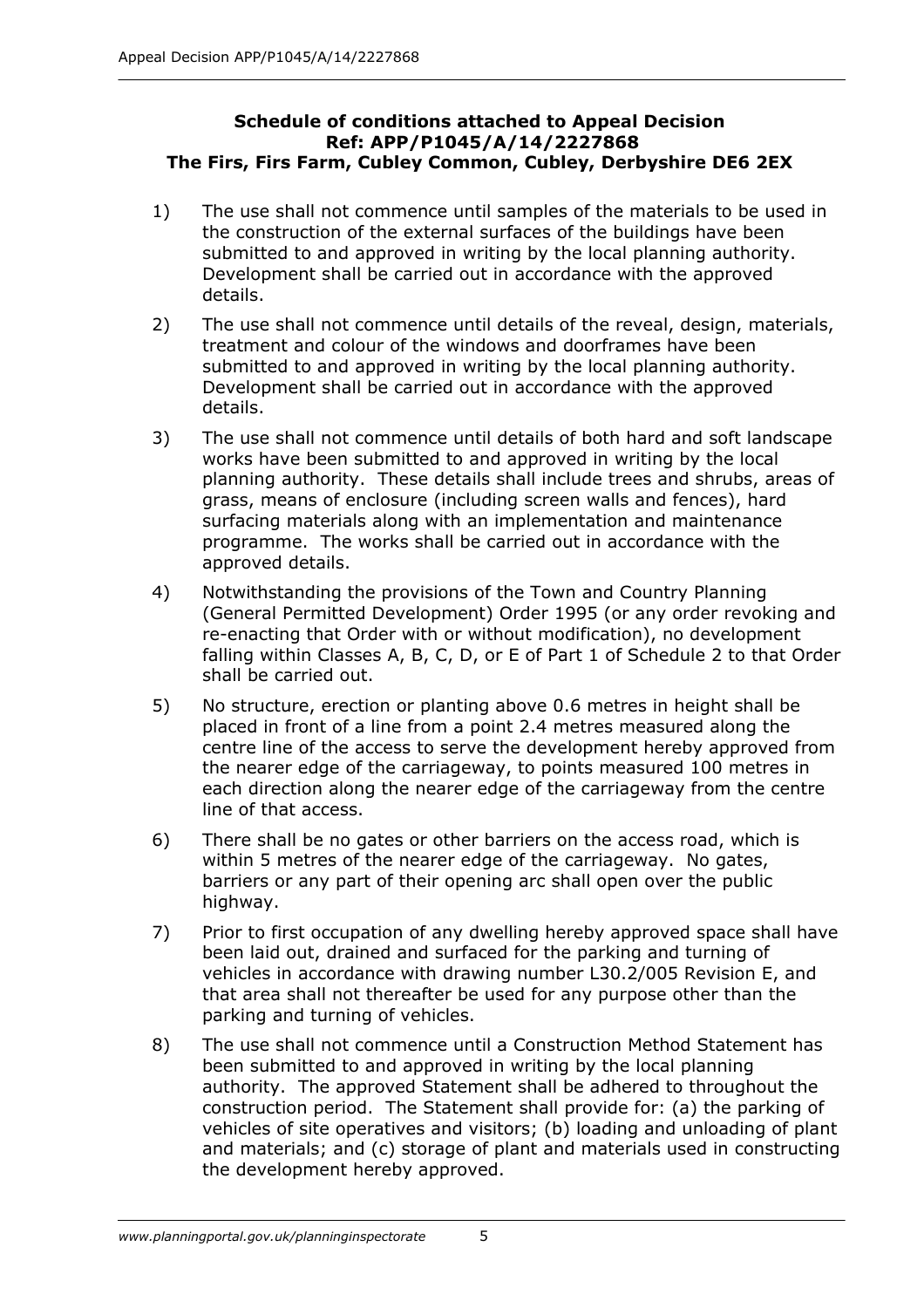**Schedule of conditions attached to Appeal Decision**
**Ref: APP/P1045/A/14/2227868**
**The Firs, Firs Farm, Cubley Common, Cubley, Derbyshire DE6 2EX**

1) The use shall not commence until samples of the materials to be used in the construction of the external surfaces of the buildings have been submitted to and approved in writing by the local planning authority. Development shall be carried out in accordance with the approved details.

2) The use shall not commence until details of the reveal, design, materials, treatment and colour of the windows and doorframes have been submitted to and approved in writing by the local planning authority. Development shall be carried out in accordance with the approved details.

3) The use shall not commence until details of both hard and soft landscape works have been submitted to and approved in writing by the local planning authority. These details shall include trees and shrubs, areas of grass, means of enclosure (including screen walls and fences), hard surfacing materials along with an implementation and maintenance programme. The works shall be carried out in accordance with the approved details.

4) Notwithstanding the provisions of the Town and Country Planning (General Permitted Development) Order 1995 (or any order revoking and re-enacting that Order with or without modification), no development falling within Classes A, B, C, D, or E of Part 1 of Schedule 2 to that Order shall be carried out.

5) No structure, erection or planting above 0.6 metres in height shall be placed in front of a line from a point 2.4 metres measured along the centre line of the access to serve the development hereby approved from the nearer edge of the carriageway, to points measured 100 metres in each direction along the nearer edge of the carriageway from the centre line of that access.

6) There shall be no gates or other barriers on the access road, which is within 5 metres of the nearer edge of the carriageway. No gates, barriers or any part of their opening arc shall open over the public highway.

7) Prior to first occupation of any dwelling hereby approved space shall have been laid out, drained and surfaced for the parking and turning of vehicles in accordance with drawing number L30.2/005 Revision E, and that area shall not thereafter be used for any purpose other than the parking and turning of vehicles.

8) The use shall not commence until a Construction Method Statement has been submitted to and approved in writing by the local planning authority. The approved Statement shall be adhered to throughout the construction period. The Statement shall provide for: (a) the parking of vehicles of site operatives and visitors; (b) loading and unloading of plant and materials; and (c) storage of plant and materials used in constructing the development hereby approved.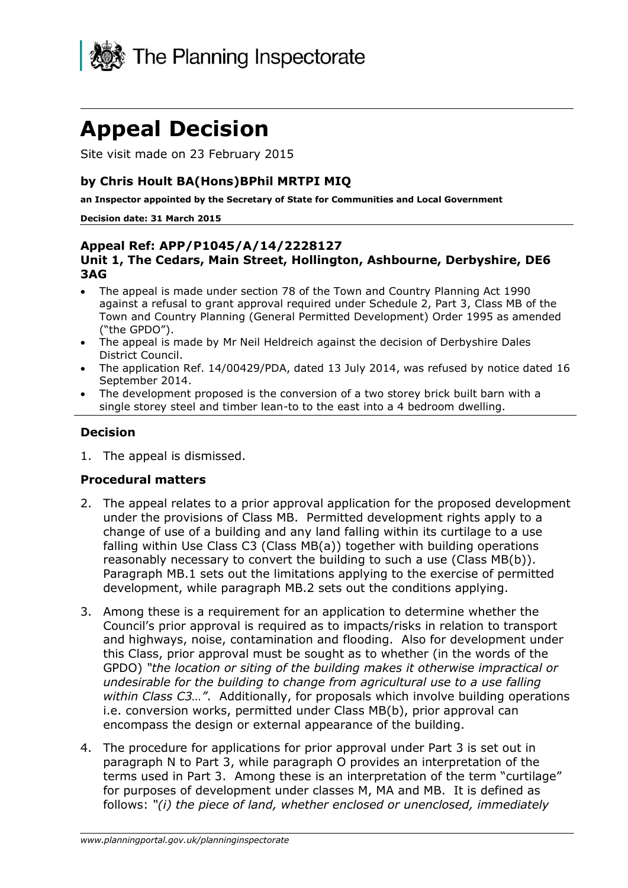The Planning Inspectorate

# Appeal Decision

Site visit made on 23 February 2015

### by Chris Hoult BA(Hons)BPhil MRTPI MIQ

**an Inspector appointed by the Secretary of State for Communities and Local Government**

**Decision date: 31 March 2015**

### Appeal Ref: APP/P1045/A/14/2228127
### Unit 1, The Cedars, Main Street, Hollington, Ashbourne, Derbyshire, DE6 3AG

- The appeal is made under section 78 of the Town and Country Planning Act 1990 against a refusal to grant approval required under Schedule 2, Part 3, Class MB of the Town and Country Planning (General Permitted Development) Order 1995 as amended ("the GPDO").
- The appeal is made by Mr Neil Heldreich against the decision of Derbyshire Dales District Council.
- The application Ref. 14/00429/PDA, dated 13 July 2014, was refused by notice dated 16 September 2014.
- The development proposed is the conversion of a two storey brick built barn with a single storey steel and timber lean-to to the east into a 4 bedroom dwelling.

### Decision

1. The appeal is dismissed.

### Procedural matters

2. The appeal relates to a prior approval application for the proposed development under the provisions of Class MB. Permitted development rights apply to a change of use of a building and any land falling within its curtilage to a use falling within Use Class C3 (Class MB(a)) together with building operations reasonably necessary to convert the building to such a use (Class MB(b)). Paragraph MB.1 sets out the limitations applying to the exercise of permitted development, while paragraph MB.2 sets out the conditions applying.

3. Among these is a requirement for an application to determine whether the Council's prior approval is required as to impacts/risks in relation to transport and highways, noise, contamination and flooding. Also for development under this Class, prior approval must be sought as to whether (in the words of the GPDO) *"the location or siting of the building makes it otherwise impractical or undesirable for the building to change from agricultural use to a use falling within Class C3…"*. Additionally, for proposals which involve building operations i.e. conversion works, permitted under Class MB(b), prior approval can encompass the design or external appearance of the building.

4. The procedure for applications for prior approval under Part 3 is set out in paragraph N to Part 3, while paragraph O provides an interpretation of the terms used in Part 3. Among these is an interpretation of the term "curtilage" for purposes of development under classes M, MA and MB. It is defined as follows: *"(i) the piece of land, whether enclosed or unenclosed, immediately*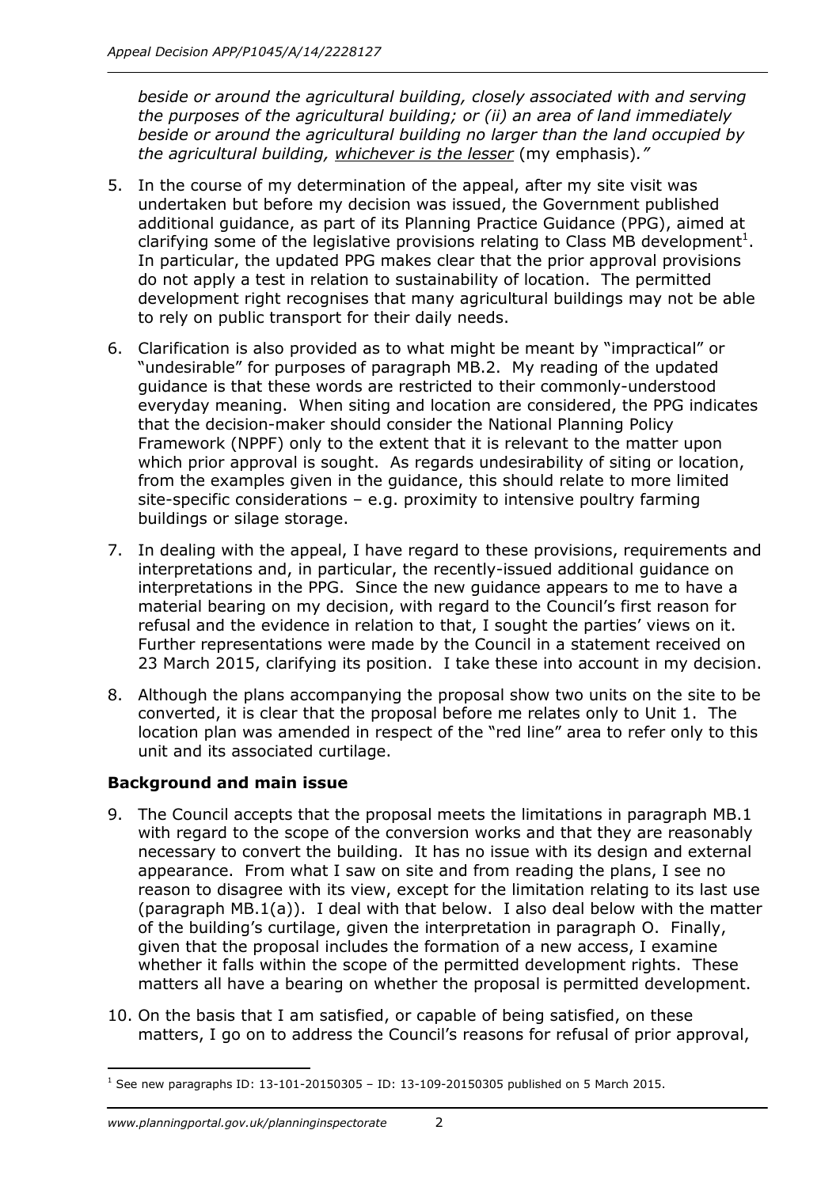*beside or around the agricultural building, closely associated with and serving the purposes of the agricultural building; or (ii) an area of land immediately beside or around the agricultural building no larger than the land occupied by the agricultural building, whichever is the lesser* (my emphasis)*."*

5. In the course of my determination of the appeal, after my site visit was undertaken but before my decision was issued, the Government published additional guidance, as part of its Planning Practice Guidance (PPG), aimed at clarifying some of the legislative provisions relating to Class MB development[1]. In particular, the updated PPG makes clear that the prior approval provisions do not apply a test in relation to sustainability of location. The permitted development right recognises that many agricultural buildings may not be able to rely on public transport for their daily needs.

6. Clarification is also provided as to what might be meant by "impractical" or "undesirable" for purposes of paragraph MB.2. My reading of the updated guidance is that these words are restricted to their commonly-understood everyday meaning. When siting and location are considered, the PPG indicates that the decision-maker should consider the National Planning Policy Framework (NPPF) only to the extent that it is relevant to the matter upon which prior approval is sought. As regards undesirability of siting or location, from the examples given in the guidance, this should relate to more limited site-specific considerations – e.g. proximity to intensive poultry farming buildings or silage storage.

7. In dealing with the appeal, I have regard to these provisions, requirements and interpretations and, in particular, the recently-issued additional guidance on interpretations in the PPG. Since the new guidance appears to me to have a material bearing on my decision, with regard to the Council's first reason for refusal and the evidence in relation to that, I sought the parties' views on it. Further representations were made by the Council in a statement received on 23 March 2015, clarifying its position. I take these into account in my decision.

8. Although the plans accompanying the proposal show two units on the site to be converted, it is clear that the proposal before me relates only to Unit 1. The location plan was amended in respect of the "red line" area to refer only to this unit and its associated curtilage.

## Background and main issue

9. The Council accepts that the proposal meets the limitations in paragraph MB.1 with regard to the scope of the conversion works and that they are reasonably necessary to convert the building. It has no issue with its design and external appearance. From what I saw on site and from reading the plans, I see no reason to disagree with its view, except for the limitation relating to its last use (paragraph MB.1(a)). I deal with that below. I also deal below with the matter of the building's curtilage, given the interpretation in paragraph O. Finally, given that the proposal includes the formation of a new access, I examine whether it falls within the scope of the permitted development rights. These matters all have a bearing on whether the proposal is permitted development.

10. On the basis that I am satisfied, or capable of being satisfied, on these matters, I go on to address the Council's reasons for refusal of prior approval,

[1] See new paragraphs ID: 13-101-20150305 – ID: 13-109-20150305 published on 5 March 2015.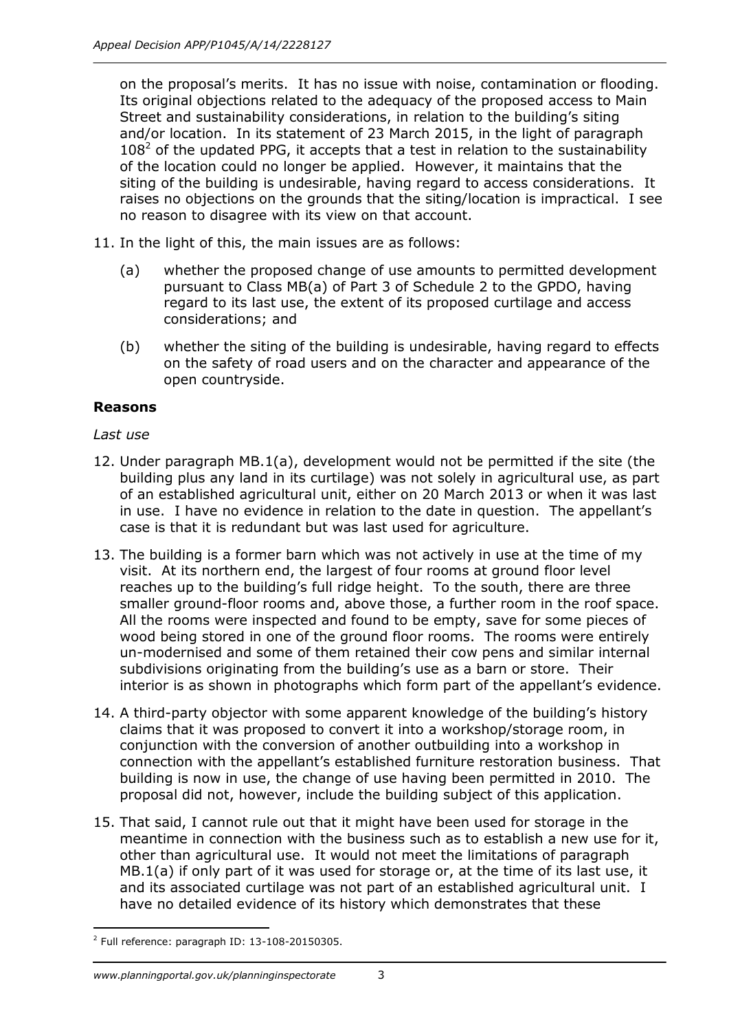on the proposal's merits. It has no issue with noise, contamination or flooding. Its original objections related to the adequacy of the proposed access to Main Street and sustainability considerations, in relation to the building's siting and/or location. In its statement of 23 March 2015, in the light of paragraph 108[2] of the updated PPG, it accepts that a test in relation to the sustainability of the location could no longer be applied. However, it maintains that the siting of the building is undesirable, having regard to access considerations. It raises no objections on the grounds that the siting/location is impractical. I see no reason to disagree with its view on that account.

11. In the light of this, the main issues are as follows:

    (a) whether the proposed change of use amounts to permitted development pursuant to Class MB(a) of Part 3 of Schedule 2 to the GPDO, having regard to its last use, the extent of its proposed curtilage and access considerations; and

    (b) whether the siting of the building is undesirable, having regard to effects on the safety of road users and on the character and appearance of the open countryside.

## Reasons

*Last use*

12. Under paragraph MB.1(a), development would not be permitted if the site (the building plus any land in its curtilage) was not solely in agricultural use, as part of an established agricultural unit, either on 20 March 2013 or when it was last in use. I have no evidence in relation to the date in question. The appellant's case is that it is redundant but was last used for agriculture.

13. The building is a former barn which was not actively in use at the time of my visit. At its northern end, the largest of four rooms at ground floor level reaches up to the building's full ridge height. To the south, there are three smaller ground-floor rooms and, above those, a further room in the roof space. All the rooms were inspected and found to be empty, save for some pieces of wood being stored in one of the ground floor rooms. The rooms were entirely un-modernised and some of them retained their cow pens and similar internal subdivisions originating from the building's use as a barn or store. Their interior is as shown in photographs which form part of the appellant's evidence.

14. A third-party objector with some apparent knowledge of the building's history claims that it was proposed to convert it into a workshop/storage room, in conjunction with the conversion of another outbuilding into a workshop in connection with the appellant's established furniture restoration business. That building is now in use, the change of use having been permitted in 2010. The proposal did not, however, include the building subject of this application.

15. That said, I cannot rule out that it might have been used for storage in the meantime in connection with the business such as to establish a new use for it, other than agricultural use. It would not meet the limitations of paragraph MB.1(a) if only part of it was used for storage or, at the time of its last use, it and its associated curtilage was not part of an established agricultural unit. I have no detailed evidence of its history which demonstrates that these

[2] Full reference: paragraph ID: 13-108-20150305.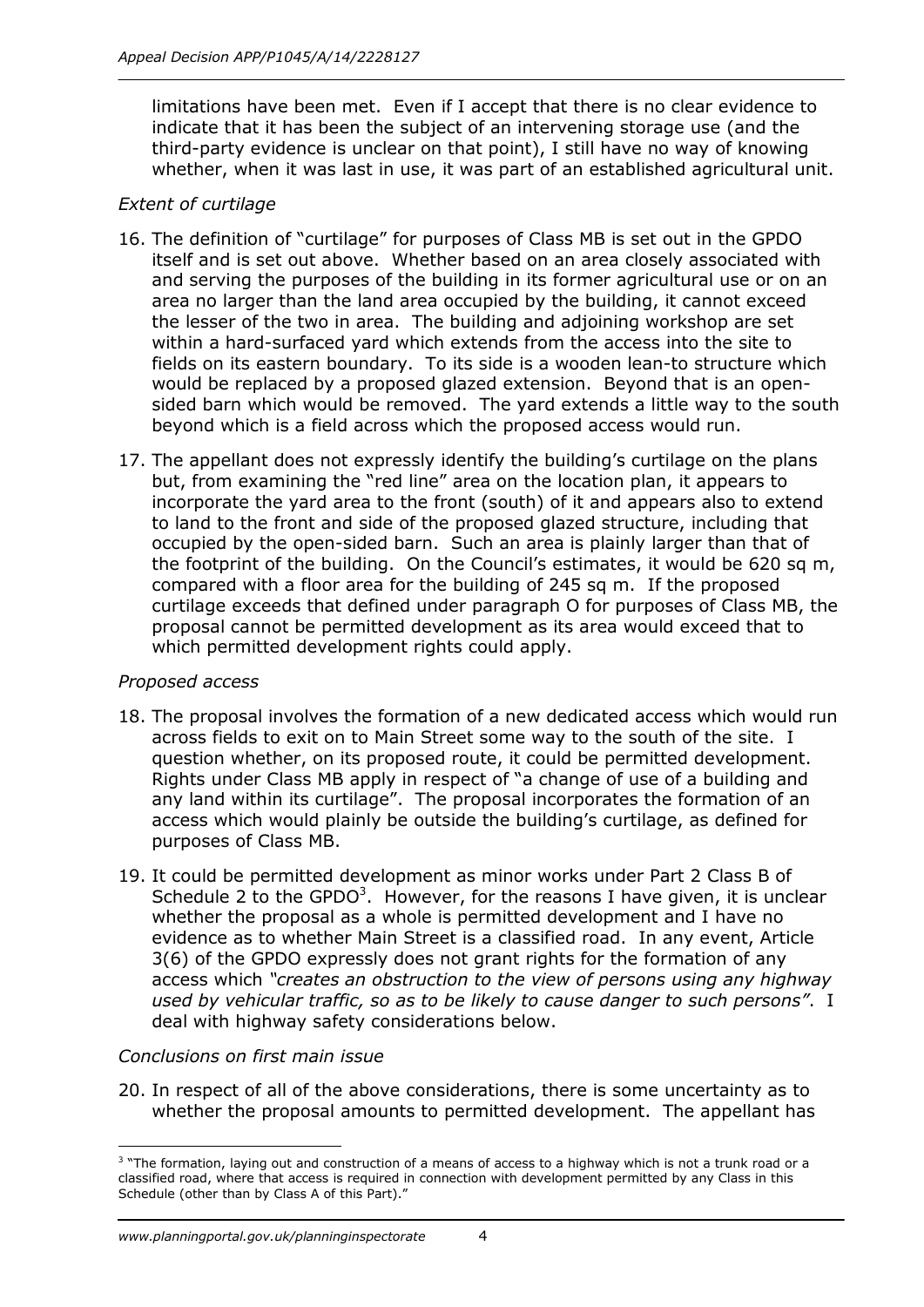limitations have been met. Even if I accept that there is no clear evidence to indicate that it has been the subject of an intervening storage use (and the third-party evidence is unclear on that point), I still have no way of knowing whether, when it was last in use, it was part of an established agricultural unit.

*Extent of curtilage*

16. The definition of "curtilage" for purposes of Class MB is set out in the GPDO itself and is set out above. Whether based on an area closely associated with and serving the purposes of the building in its former agricultural use or on an area no larger than the land area occupied by the building, it cannot exceed the lesser of the two in area. The building and adjoining workshop are set within a hard-surfaced yard which extends from the access into the site to fields on its eastern boundary. To its side is a wooden lean-to structure which would be replaced by a proposed glazed extension. Beyond that is an open-sided barn which would be removed. The yard extends a little way to the south beyond which is a field across which the proposed access would run.

17. The appellant does not expressly identify the building's curtilage on the plans but, from examining the "red line" area on the location plan, it appears to incorporate the yard area to the front (south) of it and appears also to extend to land to the front and side of the proposed glazed structure, including that occupied by the open-sided barn. Such an area is plainly larger than that of the footprint of the building. On the Council's estimates, it would be 620 sq m, compared with a floor area for the building of 245 sq m. If the proposed curtilage exceeds that defined under paragraph O for purposes of Class MB, the proposal cannot be permitted development as its area would exceed that to which permitted development rights could apply.

*Proposed access*

18. The proposal involves the formation of a new dedicated access which would run across fields to exit on to Main Street some way to the south of the site. I question whether, on its proposed route, it could be permitted development. Rights under Class MB apply in respect of "a change of use of a building and any land within its curtilage". The proposal incorporates the formation of an access which would plainly be outside the building's curtilage, as defined for purposes of Class MB.

19. It could be permitted development as minor works under Part 2 Class B of Schedule 2 to the GPDO[3]. However, for the reasons I have given, it is unclear whether the proposal as a whole is permitted development and I have no evidence as to whether Main Street is a classified road. In any event, Article 3(6) of the GPDO expressly does not grant rights for the formation of any access which *"creates an obstruction to the view of persons using any highway used by vehicular traffic, so as to be likely to cause danger to such persons"*. I deal with highway safety considerations below.

*Conclusions on first main issue*

20. In respect of all of the above considerations, there is some uncertainty as to whether the proposal amounts to permitted development. The appellant has

[3] "The formation, laying out and construction of a means of access to a highway which is not a trunk road or a classified road, where that access is required in connection with development permitted by any Class in this Schedule (other than by Class A of this Part)."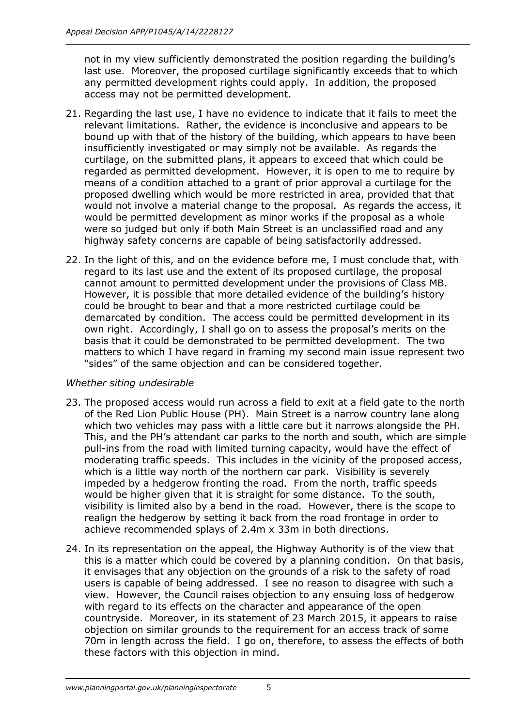not in my view sufficiently demonstrated the position regarding the building's last use. Moreover, the proposed curtilage significantly exceeds that to which any permitted development rights could apply. In addition, the proposed access may not be permitted development.

21. Regarding the last use, I have no evidence to indicate that it fails to meet the relevant limitations. Rather, the evidence is inconclusive and appears to be bound up with that of the history of the building, which appears to have been insufficiently investigated or may simply not be available. As regards the curtilage, on the submitted plans, it appears to exceed that which could be regarded as permitted development. However, it is open to me to require by means of a condition attached to a grant of prior approval a curtilage for the proposed dwelling which would be more restricted in area, provided that that would not involve a material change to the proposal. As regards the access, it would be permitted development as minor works if the proposal as a whole were so judged but only if both Main Street is an unclassified road and any highway safety concerns are capable of being satisfactorily addressed.

22. In the light of this, and on the evidence before me, I must conclude that, with regard to its last use and the extent of its proposed curtilage, the proposal cannot amount to permitted development under the provisions of Class MB. However, it is possible that more detailed evidence of the building's history could be brought to bear and that a more restricted curtilage could be demarcated by condition. The access could be permitted development in its own right. Accordingly, I shall go on to assess the proposal's merits on the basis that it could be demonstrated to be permitted development. The two matters to which I have regard in framing my second main issue represent two "sides" of the same objection and can be considered together.

*Whether siting undesirable*

23. The proposed access would run across a field to exit at a field gate to the north of the Red Lion Public House (PH). Main Street is a narrow country lane along which two vehicles may pass with a little care but it narrows alongside the PH. This, and the PH's attendant car parks to the north and south, which are simple pull-ins from the road with limited turning capacity, would have the effect of moderating traffic speeds. This includes in the vicinity of the proposed access, which is a little way north of the northern car park. Visibility is severely impeded by a hedgerow fronting the road. From the north, traffic speeds would be higher given that it is straight for some distance. To the south, visibility is limited also by a bend in the road. However, there is the scope to realign the hedgerow by setting it back from the road frontage in order to achieve recommended splays of 2.4m x 33m in both directions.

24. In its representation on the appeal, the Highway Authority is of the view that this is a matter which could be covered by a planning condition. On that basis, it envisages that any objection on the grounds of a risk to the safety of road users is capable of being addressed. I see no reason to disagree with such a view. However, the Council raises objection to any ensuing loss of hedgerow with regard to its effects on the character and appearance of the open countryside. Moreover, in its statement of 23 March 2015, it appears to raise objection on similar grounds to the requirement for an access track of some 70m in length across the field. I go on, therefore, to assess the effects of both these factors with this objection in mind.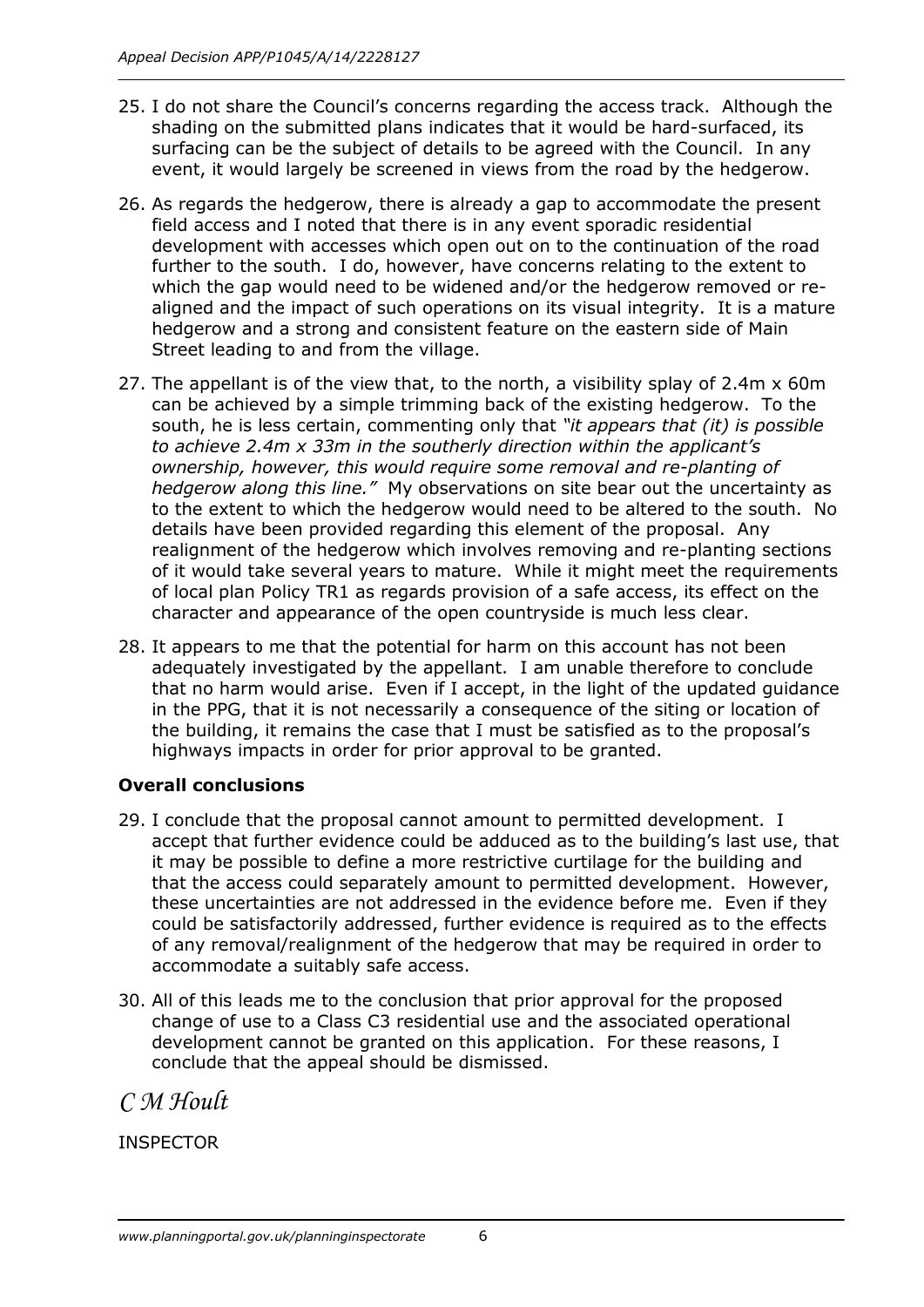25. I do not share the Council's concerns regarding the access track. Although the shading on the submitted plans indicates that it would be hard-surfaced, its surfacing can be the subject of details to be agreed with the Council. In any event, it would largely be screened in views from the road by the hedgerow.

26. As regards the hedgerow, there is already a gap to accommodate the present field access and I noted that there is in any event sporadic residential development with accesses which open out on to the continuation of the road further to the south. I do, however, have concerns relating to the extent to which the gap would need to be widened and/or the hedgerow removed or re-aligned and the impact of such operations on its visual integrity. It is a mature hedgerow and a strong and consistent feature on the eastern side of Main Street leading to and from the village.

27. The appellant is of the view that, to the north, a visibility splay of 2.4m x 60m can be achieved by a simple trimming back of the existing hedgerow. To the south, he is less certain, commenting only that *"it appears that (it) is possible to achieve 2.4m x 33m in the southerly direction within the applicant's ownership, however, this would require some removal and re-planting of hedgerow along this line."* My observations on site bear out the uncertainty as to the extent to which the hedgerow would need to be altered to the south. No details have been provided regarding this element of the proposal. Any realignment of the hedgerow which involves removing and re-planting sections of it would take several years to mature. While it might meet the requirements of local plan Policy TR1 as regards provision of a safe access, its effect on the character and appearance of the open countryside is much less clear.

28. It appears to me that the potential for harm on this account has not been adequately investigated by the appellant. I am unable therefore to conclude that no harm would arise. Even if I accept, in the light of the updated guidance in the PPG, that it is not necessarily a consequence of the siting or location of the building, it remains the case that I must be satisfied as to the proposal's highways impacts in order for prior approval to be granted.

### Overall conclusions

29. I conclude that the proposal cannot amount to permitted development. I accept that further evidence could be adduced as to the building's last use, that it may be possible to define a more restrictive curtilage for the building and that the access could separately amount to permitted development. However, these uncertainties are not addressed in the evidence before me. Even if they could be satisfactorily addressed, further evidence is required as to the effects of any removal/realignment of the hedgerow that may be required in order to accommodate a suitably safe access.

30. All of this leads me to the conclusion that prior approval for the proposed change of use to a Class C3 residential use and the associated operational development cannot be granted on this application. For these reasons, I conclude that the appeal should be dismissed.

*C M Hoult*

INSPECTOR